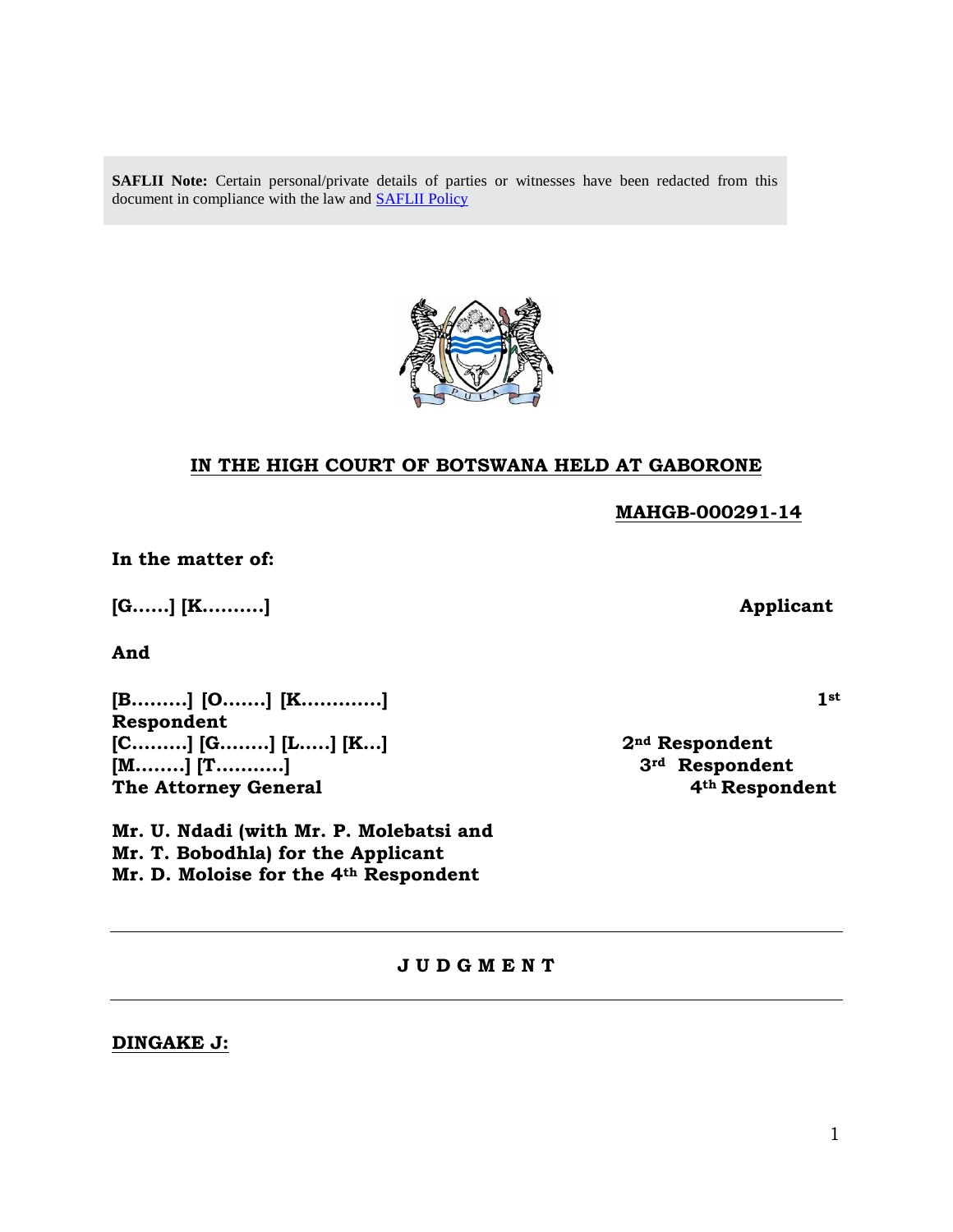**SAFLII Note:** Certain personal/private details of parties or witnesses have been redacted from this document in compliance with the law and SAFLII Policy

**IN THE HIGH COURT OF BOTSWANA HELD AT GABORONE**

**MAHGB-000291-14**

**In the matter of:**

**[G……] [K……….]** **Applicant**

**And**

**[B………] [O…….] [K………….]** **1st Respondent**

**[C………] [G……..] [L…..] [K…]** **2nd Respondent**

**[M……..] [T………..]** **3rd Respondent**

**The Attorney General** **4th Respondent**

**Mr. U. Ndadi (with Mr. P. Molebatsi and Mr. T. Bobodhla) for the Applicant**
**Mr. D. Moloise for the 4th Respondent**

---

**J U D G M E N T**

---

**DINGAKE J:**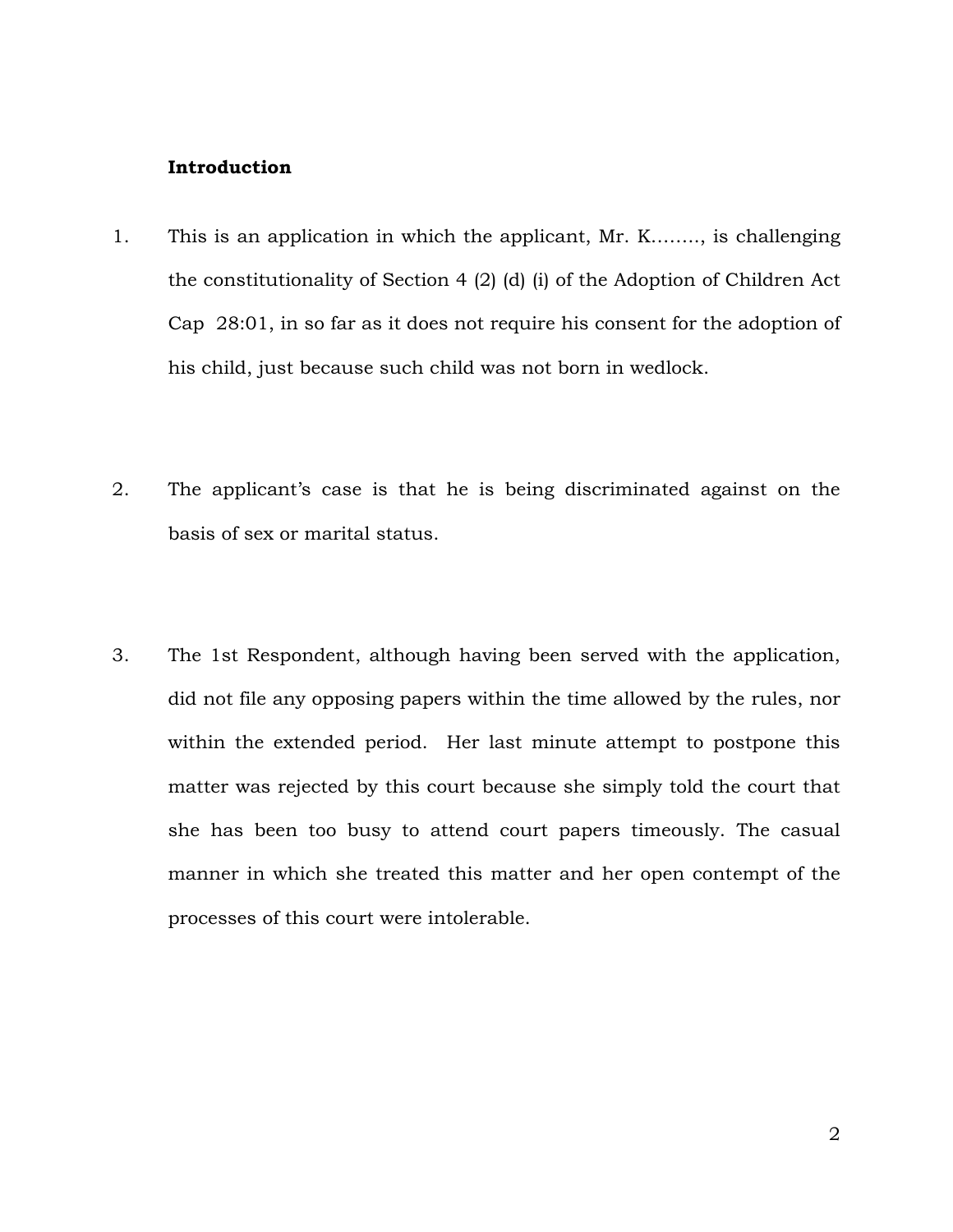**Introduction**

1. This is an application in which the applicant, Mr. K…….., is challenging the constitutionality of Section 4 (2) (d) (i) of the Adoption of Children Act Cap 28:01, in so far as it does not require his consent for the adoption of his child, just because such child was not born in wedlock.

2. The applicant's case is that he is being discriminated against on the basis of sex or marital status.

3. The 1st Respondent, although having been served with the application, did not file any opposing papers within the time allowed by the rules, nor within the extended period. Her last minute attempt to postpone this matter was rejected by this court because she simply told the court that she has been too busy to attend court papers timeously. The casual manner in which she treated this matter and her open contempt of the processes of this court were intolerable.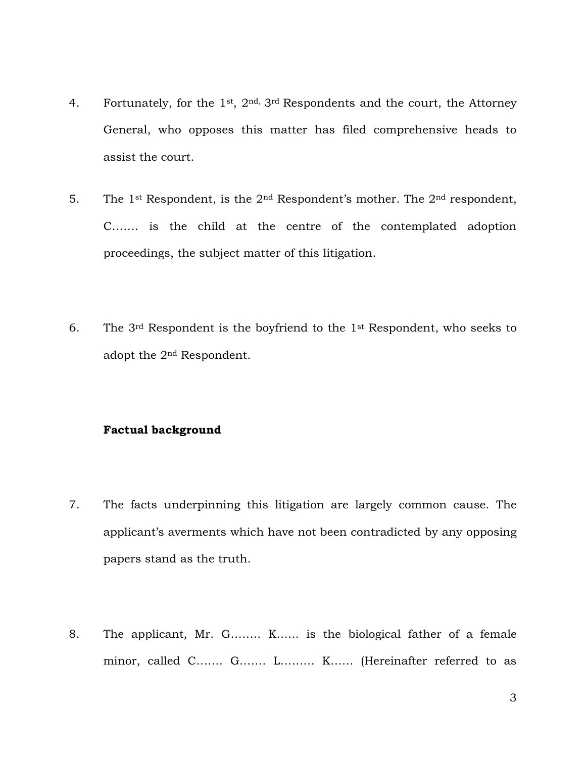4. Fortunately, for the 1st, 2nd, 3rd Respondents and the court, the Attorney General, who opposes this matter has filed comprehensive heads to assist the court.

5. The 1st Respondent, is the 2nd Respondent's mother. The 2nd respondent, C……. is the child at the centre of the contemplated adoption proceedings, the subject matter of this litigation.

6. The 3rd Respondent is the boyfriend to the 1st Respondent, who seeks to adopt the 2nd Respondent.

**Factual background**

7. The facts underpinning this litigation are largely common cause. The applicant's averments which have not been contradicted by any opposing papers stand as the truth.

8. The applicant, Mr. G…….. K…… is the biological father of a female minor, called C……. G……. L……… K…… (Hereinafter referred to as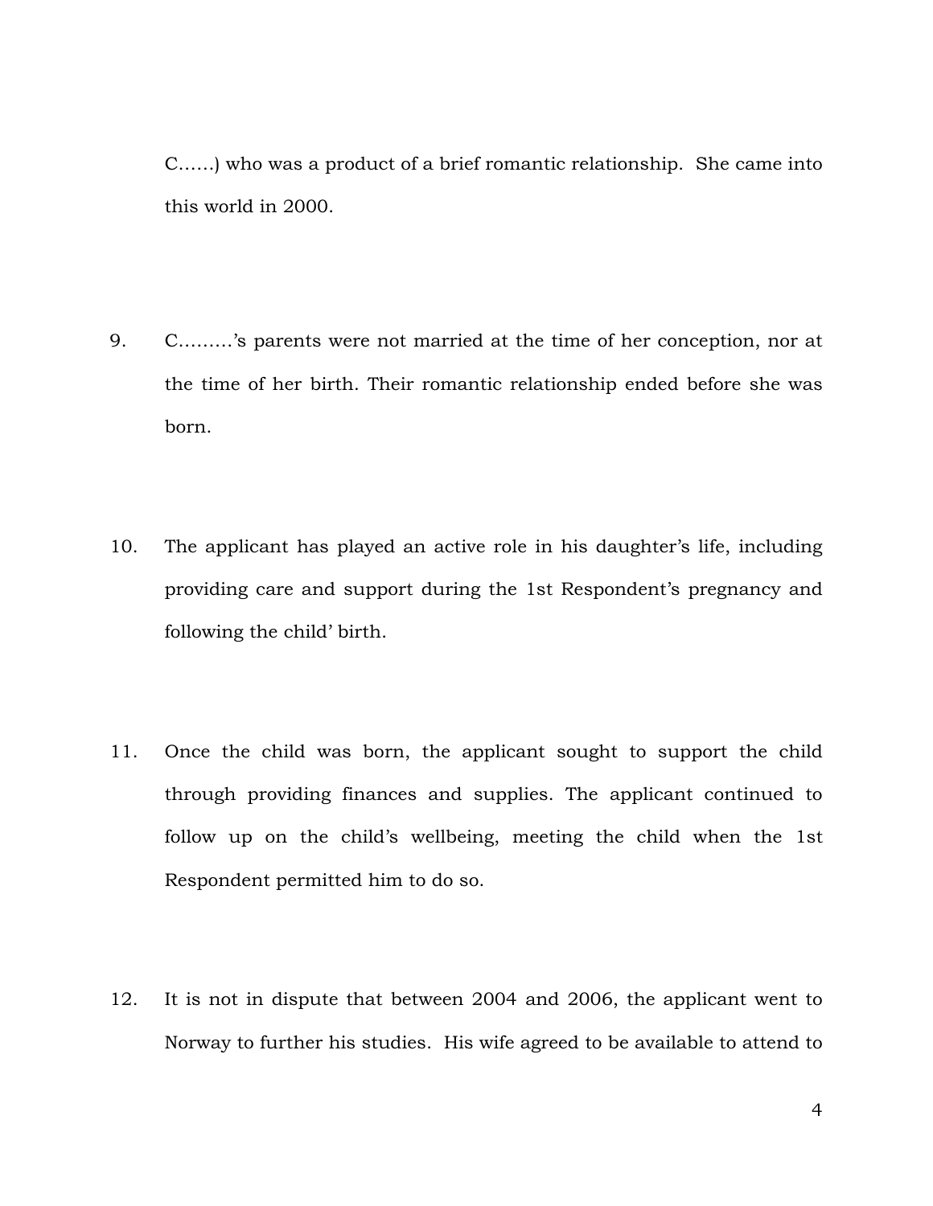C……) who was a product of a brief romantic relationship. She came into this world in 2000.

9. C………'s parents were not married at the time of her conception, nor at the time of her birth. Their romantic relationship ended before she was born.

10. The applicant has played an active role in his daughter's life, including providing care and support during the 1st Respondent's pregnancy and following the child' birth.

11. Once the child was born, the applicant sought to support the child through providing finances and supplies. The applicant continued to follow up on the child's wellbeing, meeting the child when the 1st Respondent permitted him to do so.

12. It is not in dispute that between 2004 and 2006, the applicant went to Norway to further his studies. His wife agreed to be available to attend to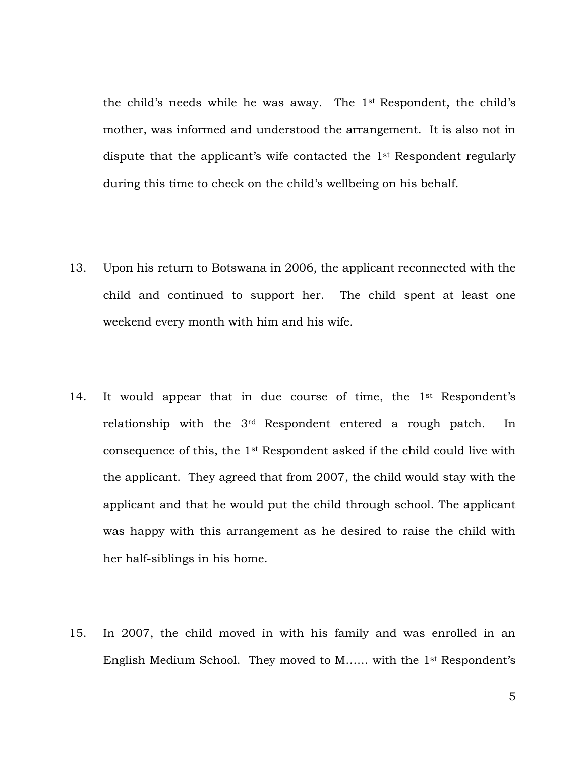the child's needs while he was away. The 1st Respondent, the child's mother, was informed and understood the arrangement. It is also not in dispute that the applicant's wife contacted the 1st Respondent regularly during this time to check on the child's wellbeing on his behalf.

13. Upon his return to Botswana in 2006, the applicant reconnected with the child and continued to support her. The child spent at least one weekend every month with him and his wife.

14. It would appear that in due course of time, the 1st Respondent's relationship with the 3rd Respondent entered a rough patch. In consequence of this, the 1st Respondent asked if the child could live with the applicant. They agreed that from 2007, the child would stay with the applicant and that he would put the child through school. The applicant was happy with this arrangement as he desired to raise the child with her half-siblings in his home.

15. In 2007, the child moved in with his family and was enrolled in an English Medium School. They moved to M…… with the 1st Respondent's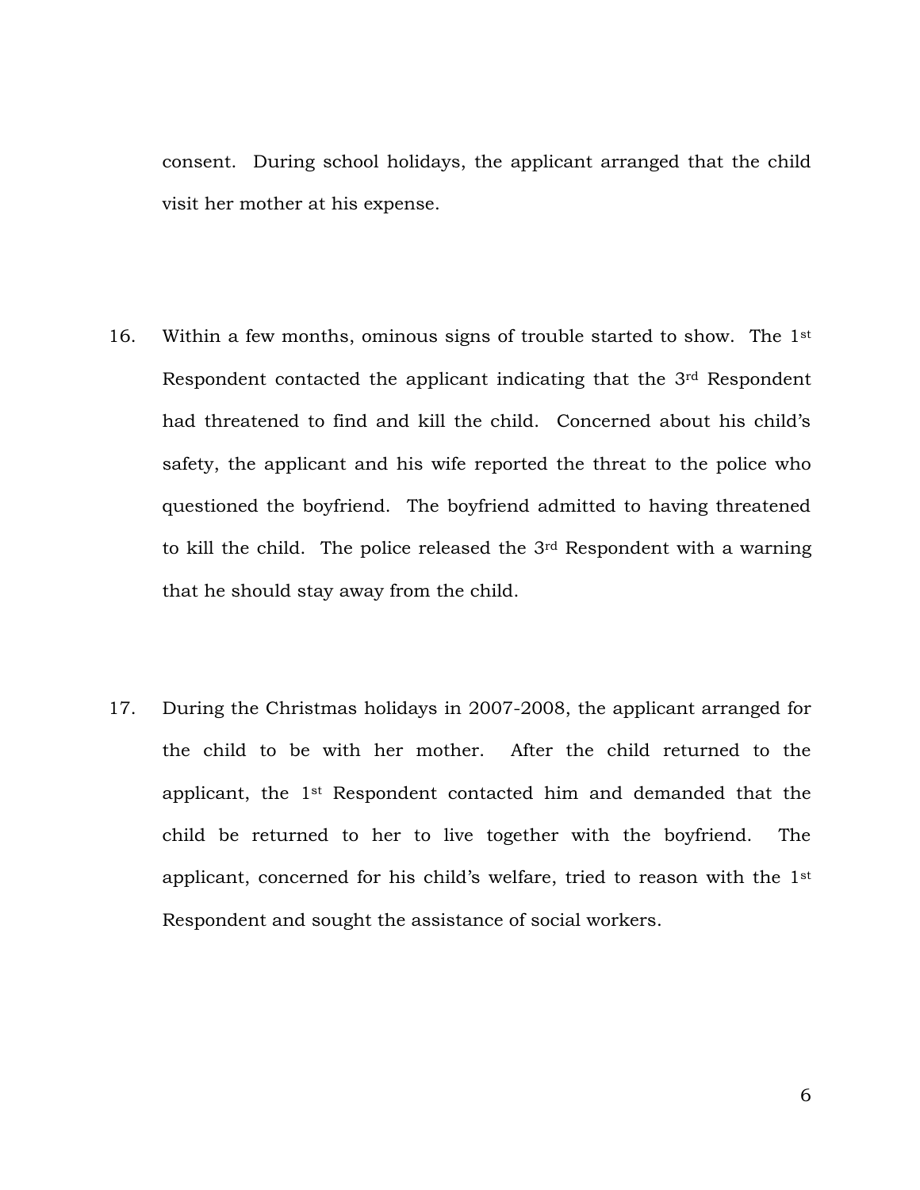consent. During school holidays, the applicant arranged that the child visit her mother at his expense.

16. Within a few months, ominous signs of trouble started to show. The 1st Respondent contacted the applicant indicating that the 3rd Respondent had threatened to find and kill the child. Concerned about his child's safety, the applicant and his wife reported the threat to the police who questioned the boyfriend. The boyfriend admitted to having threatened to kill the child. The police released the 3rd Respondent with a warning that he should stay away from the child.

17. During the Christmas holidays in 2007-2008, the applicant arranged for the child to be with her mother. After the child returned to the applicant, the 1st Respondent contacted him and demanded that the child be returned to her to live together with the boyfriend. The applicant, concerned for his child's welfare, tried to reason with the 1st Respondent and sought the assistance of social workers.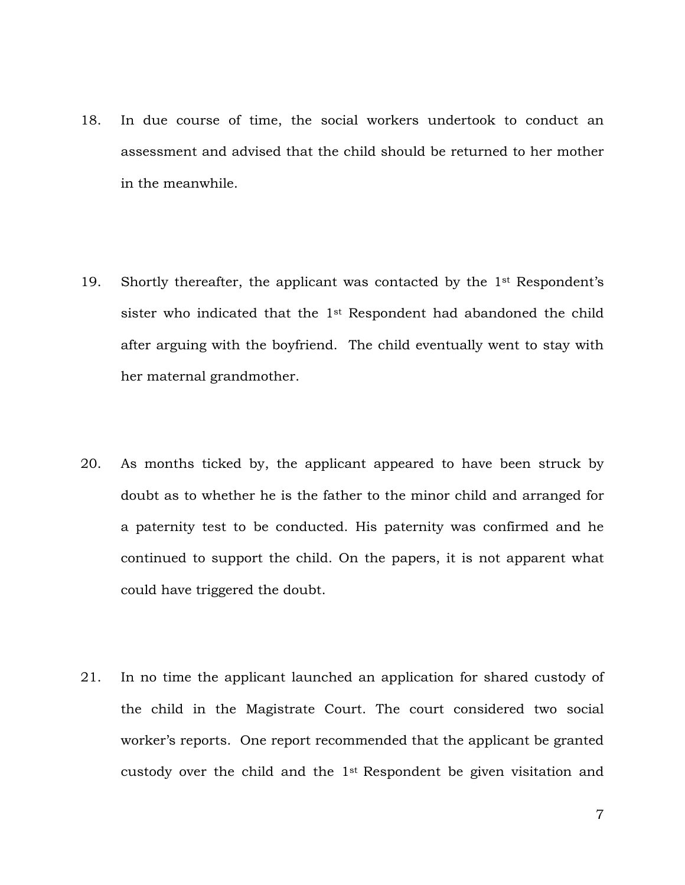18. In due course of time, the social workers undertook to conduct an assessment and advised that the child should be returned to her mother in the meanwhile.

19. Shortly thereafter, the applicant was contacted by the 1st Respondent's sister who indicated that the 1st Respondent had abandoned the child after arguing with the boyfriend. The child eventually went to stay with her maternal grandmother.

20. As months ticked by, the applicant appeared to have been struck by doubt as to whether he is the father to the minor child and arranged for a paternity test to be conducted. His paternity was confirmed and he continued to support the child. On the papers, it is not apparent what could have triggered the doubt.

21. In no time the applicant launched an application for shared custody of the child in the Magistrate Court. The court considered two social worker's reports. One report recommended that the applicant be granted custody over the child and the 1st Respondent be given visitation and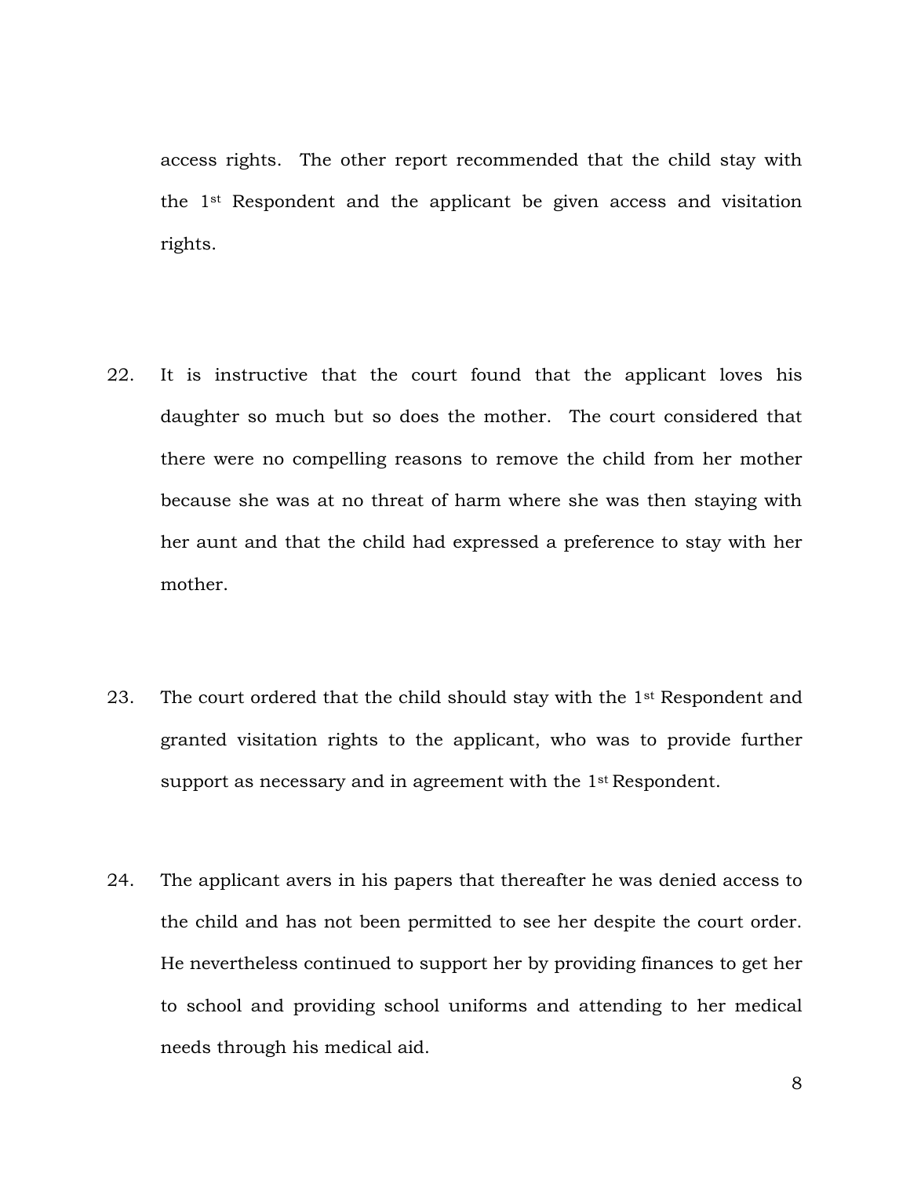access rights. The other report recommended that the child stay with the 1st Respondent and the applicant be given access and visitation rights.

22. It is instructive that the court found that the applicant loves his daughter so much but so does the mother. The court considered that there were no compelling reasons to remove the child from her mother because she was at no threat of harm where she was then staying with her aunt and that the child had expressed a preference to stay with her mother.

23. The court ordered that the child should stay with the 1st Respondent and granted visitation rights to the applicant, who was to provide further support as necessary and in agreement with the 1st Respondent.

24. The applicant avers in his papers that thereafter he was denied access to the child and has not been permitted to see her despite the court order. He nevertheless continued to support her by providing finances to get her to school and providing school uniforms and attending to her medical needs through his medical aid.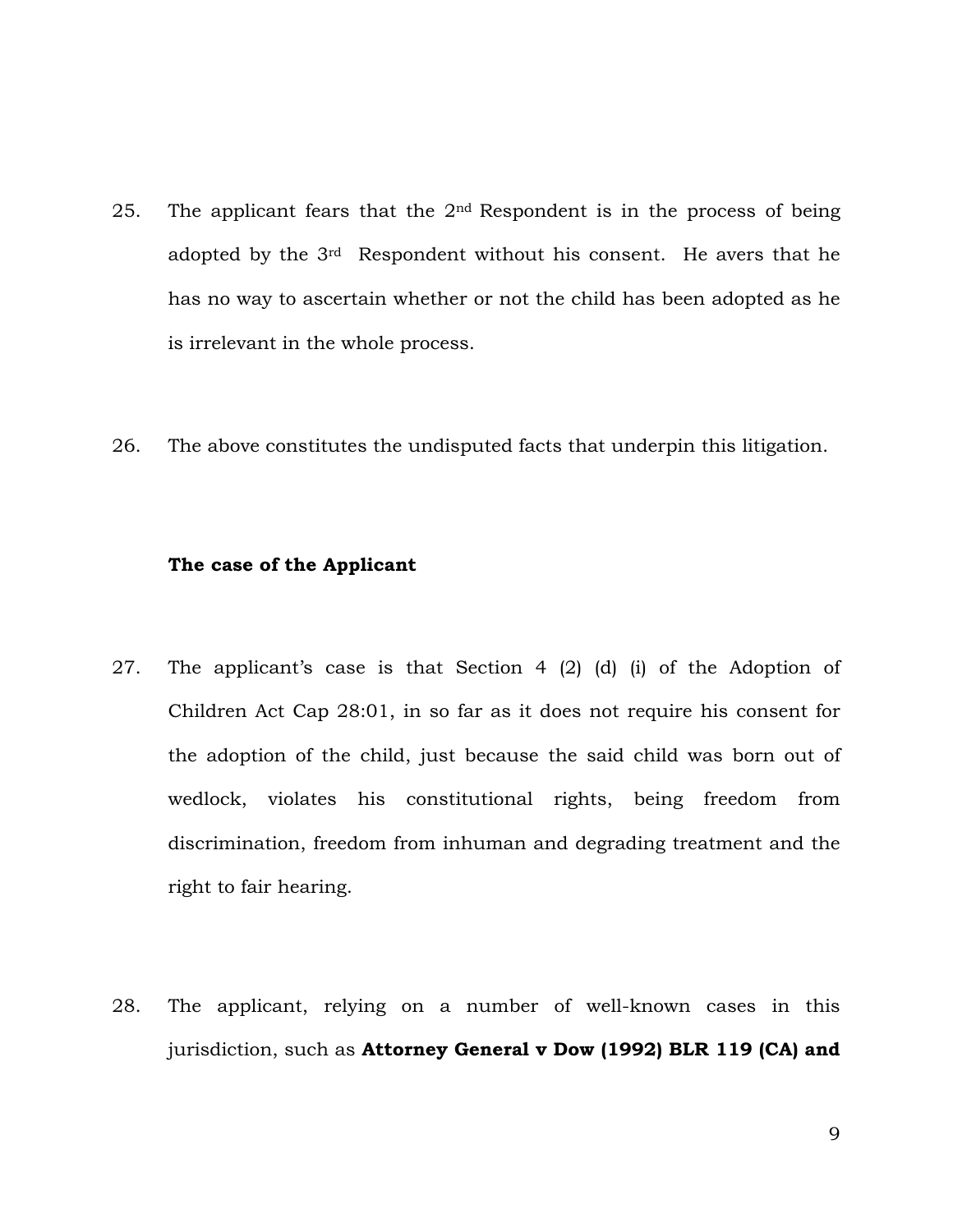25. The applicant fears that the 2nd Respondent is in the process of being adopted by the 3rd Respondent without his consent. He avers that he has no way to ascertain whether or not the child has been adopted as he is irrelevant in the whole process.

26. The above constitutes the undisputed facts that underpin this litigation.

**The case of the Applicant**

27. The applicant's case is that Section 4 (2) (d) (i) of the Adoption of Children Act Cap 28:01, in so far as it does not require his consent for the adoption of the child, just because the said child was born out of wedlock, violates his constitutional rights, being freedom from discrimination, freedom from inhuman and degrading treatment and the right to fair hearing.

28. The applicant, relying on a number of well-known cases in this jurisdiction, such as **Attorney General v Dow (1992) BLR 119 (CA) and**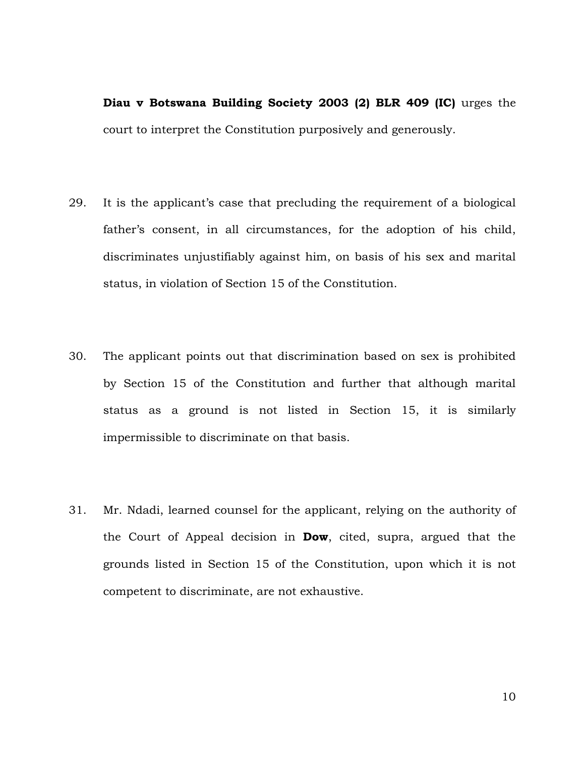**Diau v Botswana Building Society 2003 (2) BLR 409 (IC)** urges the court to interpret the Constitution purposively and generously.

29. It is the applicant's case that precluding the requirement of a biological father's consent, in all circumstances, for the adoption of his child, discriminates unjustifiably against him, on basis of his sex and marital status, in violation of Section 15 of the Constitution.

30. The applicant points out that discrimination based on sex is prohibited by Section 15 of the Constitution and further that although marital status as a ground is not listed in Section 15, it is similarly impermissible to discriminate on that basis.

31. Mr. Ndadi, learned counsel for the applicant, relying on the authority of the Court of Appeal decision in **Dow**, cited, supra, argued that the grounds listed in Section 15 of the Constitution, upon which it is not competent to discriminate, are not exhaustive.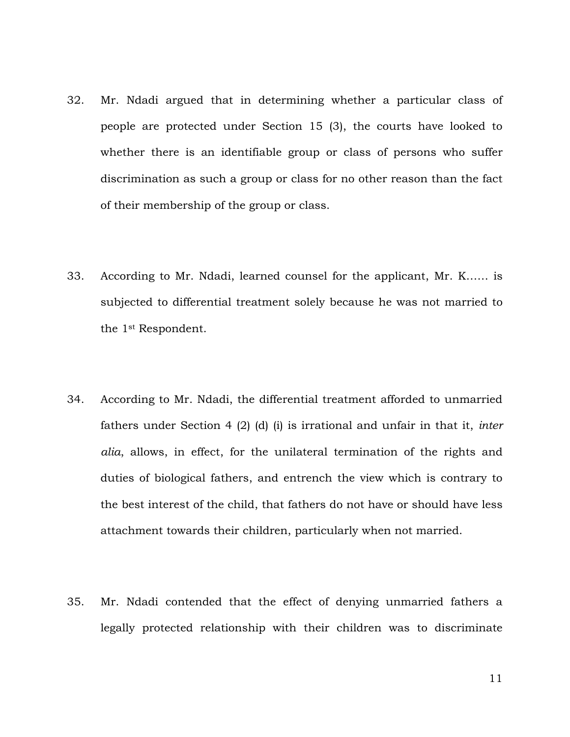32. Mr. Ndadi argued that in determining whether a particular class of people are protected under Section 15 (3), the courts have looked to whether there is an identifiable group or class of persons who suffer discrimination as such a group or class for no other reason than the fact of their membership of the group or class.

33. According to Mr. Ndadi, learned counsel for the applicant, Mr. K…… is subjected to differential treatment solely because he was not married to the 1st Respondent.

34. According to Mr. Ndadi, the differential treatment afforded to unmarried fathers under Section 4 (2) (d) (i) is irrational and unfair in that it, *inter alia*, allows, in effect, for the unilateral termination of the rights and duties of biological fathers, and entrench the view which is contrary to the best interest of the child, that fathers do not have or should have less attachment towards their children, particularly when not married.

35. Mr. Ndadi contended that the effect of denying unmarried fathers a legally protected relationship with their children was to discriminate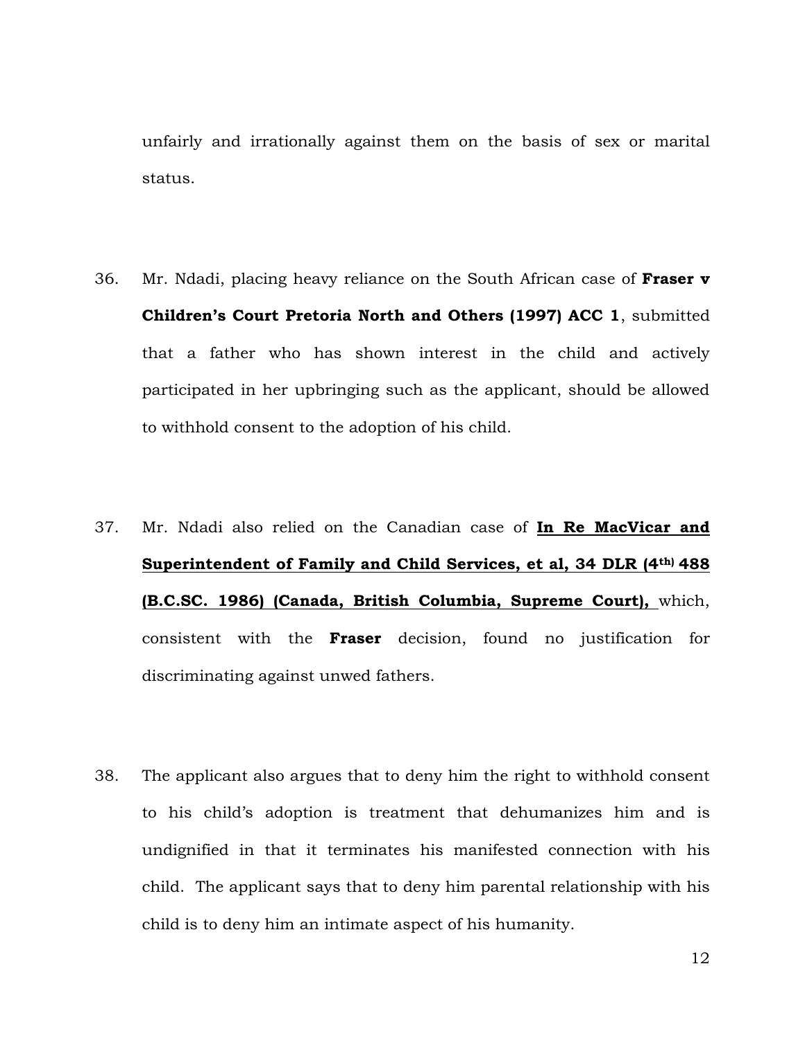unfairly and irrationally against them on the basis of sex or marital status.

36. Mr. Ndadi, placing heavy reliance on the South African case of **Fraser v Children's Court Pretoria North and Others (1997) ACC 1**, submitted that a father who has shown interest in the child and actively participated in her upbringing such as the applicant, should be allowed to withhold consent to the adoption of his child.

37. Mr. Ndadi also relied on the Canadian case of **<u>In Re MacVicar and Superintendent of Family and Child Services, et al, 34 DLR (4th) 488 (B.C.SC. 1986) (Canada, British Columbia, Supreme Court),</u>** which, consistent with the **Fraser** decision, found no justification for discriminating against unwed fathers.

38. The applicant also argues that to deny him the right to withhold consent to his child's adoption is treatment that dehumanizes him and is undignified in that it terminates his manifested connection with his child. The applicant says that to deny him parental relationship with his child is to deny him an intimate aspect of his humanity.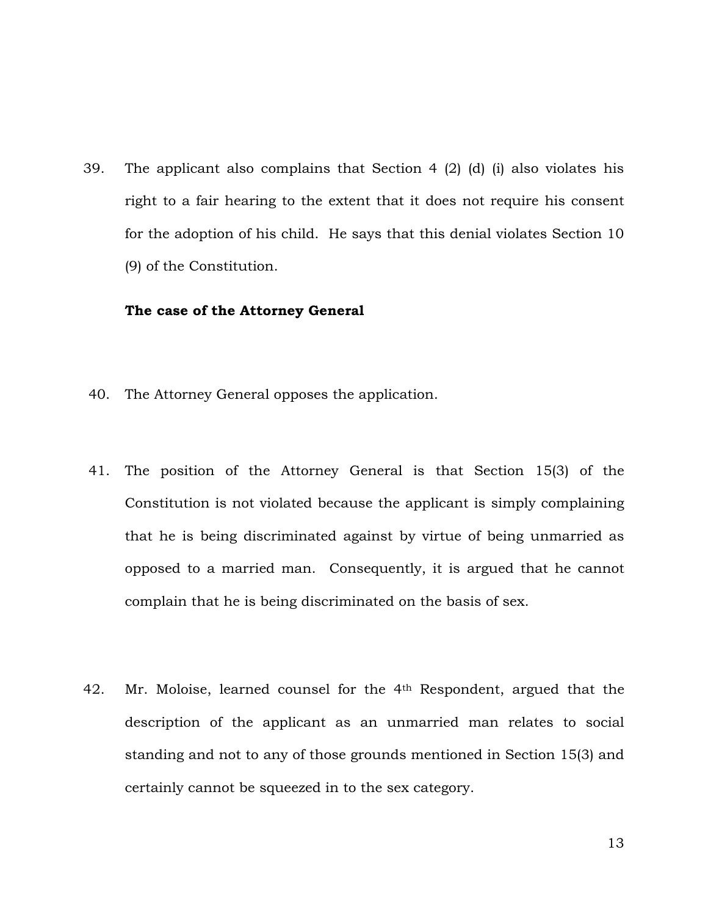39. The applicant also complains that Section 4 (2) (d) (i) also violates his right to a fair hearing to the extent that it does not require his consent for the adoption of his child. He says that this denial violates Section 10 (9) of the Constitution.

**The case of the Attorney General**

40. The Attorney General opposes the application.

41. The position of the Attorney General is that Section 15(3) of the Constitution is not violated because the applicant is simply complaining that he is being discriminated against by virtue of being unmarried as opposed to a married man. Consequently, it is argued that he cannot complain that he is being discriminated on the basis of sex.

42. Mr. Moloise, learned counsel for the 4th Respondent, argued that the description of the applicant as an unmarried man relates to social standing and not to any of those grounds mentioned in Section 15(3) and certainly cannot be squeezed in to the sex category.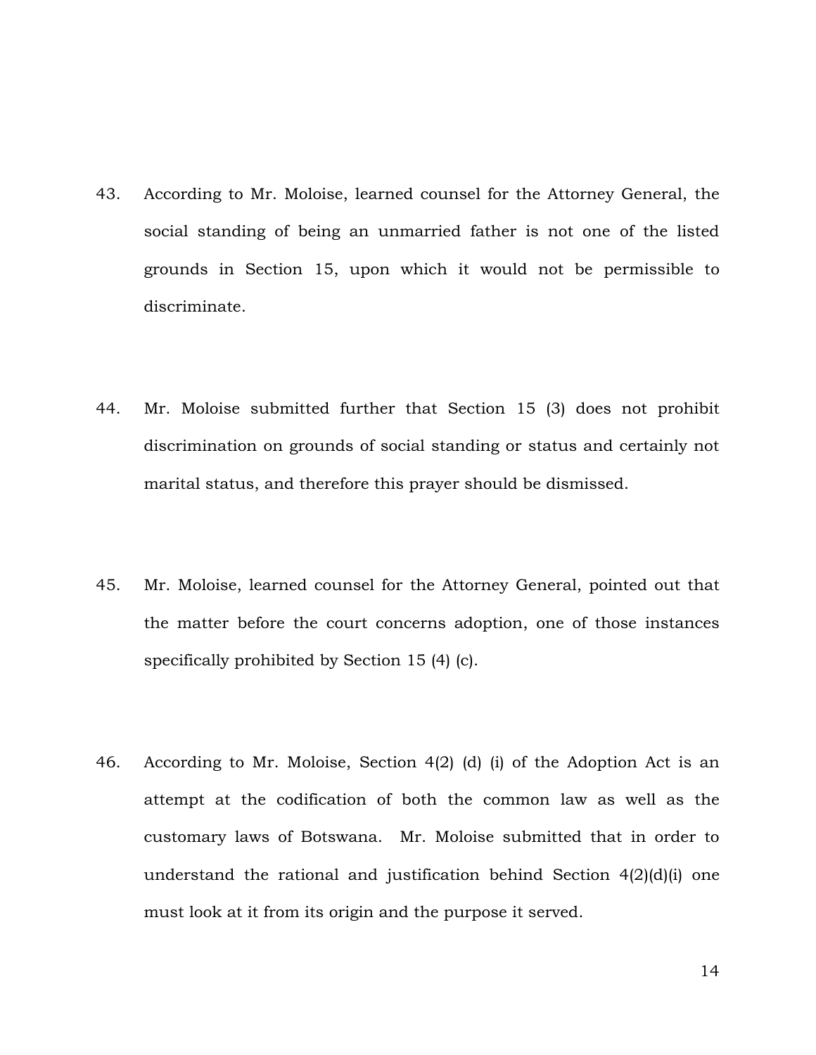43. According to Mr. Moloise, learned counsel for the Attorney General, the social standing of being an unmarried father is not one of the listed grounds in Section 15, upon which it would not be permissible to discriminate.

44. Mr. Moloise submitted further that Section 15 (3) does not prohibit discrimination on grounds of social standing or status and certainly not marital status, and therefore this prayer should be dismissed.

45. Mr. Moloise, learned counsel for the Attorney General, pointed out that the matter before the court concerns adoption, one of those instances specifically prohibited by Section 15 (4) (c).

46. According to Mr. Moloise, Section 4(2) (d) (i) of the Adoption Act is an attempt at the codification of both the common law as well as the customary laws of Botswana. Mr. Moloise submitted that in order to understand the rational and justification behind Section 4(2)(d)(i) one must look at it from its origin and the purpose it served.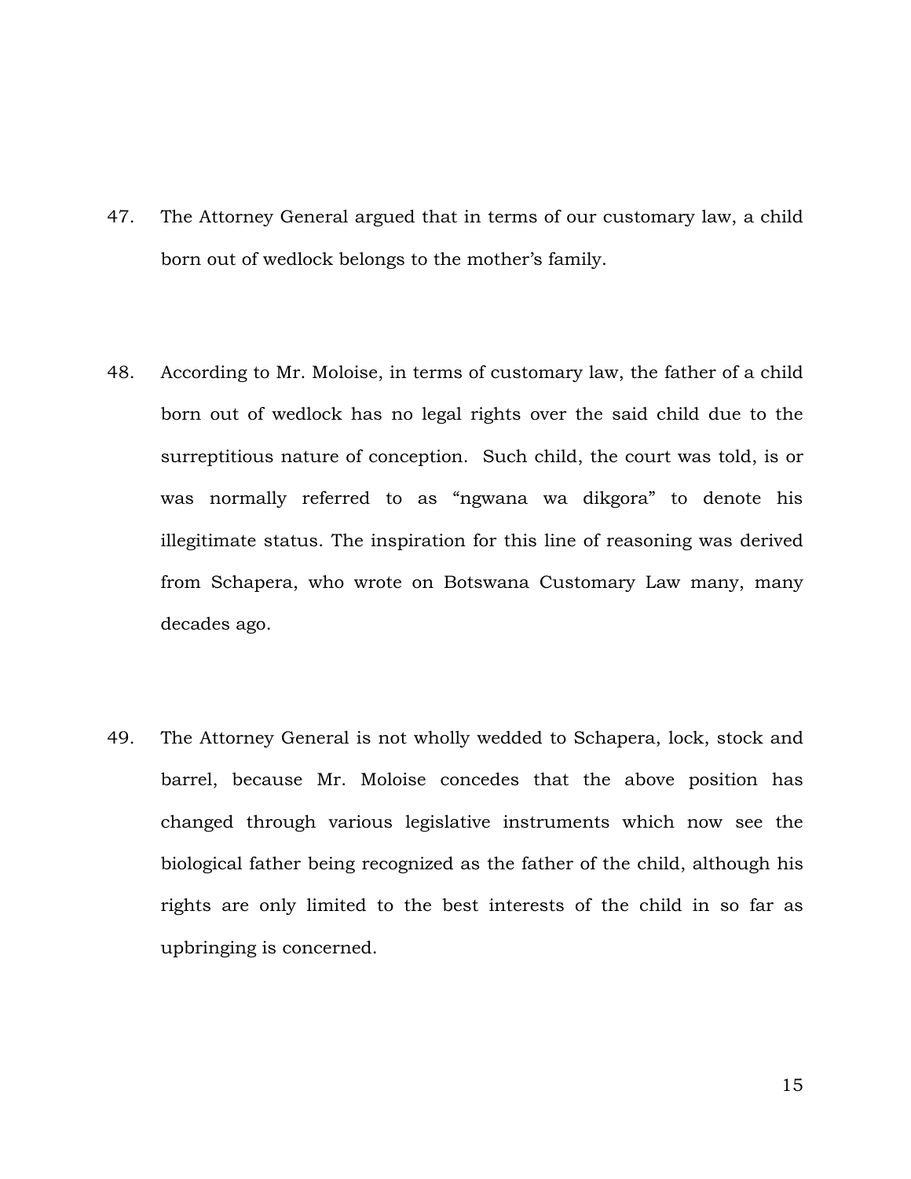47. The Attorney General argued that in terms of our customary law, a child born out of wedlock belongs to the mother's family.

48. According to Mr. Moloise, in terms of customary law, the father of a child born out of wedlock has no legal rights over the said child due to the surreptitious nature of conception. Such child, the court was told, is or was normally referred to as "ngwana wa dikgora" to denote his illegitimate status. The inspiration for this line of reasoning was derived from Schapera, who wrote on Botswana Customary Law many, many decades ago.

49. The Attorney General is not wholly wedded to Schapera, lock, stock and barrel, because Mr. Moloise concedes that the above position has changed through various legislative instruments which now see the biological father being recognized as the father of the child, although his rights are only limited to the best interests of the child in so far as upbringing is concerned.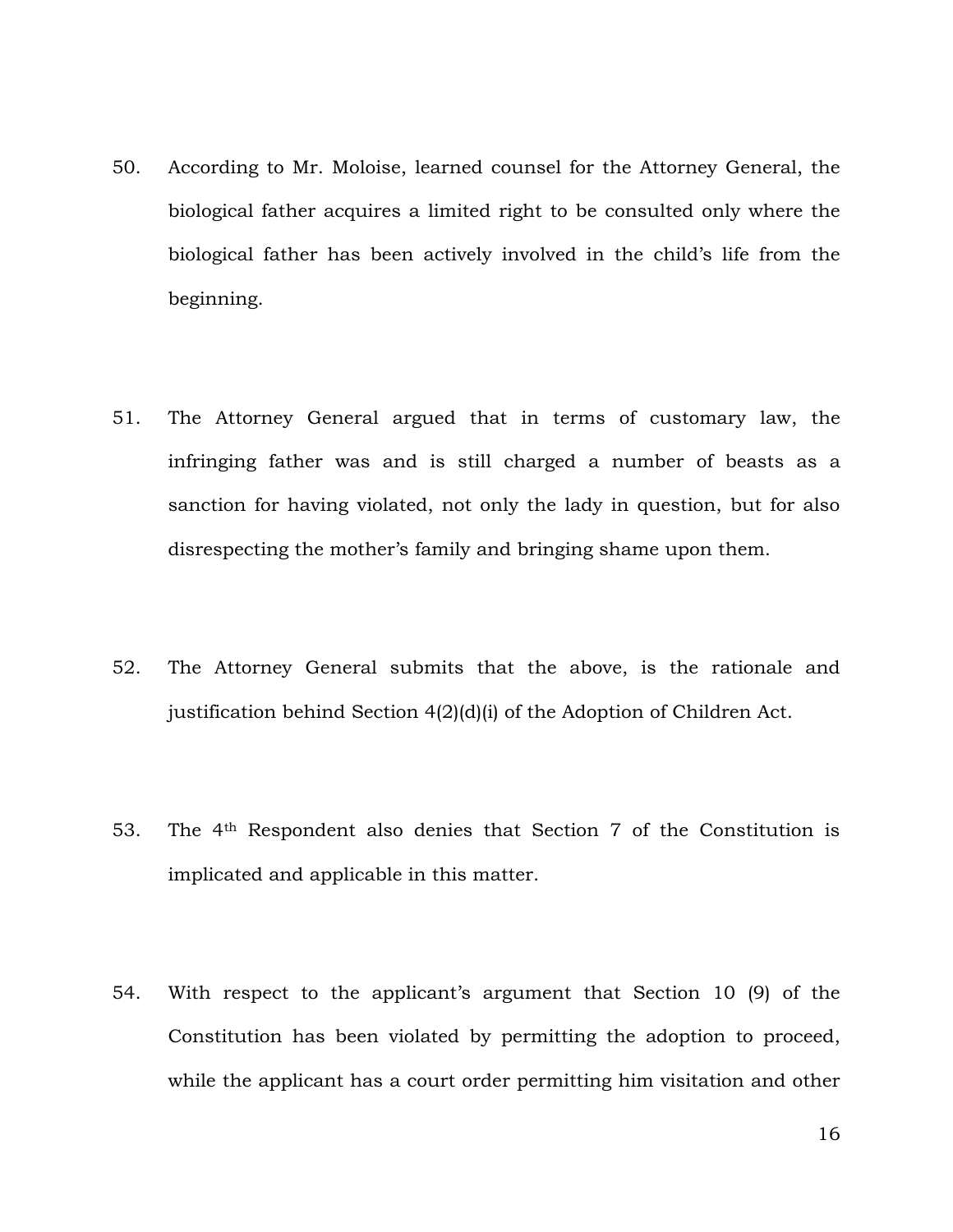50. According to Mr. Moloise, learned counsel for the Attorney General, the biological father acquires a limited right to be consulted only where the biological father has been actively involved in the child's life from the beginning.

51. The Attorney General argued that in terms of customary law, the infringing father was and is still charged a number of beasts as a sanction for having violated, not only the lady in question, but for also disrespecting the mother's family and bringing shame upon them.

52. The Attorney General submits that the above, is the rationale and justification behind Section 4(2)(d)(i) of the Adoption of Children Act.

53. The 4th Respondent also denies that Section 7 of the Constitution is implicated and applicable in this matter.

54. With respect to the applicant's argument that Section 10 (9) of the Constitution has been violated by permitting the adoption to proceed, while the applicant has a court order permitting him visitation and other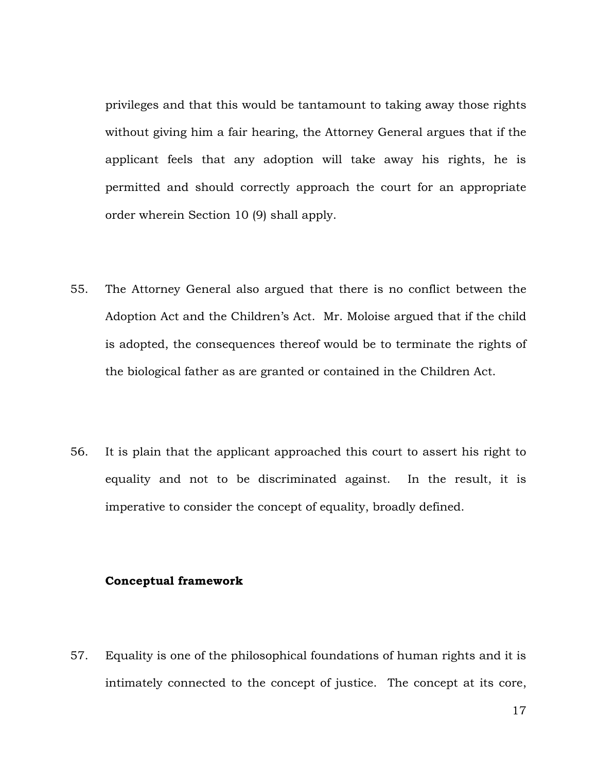privileges and that this would be tantamount to taking away those rights without giving him a fair hearing, the Attorney General argues that if the applicant feels that any adoption will take away his rights, he is permitted and should correctly approach the court for an appropriate order wherein Section 10 (9) shall apply.

55. The Attorney General also argued that there is no conflict between the Adoption Act and the Children's Act. Mr. Moloise argued that if the child is adopted, the consequences thereof would be to terminate the rights of the biological father as are granted or contained in the Children Act.

56. It is plain that the applicant approached this court to assert his right to equality and not to be discriminated against. In the result, it is imperative to consider the concept of equality, broadly defined.

**Conceptual framework**

57. Equality is one of the philosophical foundations of human rights and it is intimately connected to the concept of justice. The concept at its core,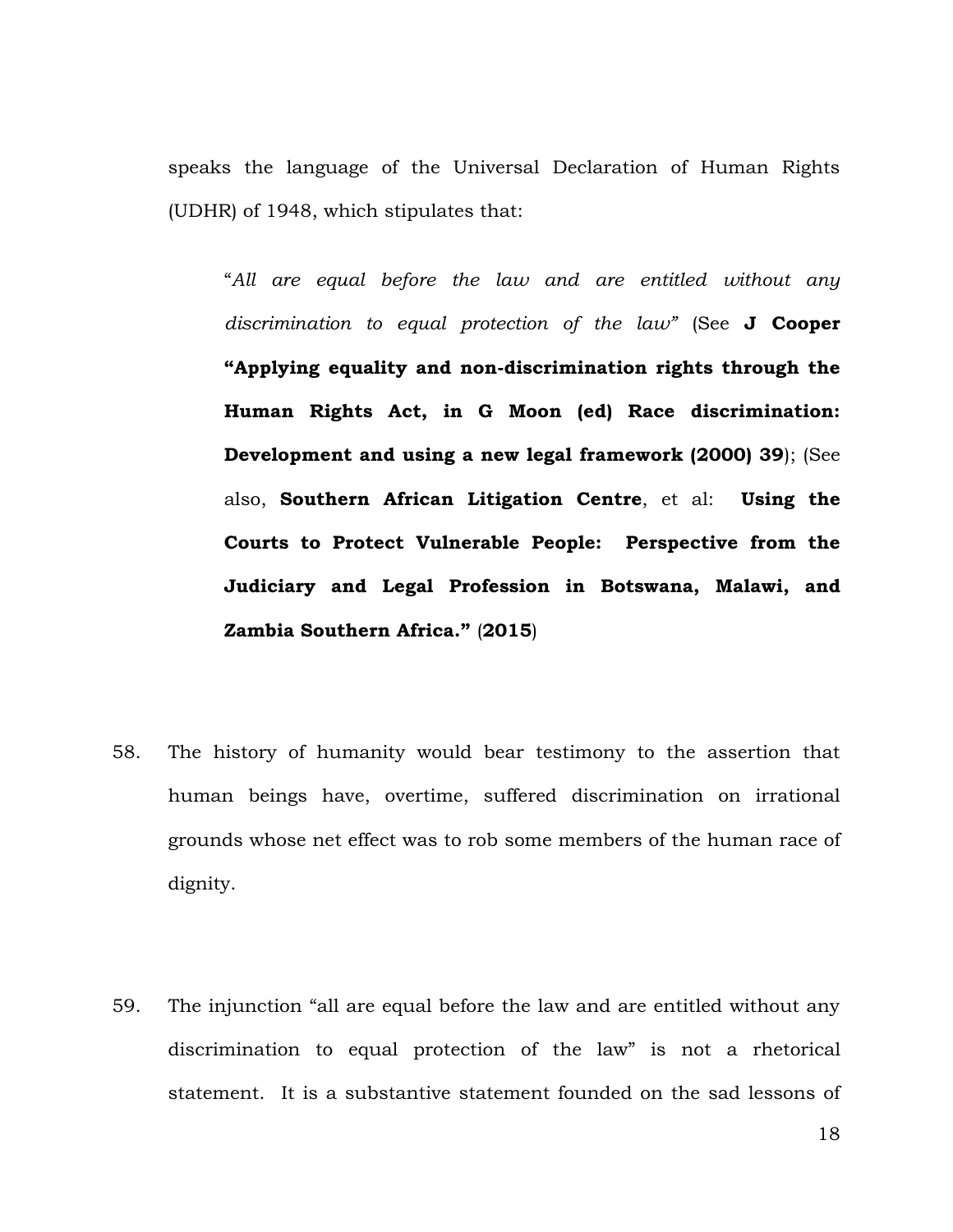speaks the language of the Universal Declaration of Human Rights (UDHR) of 1948, which stipulates that:

> "*All are equal before the law and are entitled without any discrimination to equal protection of the law*" (See **J Cooper "Applying equality and non-discrimination rights through the Human Rights Act, in G Moon (ed) Race discrimination: Development and using a new legal framework (2000) 39**); (See also, **Southern African Litigation Centre**, et al: **Using the Courts to Protect Vulnerable People: Perspective from the Judiciary and Legal Profession in Botswana, Malawi, and Zambia Southern Africa."** (**2015**)

58. The history of humanity would bear testimony to the assertion that human beings have, overtime, suffered discrimination on irrational grounds whose net effect was to rob some members of the human race of dignity.

59. The injunction "all are equal before the law and are entitled without any discrimination to equal protection of the law" is not a rhetorical statement. It is a substantive statement founded on the sad lessons of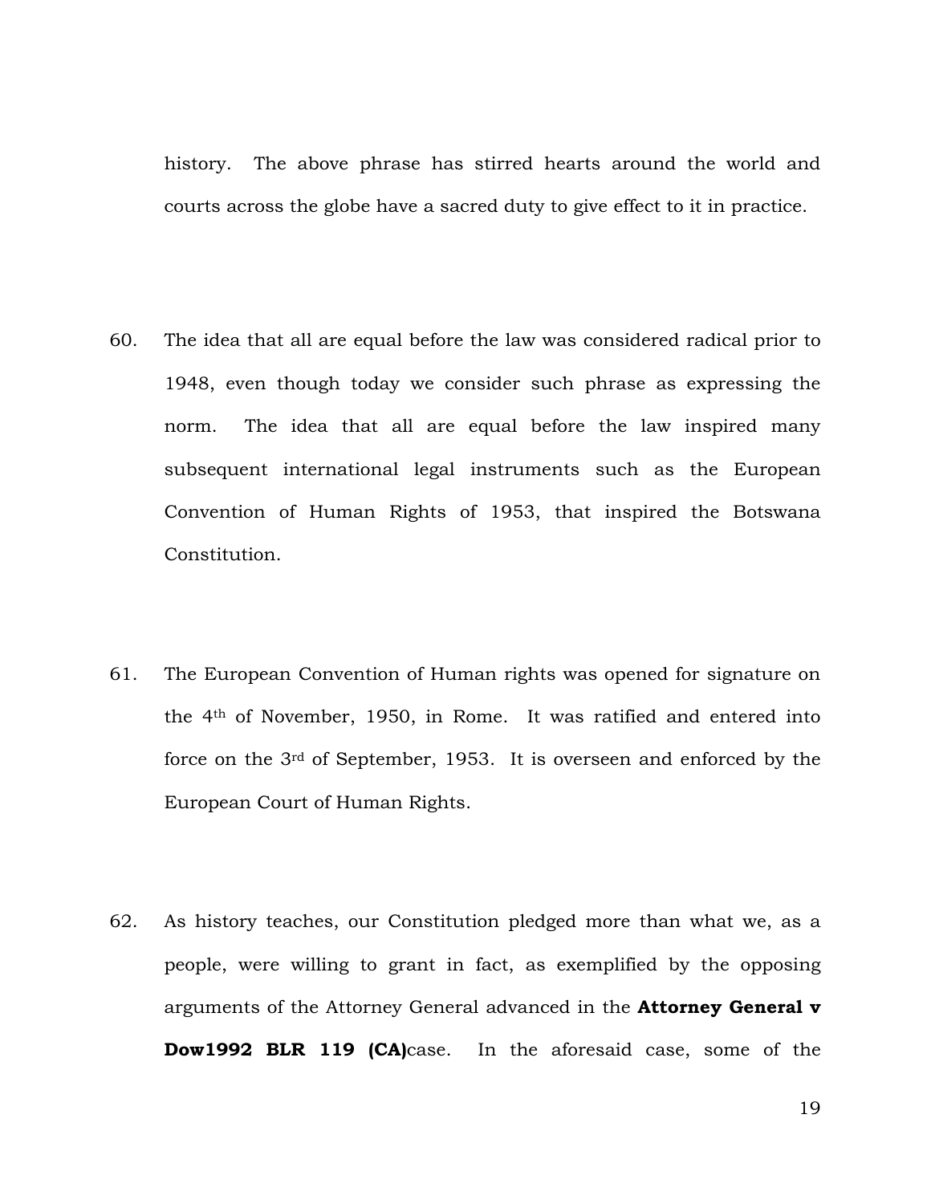history. The above phrase has stirred hearts around the world and courts across the globe have a sacred duty to give effect to it in practice.

60. The idea that all are equal before the law was considered radical prior to 1948, even though today we consider such phrase as expressing the norm. The idea that all are equal before the law inspired many subsequent international legal instruments such as the European Convention of Human Rights of 1953, that inspired the Botswana Constitution.

61. The European Convention of Human rights was opened for signature on the 4th of November, 1950, in Rome. It was ratified and entered into force on the 3rd of September, 1953. It is overseen and enforced by the European Court of Human Rights.

62. As history teaches, our Constitution pledged more than what we, as a people, were willing to grant in fact, as exemplified by the opposing arguments of the Attorney General advanced in the **Attorney General v Dow1992 BLR 119 (CA)**case. In the aforesaid case, some of the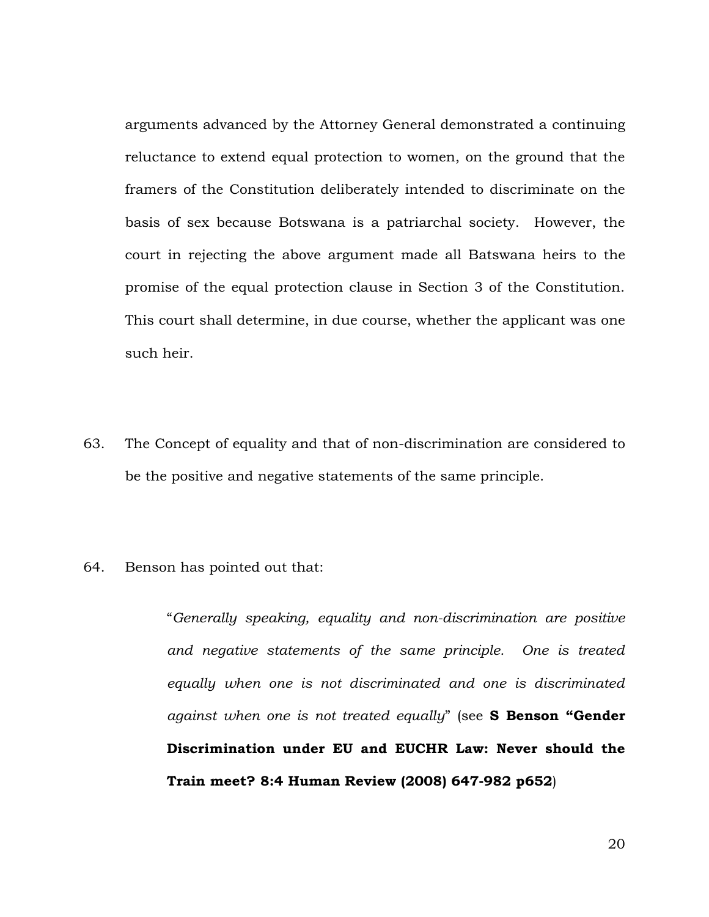arguments advanced by the Attorney General demonstrated a continuing reluctance to extend equal protection to women, on the ground that the framers of the Constitution deliberately intended to discriminate on the basis of sex because Botswana is a patriarchal society. However, the court in rejecting the above argument made all Batswana heirs to the promise of the equal protection clause in Section 3 of the Constitution. This court shall determine, in due course, whether the applicant was one such heir.

63. The Concept of equality and that of non-discrimination are considered to be the positive and negative statements of the same principle.

64. Benson has pointed out that:

> "*Generally speaking, equality and non-discrimination are positive and negative statements of the same principle. One is treated equally when one is not discriminated and one is discriminated against when one is not treated equally*" (see **S Benson "Gender Discrimination under EU and EUCHR Law: Never should the Train meet? 8:4 Human Review (2008) 647-982 p652**)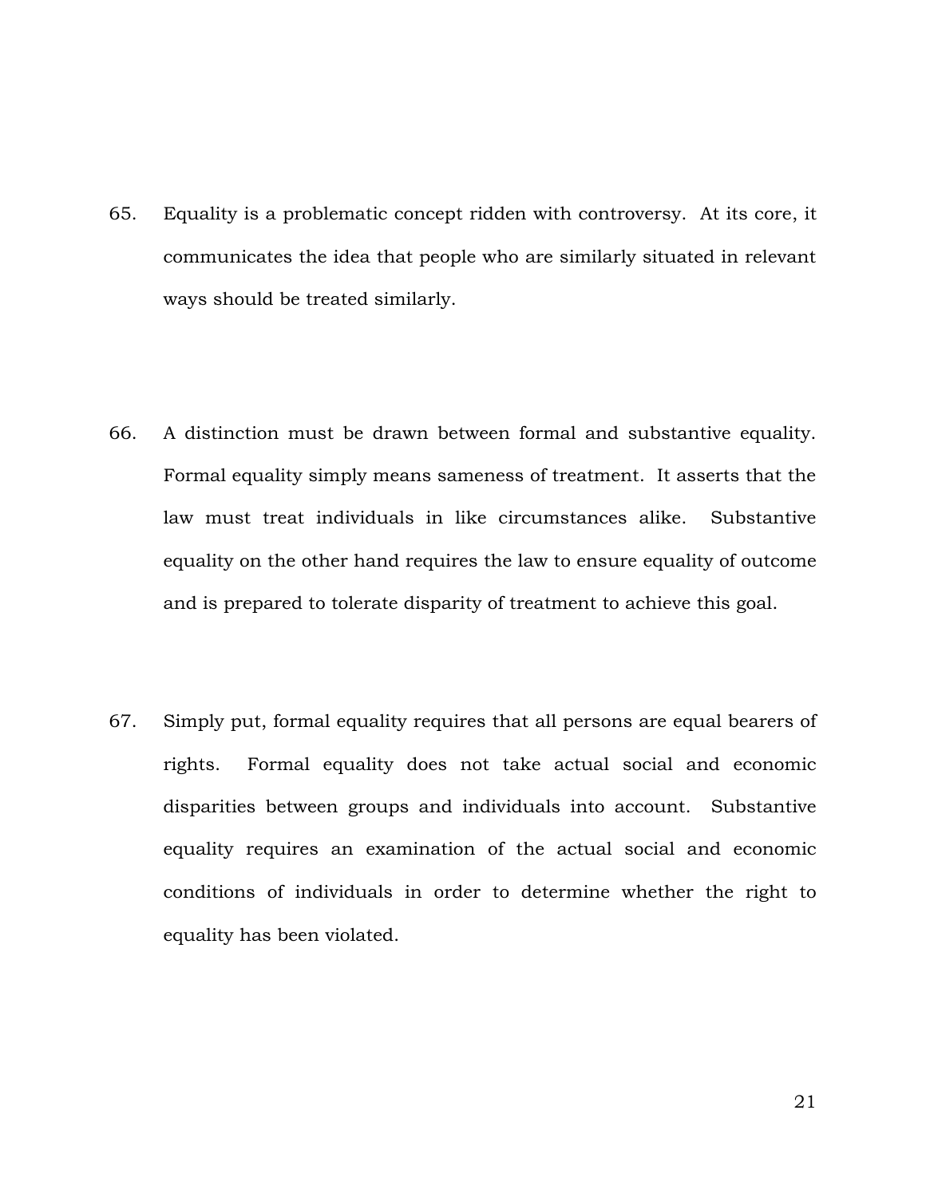65. Equality is a problematic concept ridden with controversy. At its core, it communicates the idea that people who are similarly situated in relevant ways should be treated similarly.

66. A distinction must be drawn between formal and substantive equality. Formal equality simply means sameness of treatment. It asserts that the law must treat individuals in like circumstances alike. Substantive equality on the other hand requires the law to ensure equality of outcome and is prepared to tolerate disparity of treatment to achieve this goal.

67. Simply put, formal equality requires that all persons are equal bearers of rights. Formal equality does not take actual social and economic disparities between groups and individuals into account. Substantive equality requires an examination of the actual social and economic conditions of individuals in order to determine whether the right to equality has been violated.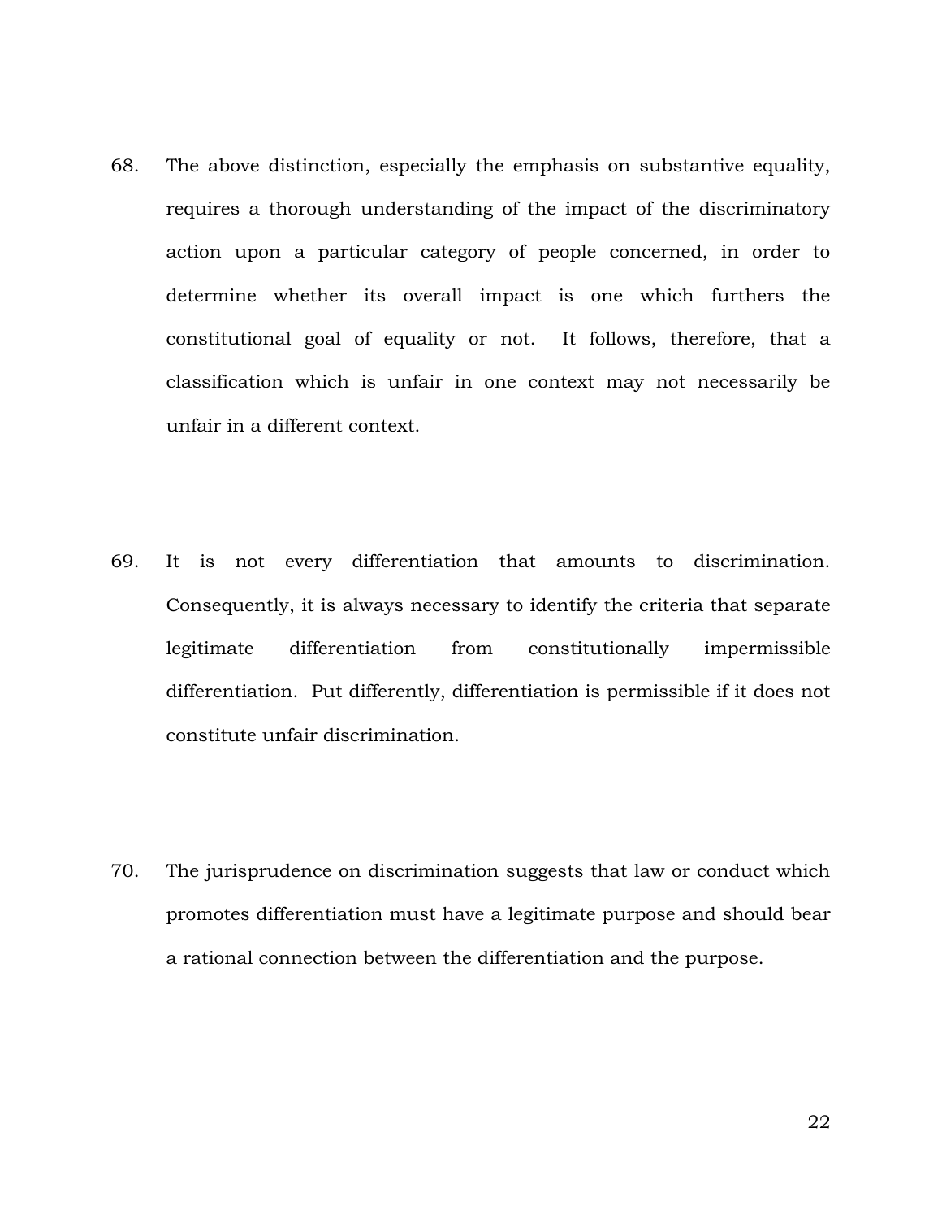68. The above distinction, especially the emphasis on substantive equality, requires a thorough understanding of the impact of the discriminatory action upon a particular category of people concerned, in order to determine whether its overall impact is one which furthers the constitutional goal of equality or not. It follows, therefore, that a classification which is unfair in one context may not necessarily be unfair in a different context.

69. It is not every differentiation that amounts to discrimination. Consequently, it is always necessary to identify the criteria that separate legitimate differentiation from constitutionally impermissible differentiation. Put differently, differentiation is permissible if it does not constitute unfair discrimination.

70. The jurisprudence on discrimination suggests that law or conduct which promotes differentiation must have a legitimate purpose and should bear a rational connection between the differentiation and the purpose.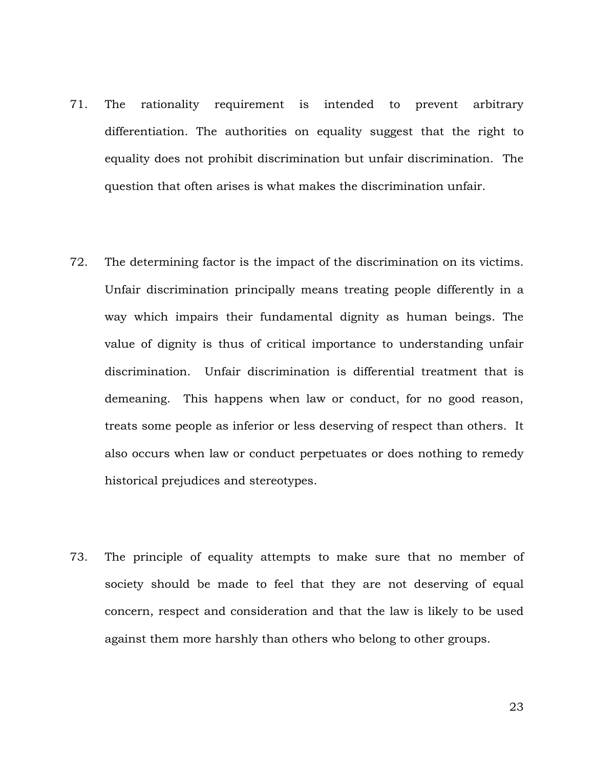71. The rationality requirement is intended to prevent arbitrary differentiation. The authorities on equality suggest that the right to equality does not prohibit discrimination but unfair discrimination. The question that often arises is what makes the discrimination unfair.

72. The determining factor is the impact of the discrimination on its victims. Unfair discrimination principally means treating people differently in a way which impairs their fundamental dignity as human beings. The value of dignity is thus of critical importance to understanding unfair discrimination. Unfair discrimination is differential treatment that is demeaning. This happens when law or conduct, for no good reason, treats some people as inferior or less deserving of respect than others. It also occurs when law or conduct perpetuates or does nothing to remedy historical prejudices and stereotypes.

73. The principle of equality attempts to make sure that no member of society should be made to feel that they are not deserving of equal concern, respect and consideration and that the law is likely to be used against them more harshly than others who belong to other groups.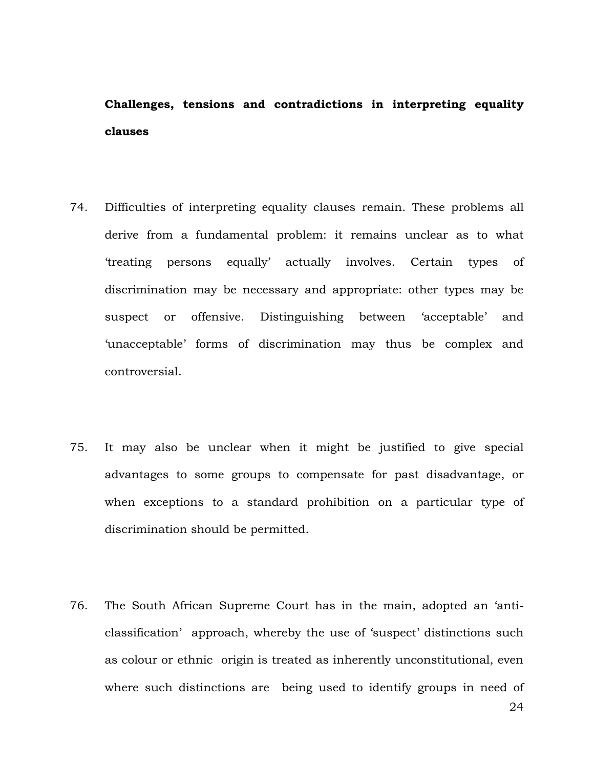**Challenges, tensions and contradictions in interpreting equality clauses**

74. Difficulties of interpreting equality clauses remain. These problems all derive from a fundamental problem: it remains unclear as to what 'treating persons equally' actually involves. Certain types of discrimination may be necessary and appropriate: other types may be suspect or offensive. Distinguishing between 'acceptable' and 'unacceptable' forms of discrimination may thus be complex and controversial.

75. It may also be unclear when it might be justified to give special advantages to some groups to compensate for past disadvantage, or when exceptions to a standard prohibition on a particular type of discrimination should be permitted.

76. The South African Supreme Court has in the main, adopted an 'anti-classification' approach, whereby the use of 'suspect' distinctions such as colour or ethnic origin is treated as inherently unconstitutional, even where such distinctions are being used to identify groups in need of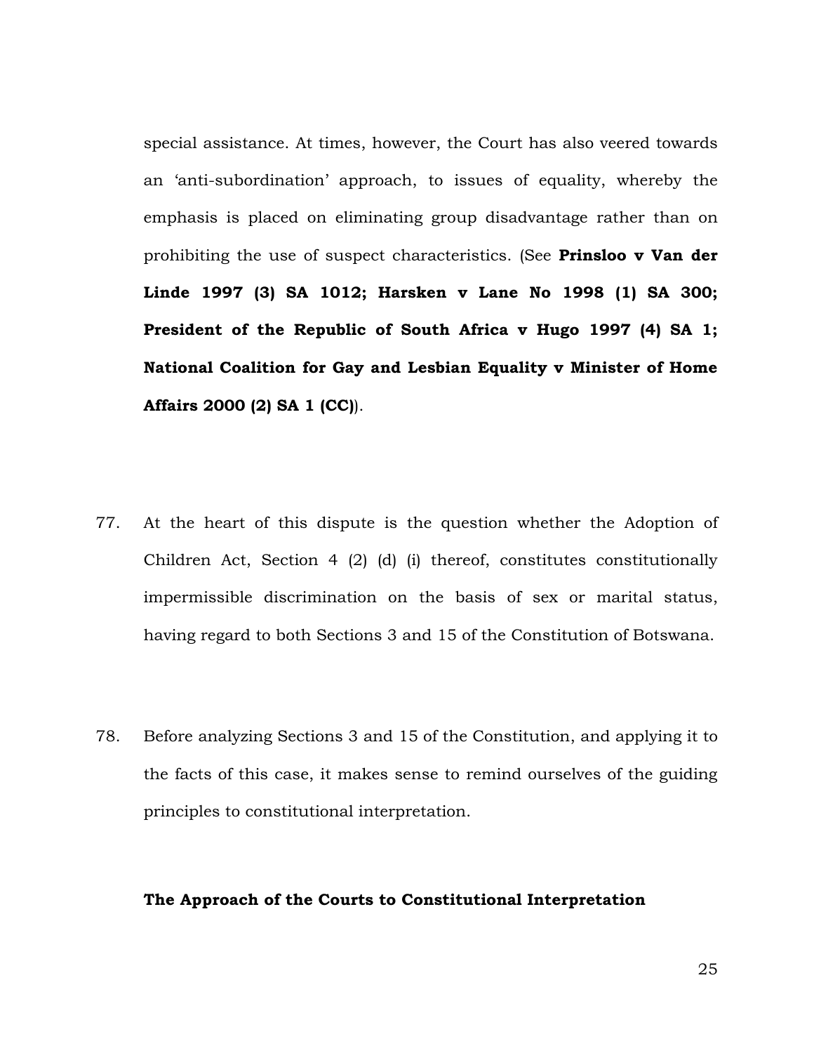special assistance. At times, however, the Court has also veered towards an 'anti-subordination' approach, to issues of equality, whereby the emphasis is placed on eliminating group disadvantage rather than on prohibiting the use of suspect characteristics. (See **Prinsloo v Van der Linde 1997 (3) SA 1012; Harsken v Lane No 1998 (1) SA 300; President of the Republic of South Africa v Hugo 1997 (4) SA 1; National Coalition for Gay and Lesbian Equality v Minister of Home Affairs 2000 (2) SA 1 (CC)**).

77. At the heart of this dispute is the question whether the Adoption of Children Act, Section 4 (2) (d) (i) thereof, constitutes constitutionally impermissible discrimination on the basis of sex or marital status, having regard to both Sections 3 and 15 of the Constitution of Botswana.

78. Before analyzing Sections 3 and 15 of the Constitution, and applying it to the facts of this case, it makes sense to remind ourselves of the guiding principles to constitutional interpretation.

**The Approach of the Courts to Constitutional Interpretation**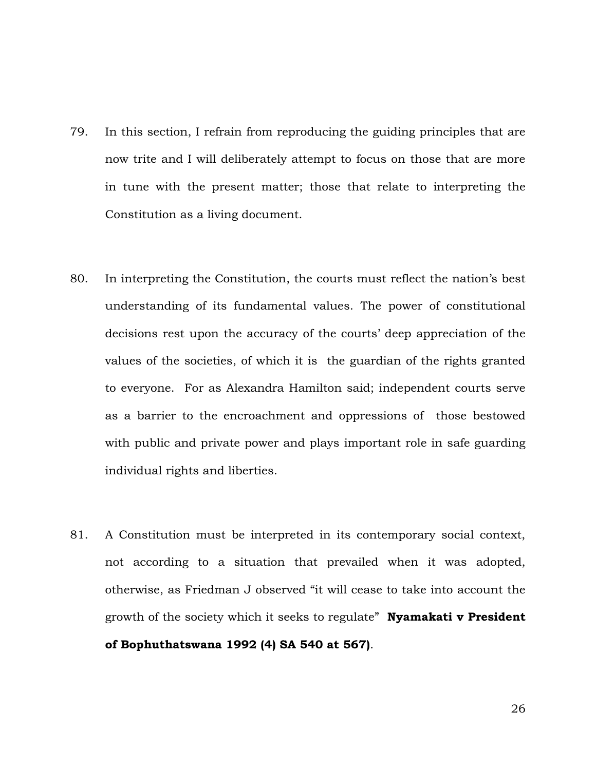79. In this section, I refrain from reproducing the guiding principles that are now trite and I will deliberately attempt to focus on those that are more in tune with the present matter; those that relate to interpreting the Constitution as a living document.

80. In interpreting the Constitution, the courts must reflect the nation's best understanding of its fundamental values. The power of constitutional decisions rest upon the accuracy of the courts' deep appreciation of the values of the societies, of which it is the guardian of the rights granted to everyone. For as Alexandra Hamilton said; independent courts serve as a barrier to the encroachment and oppressions of those bestowed with public and private power and plays important role in safe guarding individual rights and liberties.

81. A Constitution must be interpreted in its contemporary social context, not according to a situation that prevailed when it was adopted, otherwise, as Friedman J observed "it will cease to take into account the growth of the society which it seeks to regulate" **Nyamakati v President of Bophuthatswana 1992 (4) SA 540 at 567)**.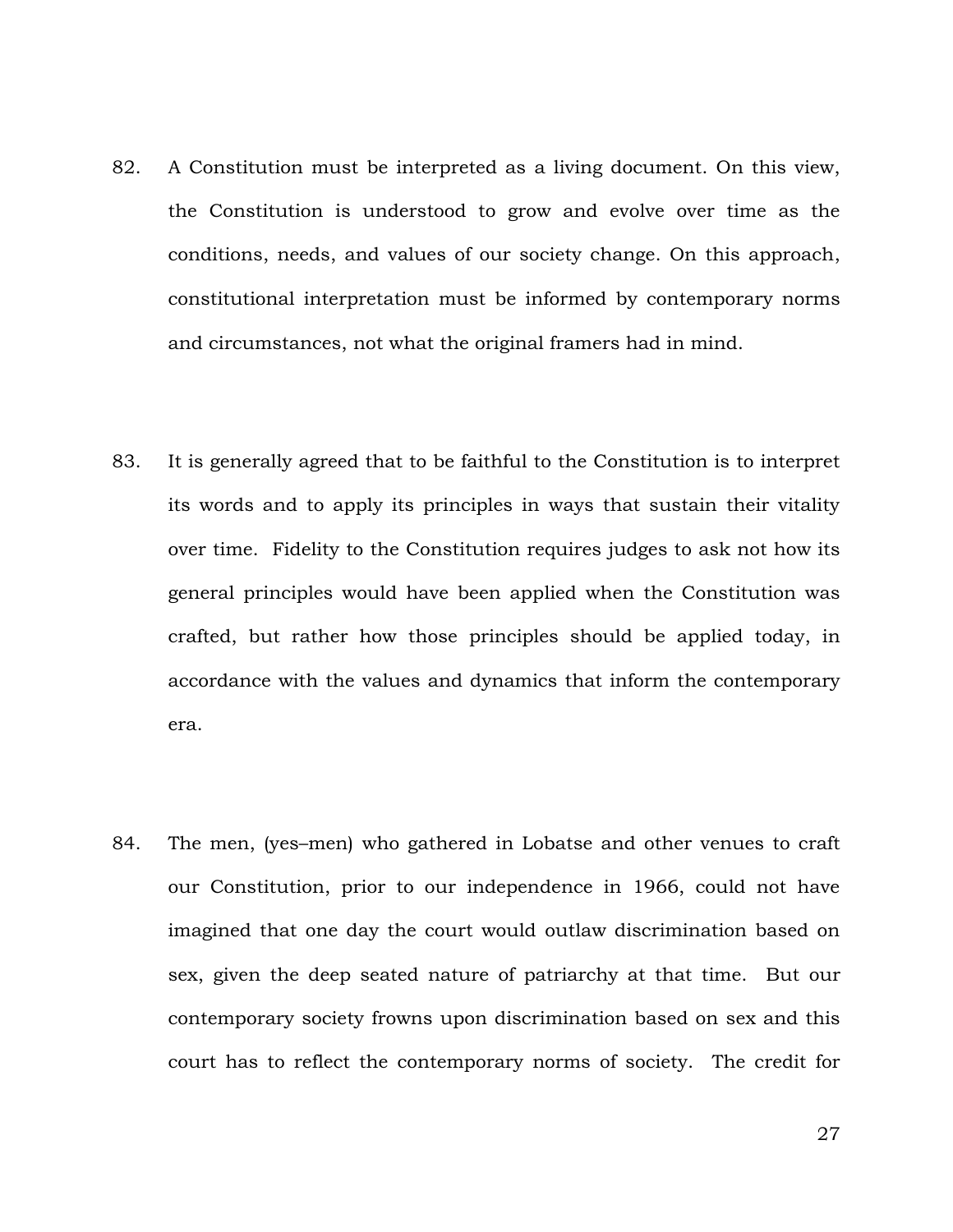82. A Constitution must be interpreted as a living document. On this view, the Constitution is understood to grow and evolve over time as the conditions, needs, and values of our society change. On this approach, constitutional interpretation must be informed by contemporary norms and circumstances, not what the original framers had in mind.

83. It is generally agreed that to be faithful to the Constitution is to interpret its words and to apply its principles in ways that sustain their vitality over time. Fidelity to the Constitution requires judges to ask not how its general principles would have been applied when the Constitution was crafted, but rather how those principles should be applied today, in accordance with the values and dynamics that inform the contemporary era.

84. The men, (yes–men) who gathered in Lobatse and other venues to craft our Constitution, prior to our independence in 1966, could not have imagined that one day the court would outlaw discrimination based on sex, given the deep seated nature of patriarchy at that time. But our contemporary society frowns upon discrimination based on sex and this court has to reflect the contemporary norms of society. The credit for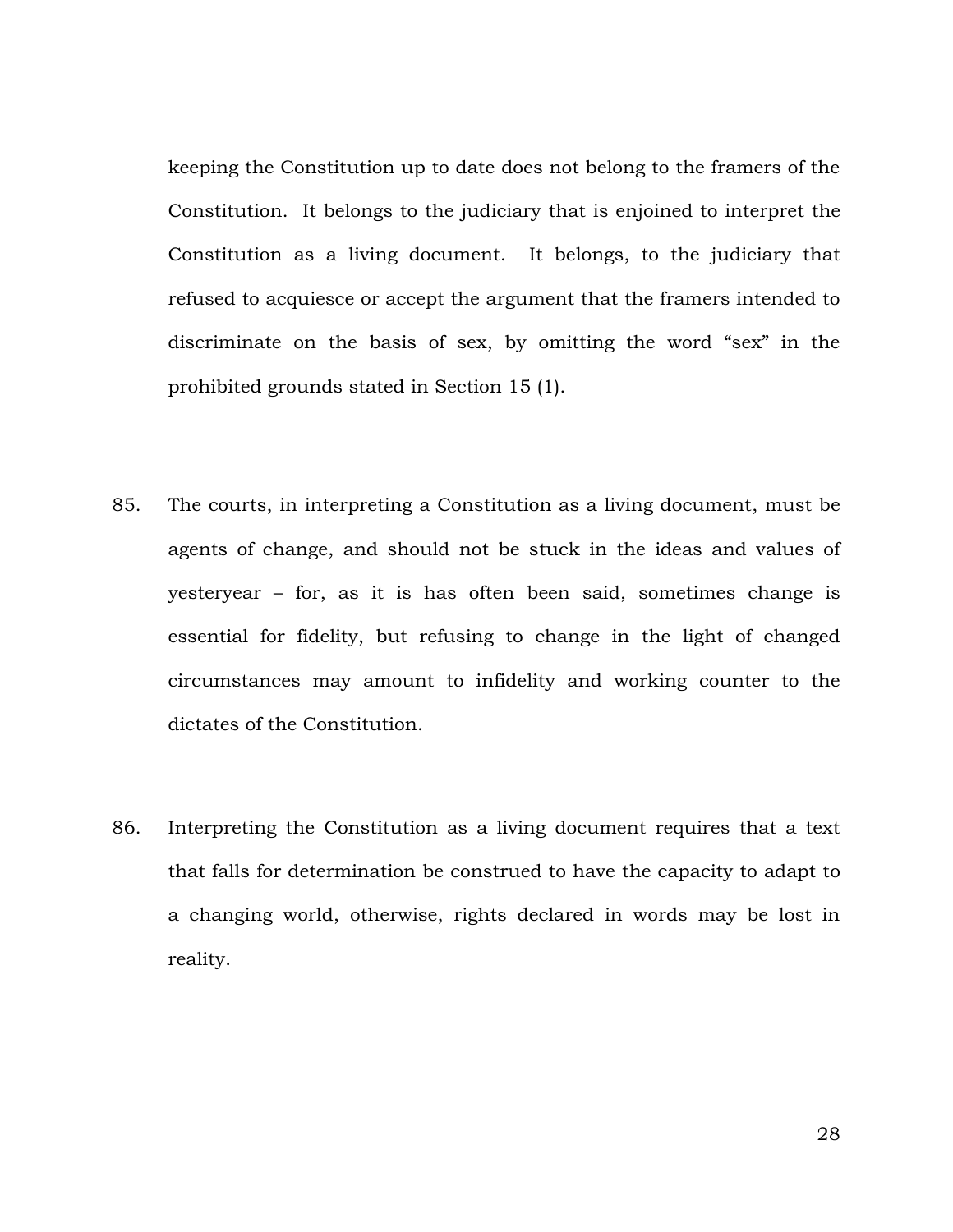keeping the Constitution up to date does not belong to the framers of the Constitution. It belongs to the judiciary that is enjoined to interpret the Constitution as a living document. It belongs, to the judiciary that refused to acquiesce or accept the argument that the framers intended to discriminate on the basis of sex, by omitting the word "sex" in the prohibited grounds stated in Section 15 (1).

85. The courts, in interpreting a Constitution as a living document, must be agents of change, and should not be stuck in the ideas and values of yesteryear – for, as it is has often been said, sometimes change is essential for fidelity, but refusing to change in the light of changed circumstances may amount to infidelity and working counter to the dictates of the Constitution.

86. Interpreting the Constitution as a living document requires that a text that falls for determination be construed to have the capacity to adapt to a changing world, otherwise, rights declared in words may be lost in reality.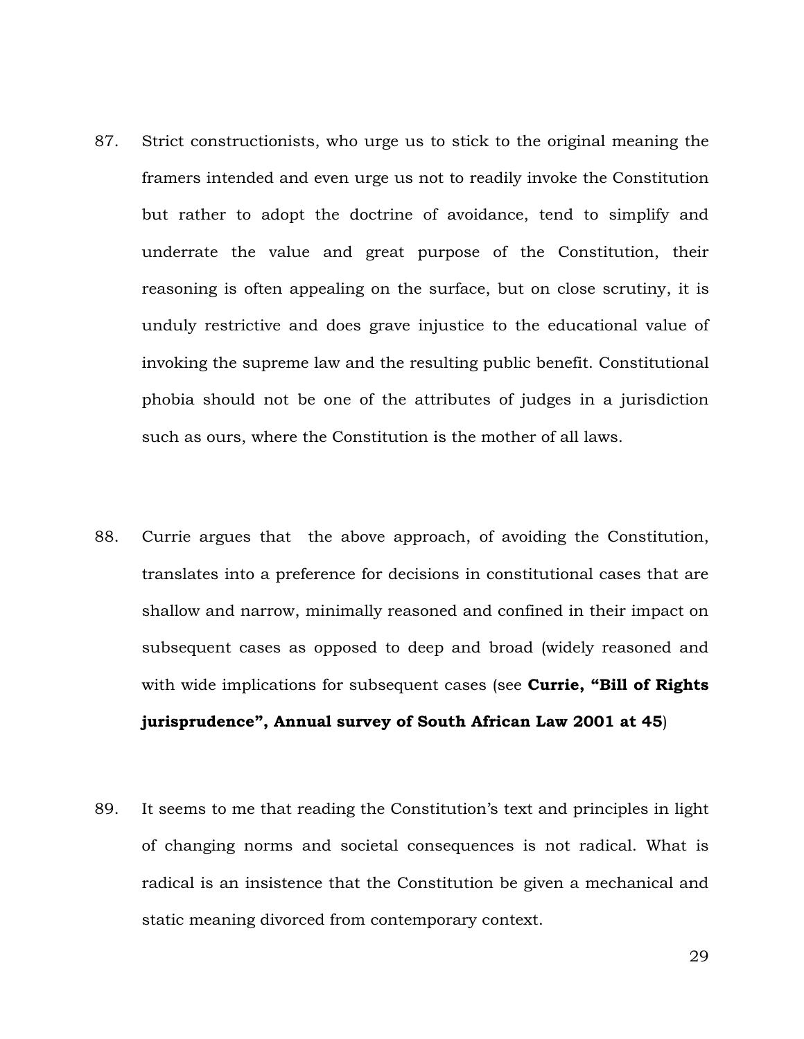87. Strict constructionists, who urge us to stick to the original meaning the framers intended and even urge us not to readily invoke the Constitution but rather to adopt the doctrine of avoidance, tend to simplify and underrate the value and great purpose of the Constitution, their reasoning is often appealing on the surface, but on close scrutiny, it is unduly restrictive and does grave injustice to the educational value of invoking the supreme law and the resulting public benefit. Constitutional phobia should not be one of the attributes of judges in a jurisdiction such as ours, where the Constitution is the mother of all laws.

88. Currie argues that the above approach, of avoiding the Constitution, translates into a preference for decisions in constitutional cases that are shallow and narrow, minimally reasoned and confined in their impact on subsequent cases as opposed to deep and broad (widely reasoned and with wide implications for subsequent cases (see **Currie, "Bill of Rights jurisprudence", Annual survey of South African Law 2001 at 45**)

89. It seems to me that reading the Constitution's text and principles in light of changing norms and societal consequences is not radical. What is radical is an insistence that the Constitution be given a mechanical and static meaning divorced from contemporary context.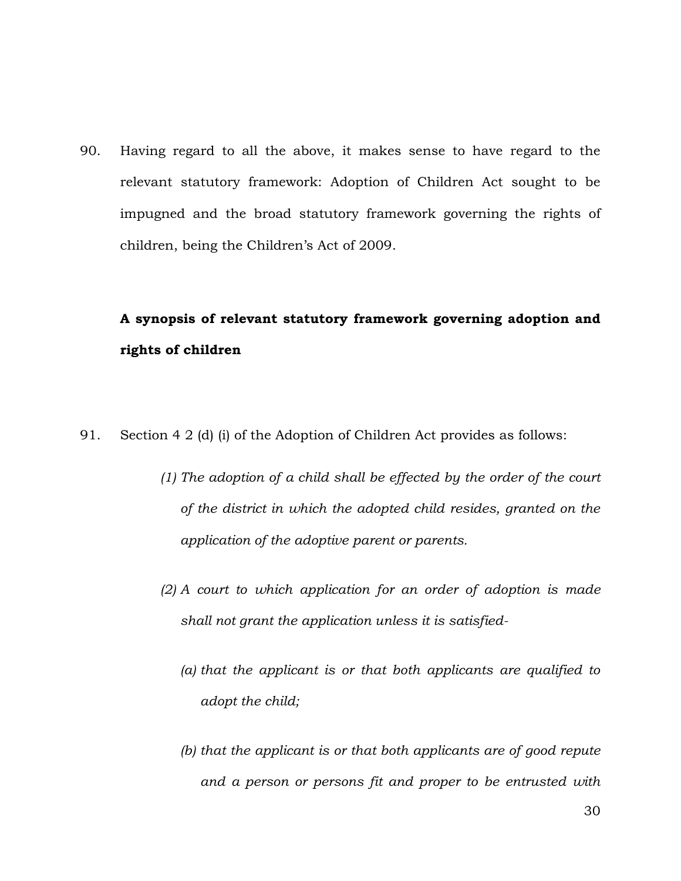90. Having regard to all the above, it makes sense to have regard to the relevant statutory framework: Adoption of Children Act sought to be impugned and the broad statutory framework governing the rights of children, being the Children's Act of 2009.

**A synopsis of relevant statutory framework governing adoption and rights of children**

91. Section 4 2 (d) (i) of the Adoption of Children Act provides as follows:

> *(1) The adoption of a child shall be effected by the order of the court of the district in which the adopted child resides, granted on the application of the adoptive parent or parents.*
>
> *(2) A court to which application for an order of adoption is made shall not grant the application unless it is satisfied-*
>
> > *(a) that the applicant is or that both applicants are qualified to adopt the child;*
> >
> > *(b) that the applicant is or that both applicants are of good repute and a person or persons fit and proper to be entrusted with*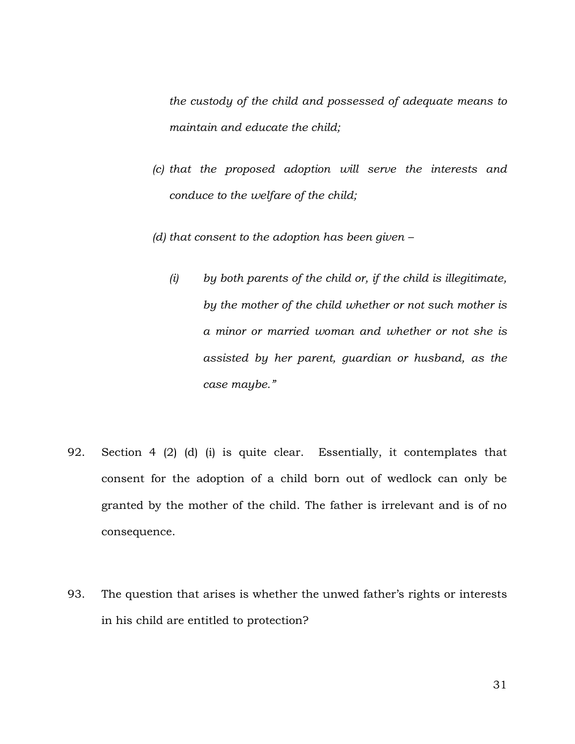*the custody of the child and possessed of adequate means to maintain and educate the child;*

*(c) that the proposed adoption will serve the interests and conduce to the welfare of the child;*

*(d) that consent to the adoption has been given –*

> *(i) by both parents of the child or, if the child is illegitimate, by the mother of the child whether or not such mother is a minor or married woman and whether or not she is assisted by her parent, guardian or husband, as the case maybe."*

92. Section 4 (2) (d) (i) is quite clear. Essentially, it contemplates that consent for the adoption of a child born out of wedlock can only be granted by the mother of the child. The father is irrelevant and is of no consequence.

93. The question that arises is whether the unwed father's rights or interests in his child are entitled to protection?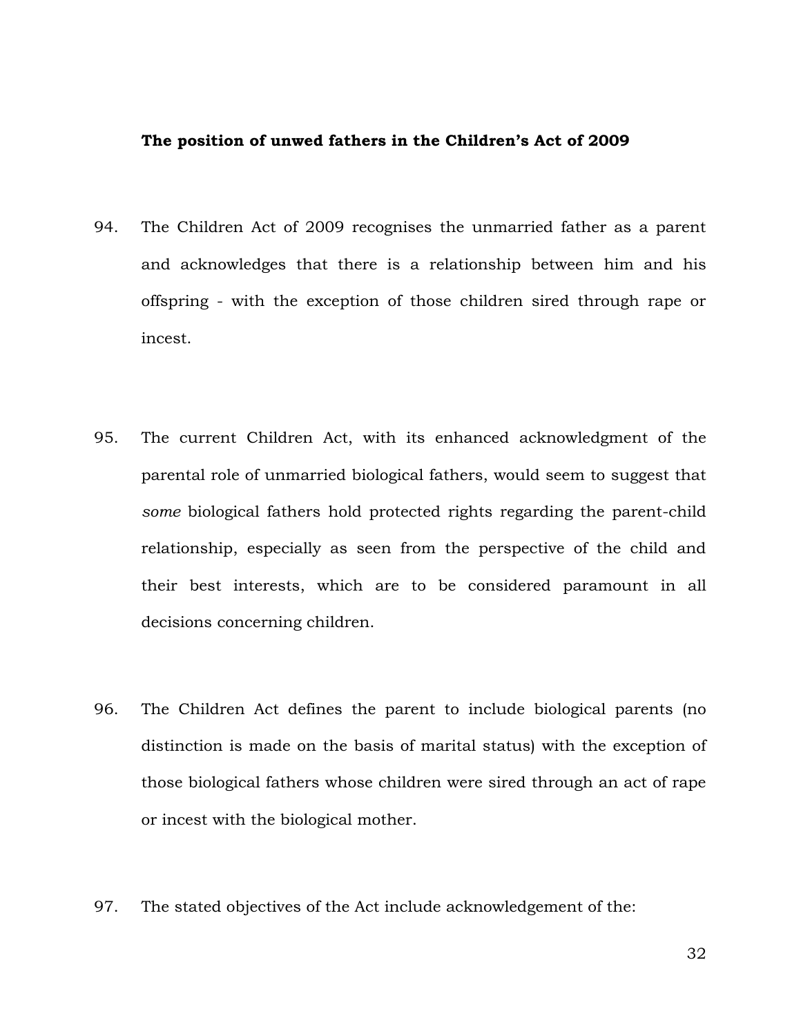**The position of unwed fathers in the Children's Act of 2009**

94. The Children Act of 2009 recognises the unmarried father as a parent and acknowledges that there is a relationship between him and his offspring - with the exception of those children sired through rape or incest.

95. The current Children Act, with its enhanced acknowledgment of the parental role of unmarried biological fathers, would seem to suggest that *some* biological fathers hold protected rights regarding the parent-child relationship, especially as seen from the perspective of the child and their best interests, which are to be considered paramount in all decisions concerning children.

96. The Children Act defines the parent to include biological parents (no distinction is made on the basis of marital status) with the exception of those biological fathers whose children were sired through an act of rape or incest with the biological mother.

97. The stated objectives of the Act include acknowledgement of the: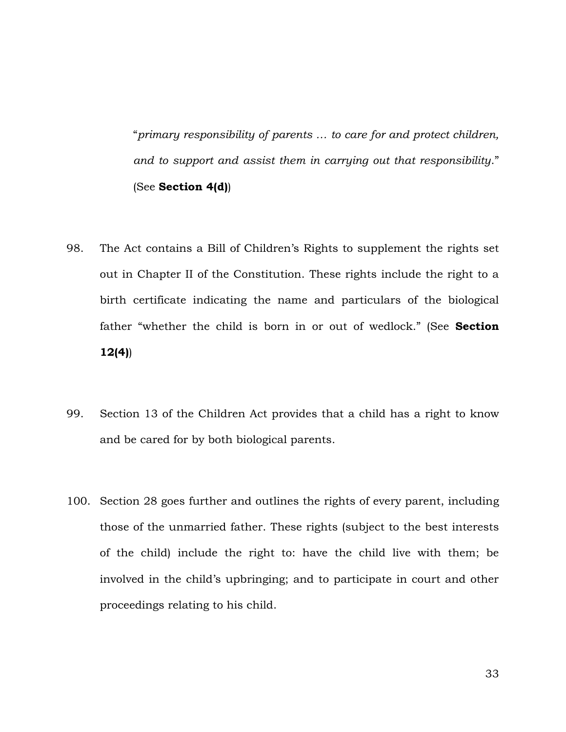> "*primary responsibility of parents … to care for and protect children, and to support and assist them in carrying out that responsibility*." (See **Section 4(d)**)

98. The Act contains a Bill of Children's Rights to supplement the rights set out in Chapter II of the Constitution. These rights include the right to a birth certificate indicating the name and particulars of the biological father "whether the child is born in or out of wedlock." (See **Section 12(4)**)

99. Section 13 of the Children Act provides that a child has a right to know and be cared for by both biological parents.

100. Section 28 goes further and outlines the rights of every parent, including those of the unmarried father. These rights (subject to the best interests of the child) include the right to: have the child live with them; be involved in the child's upbringing; and to participate in court and other proceedings relating to his child.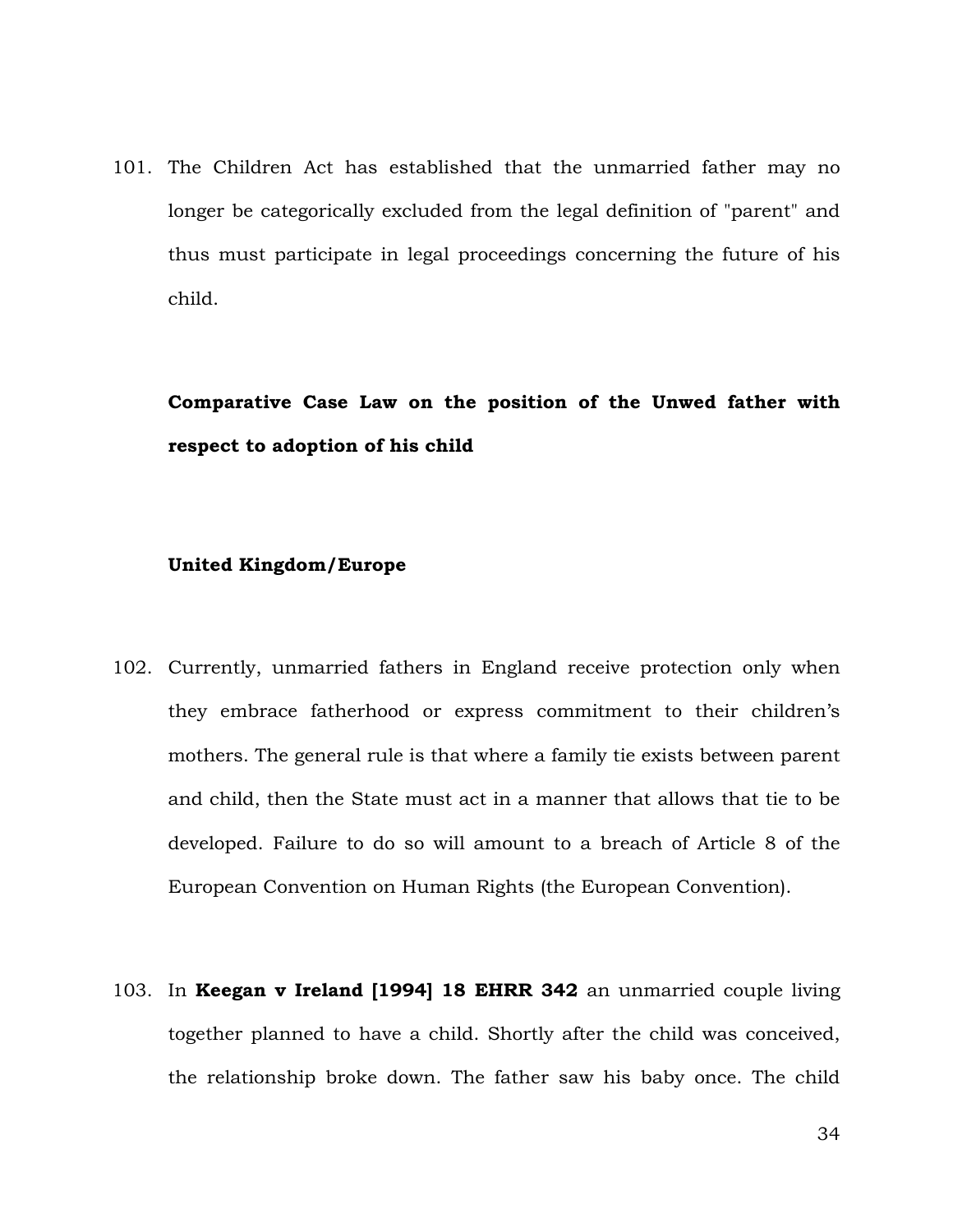101. The Children Act has established that the unmarried father may no longer be categorically excluded from the legal definition of "parent" and thus must participate in legal proceedings concerning the future of his child.

**Comparative Case Law on the position of the Unwed father with respect to adoption of his child**

**United Kingdom/Europe**

102. Currently, unmarried fathers in England receive protection only when they embrace fatherhood or express commitment to their children's mothers. The general rule is that where a family tie exists between parent and child, then the State must act in a manner that allows that tie to be developed. Failure to do so will amount to a breach of Article 8 of the European Convention on Human Rights (the European Convention).

103. In **Keegan v Ireland [1994] 18 EHRR 342** an unmarried couple living together planned to have a child. Shortly after the child was conceived, the relationship broke down. The father saw his baby once. The child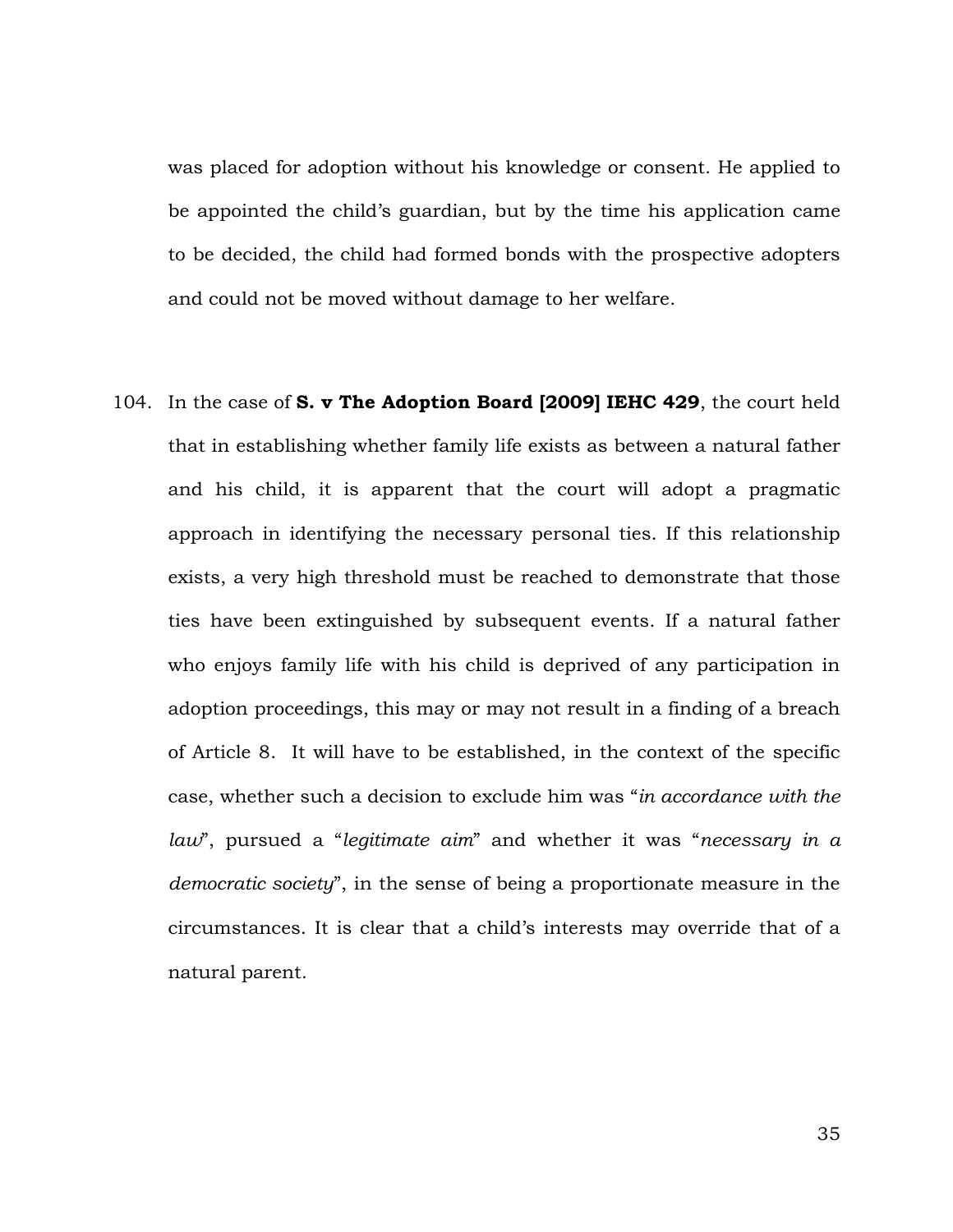was placed for adoption without his knowledge or consent. He applied to be appointed the child's guardian, but by the time his application came to be decided, the child had formed bonds with the prospective adopters and could not be moved without damage to her welfare.

104. In the case of **S. v The Adoption Board [2009] IEHC 429**, the court held that in establishing whether family life exists as between a natural father and his child, it is apparent that the court will adopt a pragmatic approach in identifying the necessary personal ties. If this relationship exists, a very high threshold must be reached to demonstrate that those ties have been extinguished by subsequent events. If a natural father who enjoys family life with his child is deprived of any participation in adoption proceedings, this may or may not result in a finding of a breach of Article 8. It will have to be established, in the context of the specific case, whether such a decision to exclude him was "*in accordance with the law*", pursued a "*legitimate aim*" and whether it was "*necessary in a democratic society*", in the sense of being a proportionate measure in the circumstances. It is clear that a child's interests may override that of a natural parent.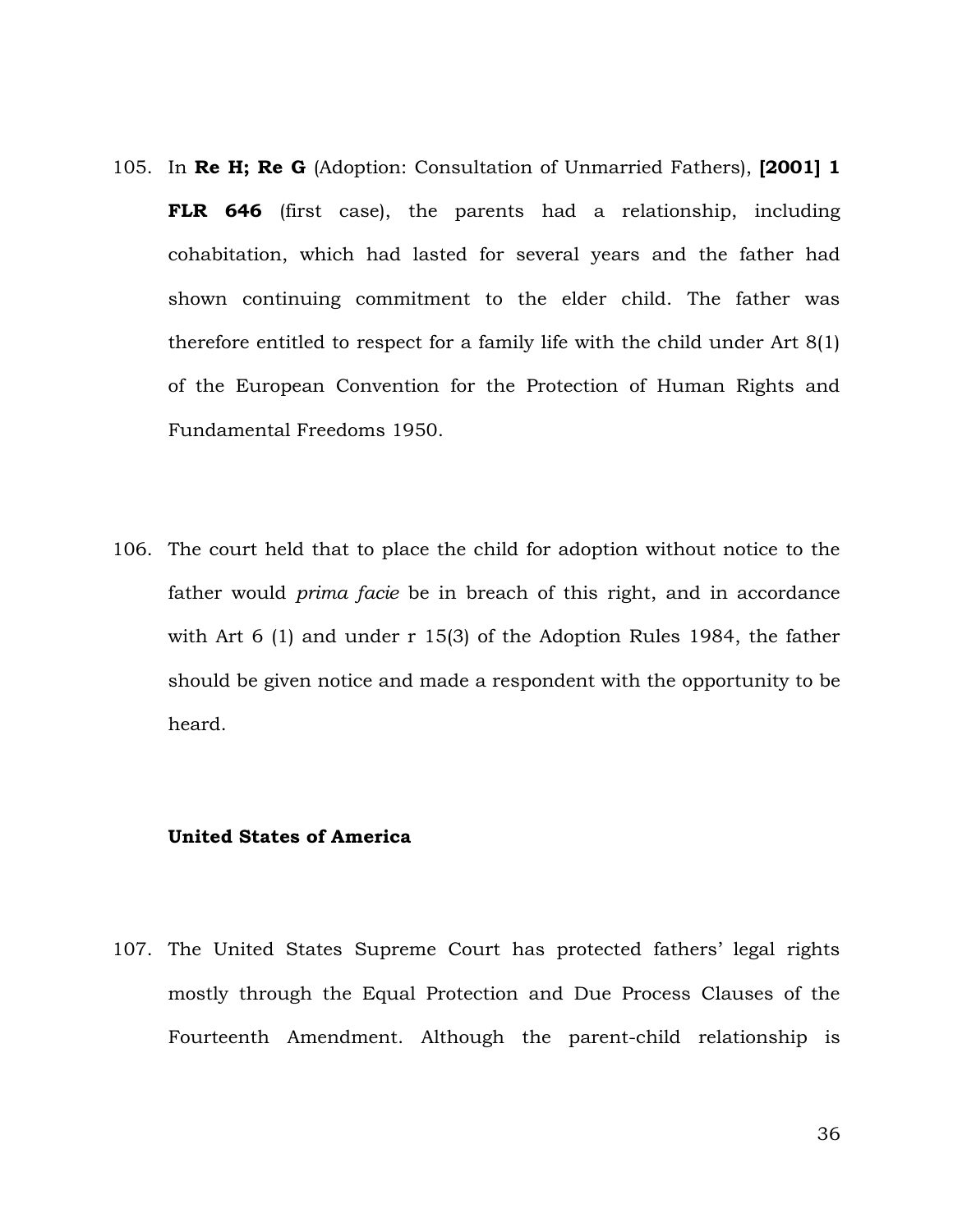105. In **Re H; Re G** (Adoption: Consultation of Unmarried Fathers), **[2001] 1 FLR 646** (first case), the parents had a relationship, including cohabitation, which had lasted for several years and the father had shown continuing commitment to the elder child. The father was therefore entitled to respect for a family life with the child under Art 8(1) of the European Convention for the Protection of Human Rights and Fundamental Freedoms 1950.

106. The court held that to place the child for adoption without notice to the father would *prima facie* be in breach of this right, and in accordance with Art 6 (1) and under r 15(3) of the Adoption Rules 1984, the father should be given notice and made a respondent with the opportunity to be heard.

**United States of America**

107. The United States Supreme Court has protected fathers' legal rights mostly through the Equal Protection and Due Process Clauses of the Fourteenth Amendment. Although the parent-child relationship is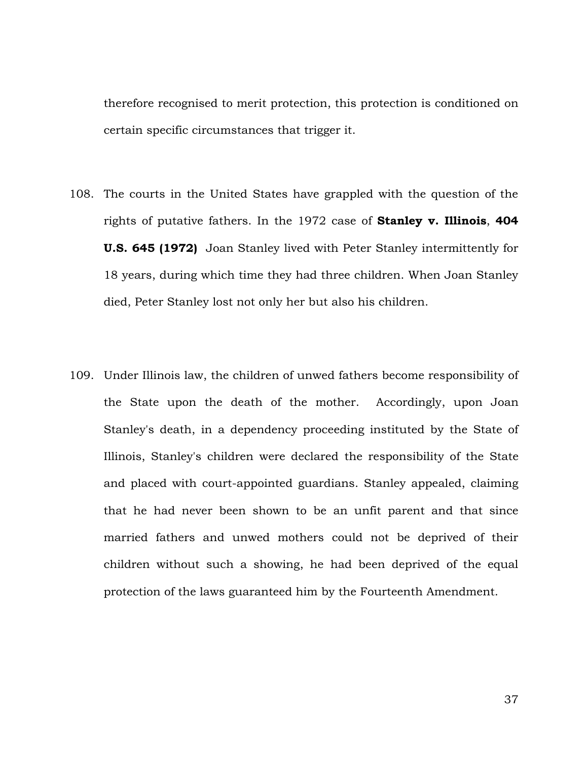therefore recognised to merit protection, this protection is conditioned on certain specific circumstances that trigger it.

108. The courts in the United States have grappled with the question of the rights of putative fathers. In the 1972 case of **Stanley v. Illinois**, **404 U.S. 645 (1972)** Joan Stanley lived with Peter Stanley intermittently for 18 years, during which time they had three children. When Joan Stanley died, Peter Stanley lost not only her but also his children.

109. Under Illinois law, the children of unwed fathers become responsibility of the State upon the death of the mother. Accordingly, upon Joan Stanley's death, in a dependency proceeding instituted by the State of Illinois, Stanley's children were declared the responsibility of the State and placed with court-appointed guardians. Stanley appealed, claiming that he had never been shown to be an unfit parent and that since married fathers and unwed mothers could not be deprived of their children without such a showing, he had been deprived of the equal protection of the laws guaranteed him by the Fourteenth Amendment.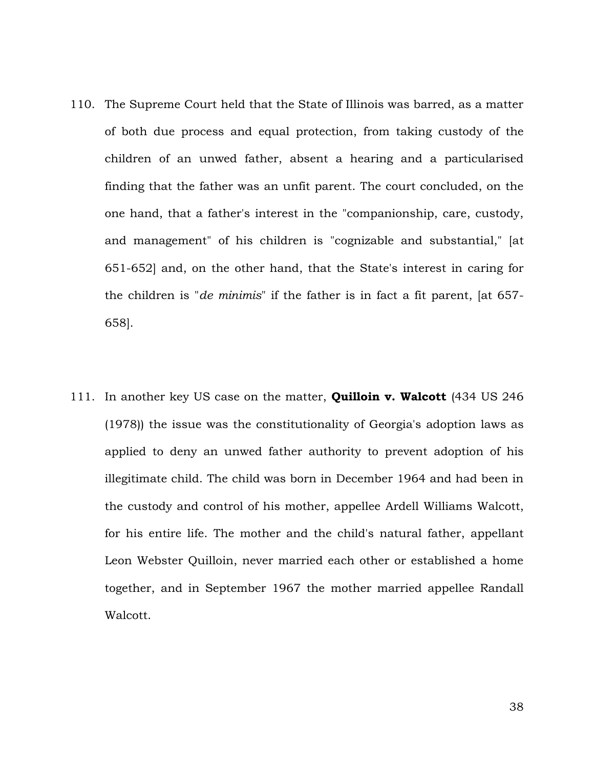110. The Supreme Court held that the State of Illinois was barred, as a matter of both due process and equal protection, from taking custody of the children of an unwed father, absent a hearing and a particularised finding that the father was an unfit parent. The court concluded, on the one hand, that a father's interest in the "companionship, care, custody, and management" of his children is "cognizable and substantial," [at 651-652] and, on the other hand, that the State's interest in caring for the children is "*de minimis*" if the father is in fact a fit parent, [at 657-658].

111. In another key US case on the matter, **Quilloin v. Walcott** (434 US 246 (1978)) the issue was the constitutionality of Georgia's adoption laws as applied to deny an unwed father authority to prevent adoption of his illegitimate child. The child was born in December 1964 and had been in the custody and control of his mother, appellee Ardell Williams Walcott, for his entire life. The mother and the child's natural father, appellant Leon Webster Quilloin, never married each other or established a home together, and in September 1967 the mother married appellee Randall Walcott.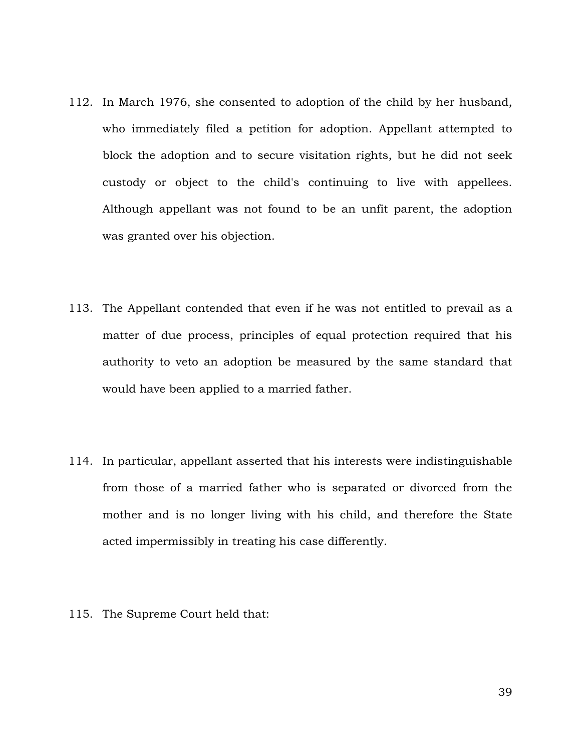112. In March 1976, she consented to adoption of the child by her husband, who immediately filed a petition for adoption. Appellant attempted to block the adoption and to secure visitation rights, but he did not seek custody or object to the child's continuing to live with appellees. Although appellant was not found to be an unfit parent, the adoption was granted over his objection.

113. The Appellant contended that even if he was not entitled to prevail as a matter of due process, principles of equal protection required that his authority to veto an adoption be measured by the same standard that would have been applied to a married father.

114. In particular, appellant asserted that his interests were indistinguishable from those of a married father who is separated or divorced from the mother and is no longer living with his child, and therefore the State acted impermissibly in treating his case differently.

115. The Supreme Court held that: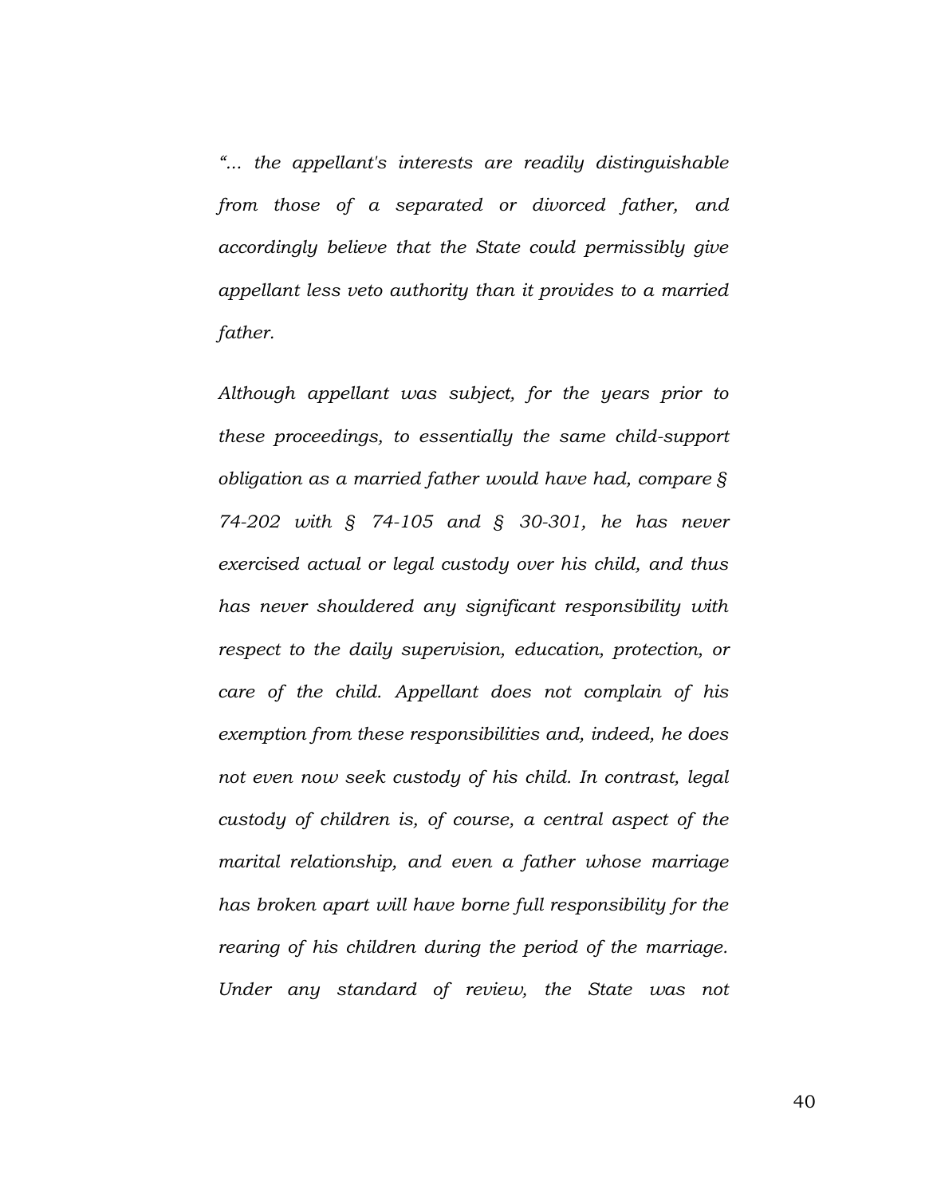*"... the appellant's interests are readily distinguishable from those of a separated or divorced father, and accordingly believe that the State could permissibly give appellant less veto authority than it provides to a married father.*

*Although appellant was subject, for the years prior to these proceedings, to essentially the same child-support obligation as a married father would have had, compare § 74-202 with § 74-105 and § 30-301, he has never exercised actual or legal custody over his child, and thus has never shouldered any significant responsibility with respect to the daily supervision, education, protection, or care of the child. Appellant does not complain of his exemption from these responsibilities and, indeed, he does not even now seek custody of his child. In contrast, legal custody of children is, of course, a central aspect of the marital relationship, and even a father whose marriage has broken apart will have borne full responsibility for the rearing of his children during the period of the marriage. Under any standard of review, the State was not*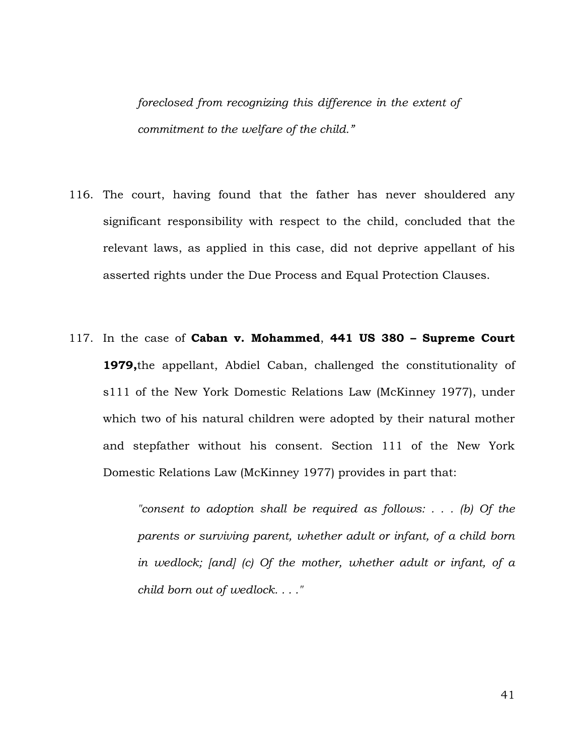*foreclosed from recognizing this difference in the extent of commitment to the welfare of the child."*

116. The court, having found that the father has never shouldered any significant responsibility with respect to the child, concluded that the relevant laws, as applied in this case, did not deprive appellant of his asserted rights under the Due Process and Equal Protection Clauses.

117. In the case of **Caban v. Mohammed**, **441 US 380 – Supreme Court 1979,**the appellant, Abdiel Caban, challenged the constitutionality of s111 of the New York Domestic Relations Law (McKinney 1977), under which two of his natural children were adopted by their natural mother and stepfather without his consent. Section 111 of the New York Domestic Relations Law (McKinney 1977) provides in part that:

> *"consent to adoption shall be required as follows: . . . (b) Of the parents or surviving parent, whether adult or infant, of a child born in wedlock; [and] (c) Of the mother, whether adult or infant, of a child born out of wedlock. . . ."*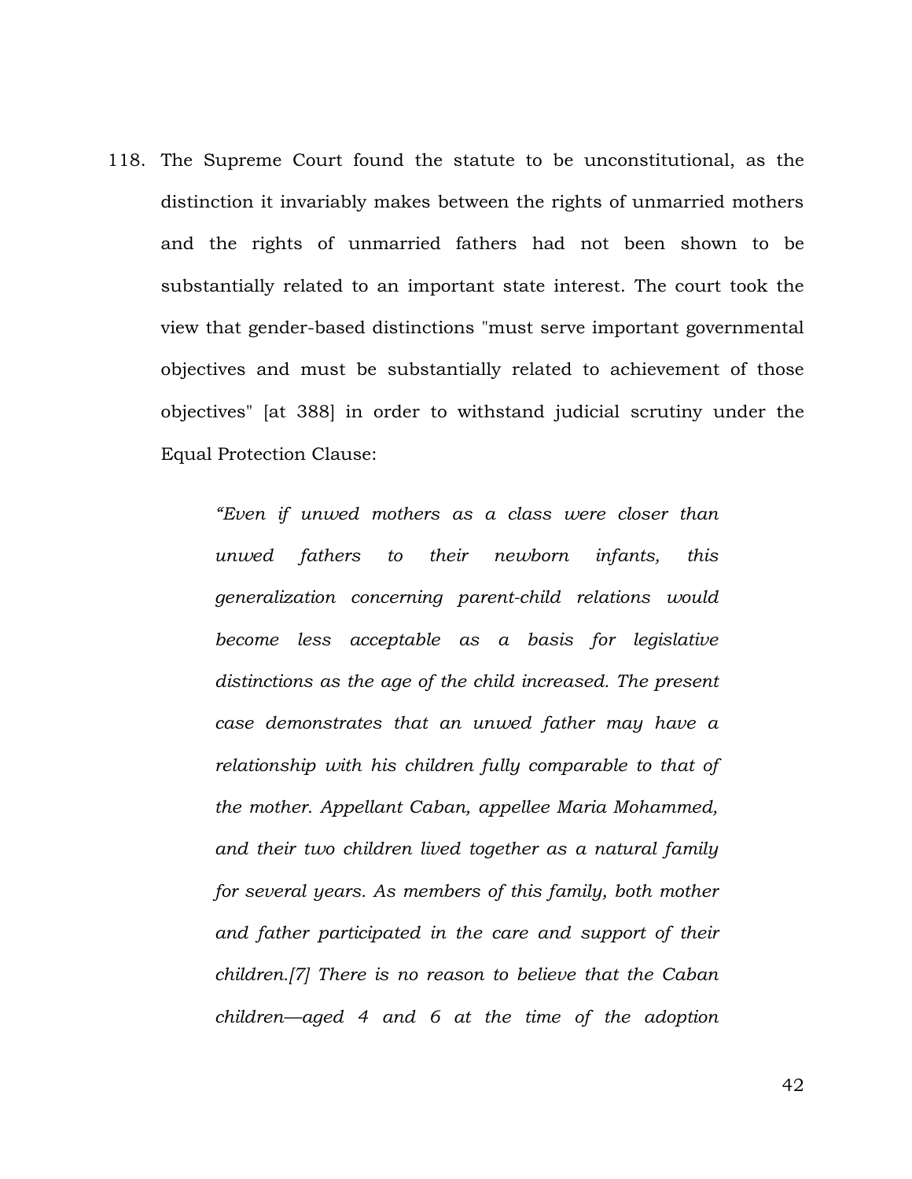118. The Supreme Court found the statute to be unconstitutional, as the distinction it invariably makes between the rights of unmarried mothers and the rights of unmarried fathers had not been shown to be substantially related to an important state interest. The court took the view that gender-based distinctions "must serve important governmental objectives and must be substantially related to achievement of those objectives" [at 388] in order to withstand judicial scrutiny under the Equal Protection Clause:

> *"Even if unwed mothers as a class were closer than unwed fathers to their newborn infants, this generalization concerning parent-child relations would become less acceptable as a basis for legislative distinctions as the age of the child increased. The present case demonstrates that an unwed father may have a relationship with his children fully comparable to that of the mother. Appellant Caban, appellee Maria Mohammed, and their two children lived together as a natural family for several years. As members of this family, both mother and father participated in the care and support of their children.[7] There is no reason to believe that the Caban children—aged 4 and 6 at the time of the adoption*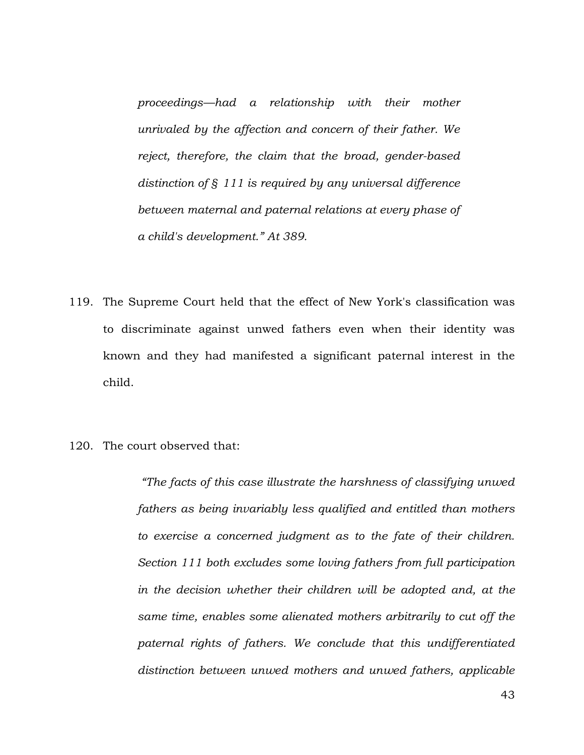> *proceedings—had a relationship with their mother unrivaled by the affection and concern of their father. We reject, therefore, the claim that the broad, gender-based distinction of § 111 is required by any universal difference between maternal and paternal relations at every phase of a child's development.” At 389.*

119. The Supreme Court held that the effect of New York's classification was to discriminate against unwed fathers even when their identity was known and they had manifested a significant paternal interest in the child.

120. The court observed that:

> *“The facts of this case illustrate the harshness of classifying unwed fathers as being invariably less qualified and entitled than mothers to exercise a concerned judgment as to the fate of their children. Section 111 both excludes some loving fathers from full participation in the decision whether their children will be adopted and, at the same time, enables some alienated mothers arbitrarily to cut off the paternal rights of fathers. We conclude that this undifferentiated distinction between unwed mothers and unwed fathers, applicable*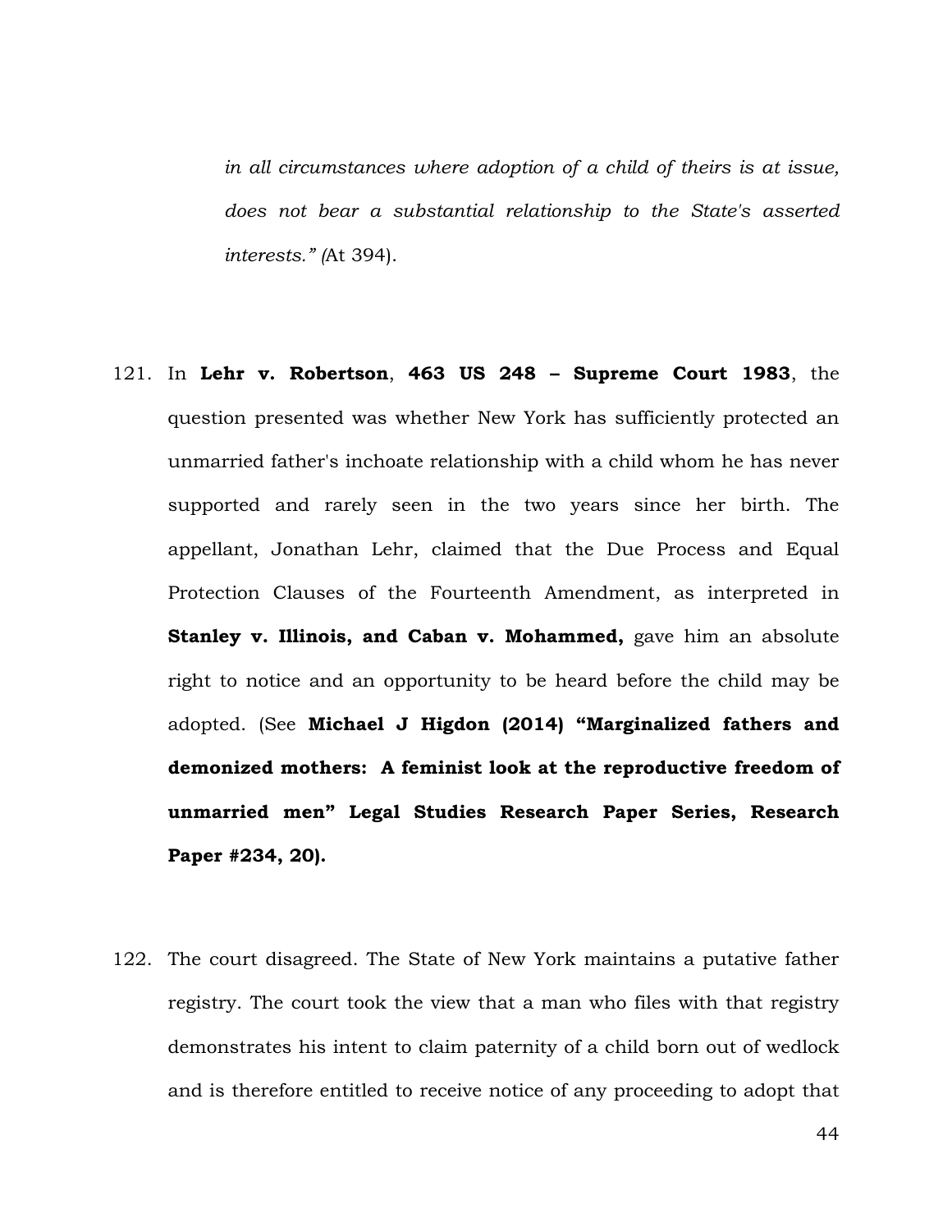*in all circumstances where adoption of a child of theirs is at issue, does not bear a substantial relationship to the State's asserted interests." (*At 394).

121. In **Lehr v. Robertson**, **463 US 248 – Supreme Court 1983**, the question presented was whether New York has sufficiently protected an unmarried father's inchoate relationship with a child whom he has never supported and rarely seen in the two years since her birth. The appellant, Jonathan Lehr, claimed that the Due Process and Equal Protection Clauses of the Fourteenth Amendment, as interpreted in **Stanley v. Illinois, and Caban v. Mohammed,** gave him an absolute right to notice and an opportunity to be heard before the child may be adopted. (See **Michael J Higdon (2014) "Marginalized fathers and demonized mothers: A feminist look at the reproductive freedom of unmarried men" Legal Studies Research Paper Series, Research Paper #234, 20).**

122. The court disagreed. The State of New York maintains a putative father registry. The court took the view that a man who files with that registry demonstrates his intent to claim paternity of a child born out of wedlock and is therefore entitled to receive notice of any proceeding to adopt that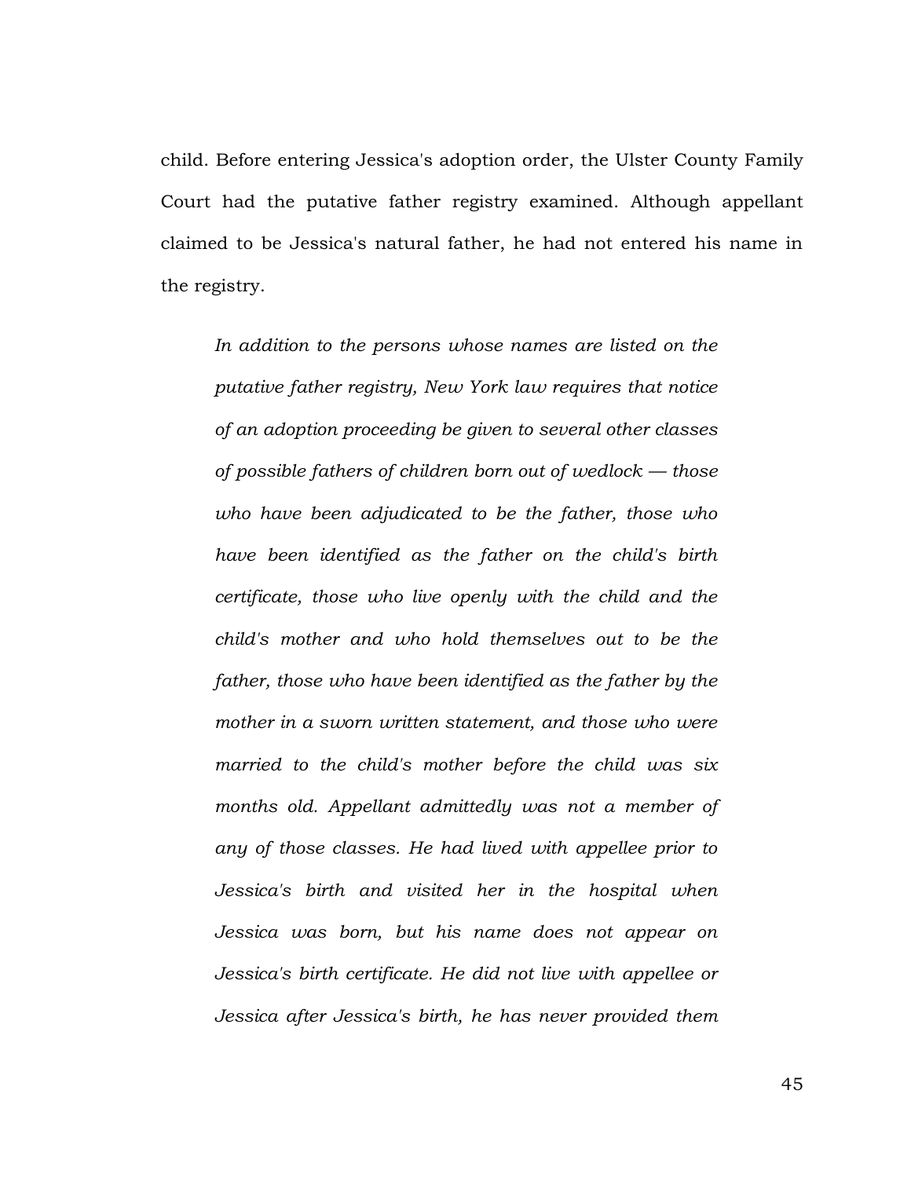child. Before entering Jessica's adoption order, the Ulster County Family Court had the putative father registry examined. Although appellant claimed to be Jessica's natural father, he had not entered his name in the registry.

> *In addition to the persons whose names are listed on the putative father registry, New York law requires that notice of an adoption proceeding be given to several other classes of possible fathers of children born out of wedlock — those who have been adjudicated to be the father, those who have been identified as the father on the child's birth certificate, those who live openly with the child and the child's mother and who hold themselves out to be the father, those who have been identified as the father by the mother in a sworn written statement, and those who were married to the child's mother before the child was six months old. Appellant admittedly was not a member of any of those classes. He had lived with appellee prior to Jessica's birth and visited her in the hospital when Jessica was born, but his name does not appear on Jessica's birth certificate. He did not live with appellee or Jessica after Jessica's birth, he has never provided them*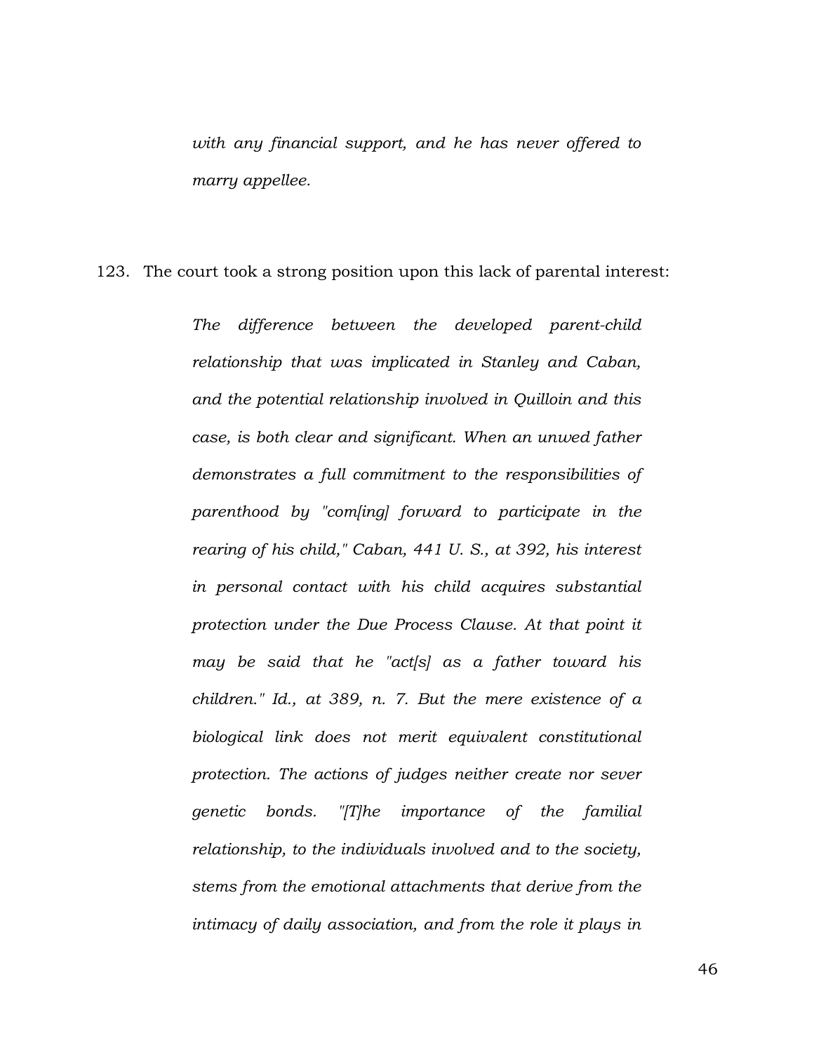> *with any financial support, and he has never offered to marry appellee.*

123. The court took a strong position upon this lack of parental interest:

> *The difference between the developed parent-child relationship that was implicated in Stanley and Caban, and the potential relationship involved in Quilloin and this case, is both clear and significant. When an unwed father demonstrates a full commitment to the responsibilities of parenthood by "com[ing] forward to participate in the rearing of his child," Caban, 441 U. S., at 392, his interest in personal contact with his child acquires substantial protection under the Due Process Clause. At that point it may be said that he "act[s] as a father toward his children." Id., at 389, n. 7. But the mere existence of a biological link does not merit equivalent constitutional protection. The actions of judges neither create nor sever genetic bonds. "[T]he importance of the familial relationship, to the individuals involved and to the society, stems from the emotional attachments that derive from the intimacy of daily association, and from the role it plays in*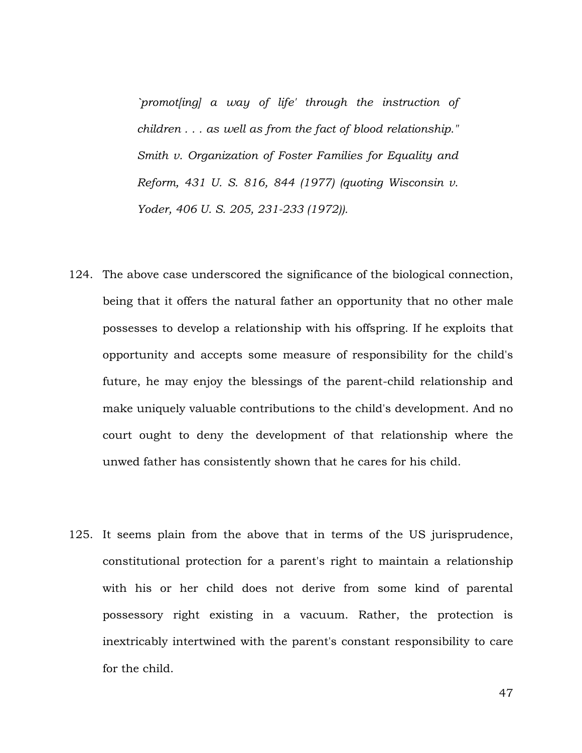*`promot[ing] a way of life' through the instruction of children . . . as well as from the fact of blood relationship." Smith v. Organization of Foster Families for Equality and Reform, 431 U. S. 816, 844 (1977) (quoting Wisconsin v. Yoder, 406 U. S. 205, 231-233 (1972)).*

124. The above case underscored the significance of the biological connection, being that it offers the natural father an opportunity that no other male possesses to develop a relationship with his offspring. If he exploits that opportunity and accepts some measure of responsibility for the child's future, he may enjoy the blessings of the parent-child relationship and make uniquely valuable contributions to the child's development. And no court ought to deny the development of that relationship where the unwed father has consistently shown that he cares for his child.

125. It seems plain from the above that in terms of the US jurisprudence, constitutional protection for a parent's right to maintain a relationship with his or her child does not derive from some kind of parental possessory right existing in a vacuum. Rather, the protection is inextricably intertwined with the parent's constant responsibility to care for the child.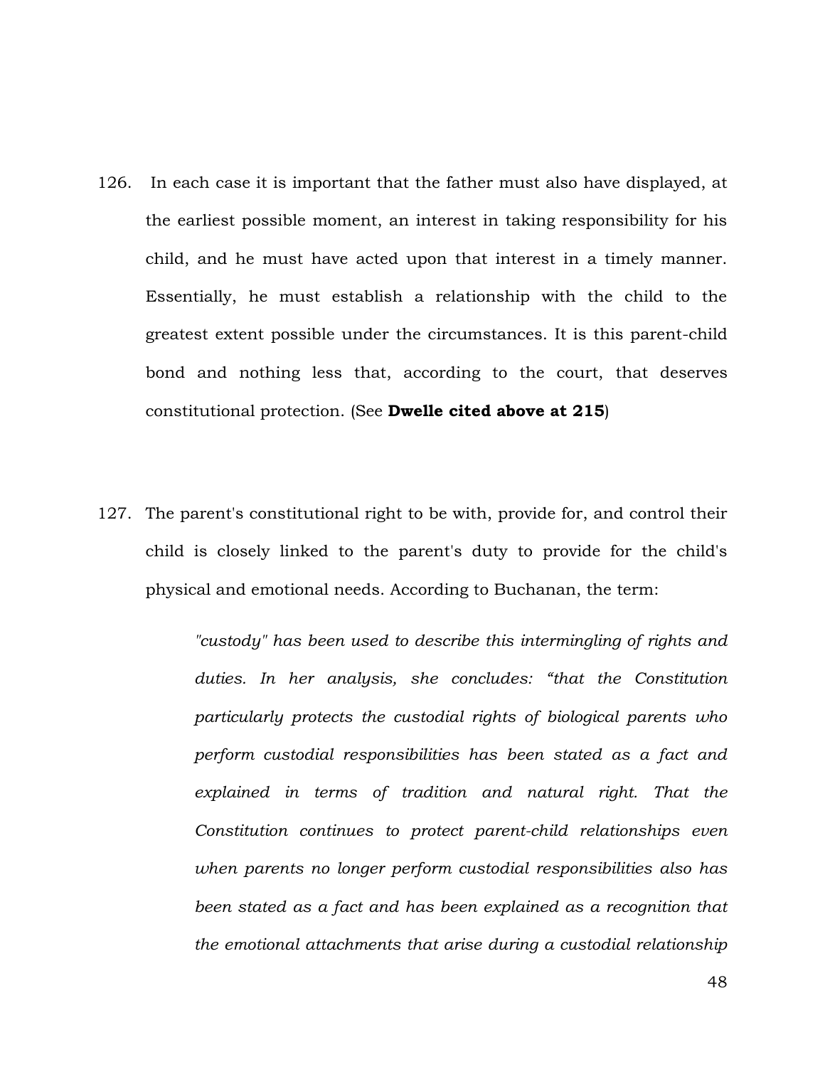126. In each case it is important that the father must also have displayed, at the earliest possible moment, an interest in taking responsibility for his child, and he must have acted upon that interest in a timely manner. Essentially, he must establish a relationship with the child to the greatest extent possible under the circumstances. It is this parent-child bond and nothing less that, according to the court, that deserves constitutional protection. (See **Dwelle cited above at 215**)

127. The parent's constitutional right to be with, provide for, and control their child is closely linked to the parent's duty to provide for the child's physical and emotional needs. According to Buchanan, the term:

> *"custody" has been used to describe this intermingling of rights and duties. In her analysis, she concludes: "that the Constitution particularly protects the custodial rights of biological parents who perform custodial responsibilities has been stated as a fact and explained in terms of tradition and natural right. That the Constitution continues to protect parent-child relationships even when parents no longer perform custodial responsibilities also has been stated as a fact and has been explained as a recognition that the emotional attachments that arise during a custodial relationship*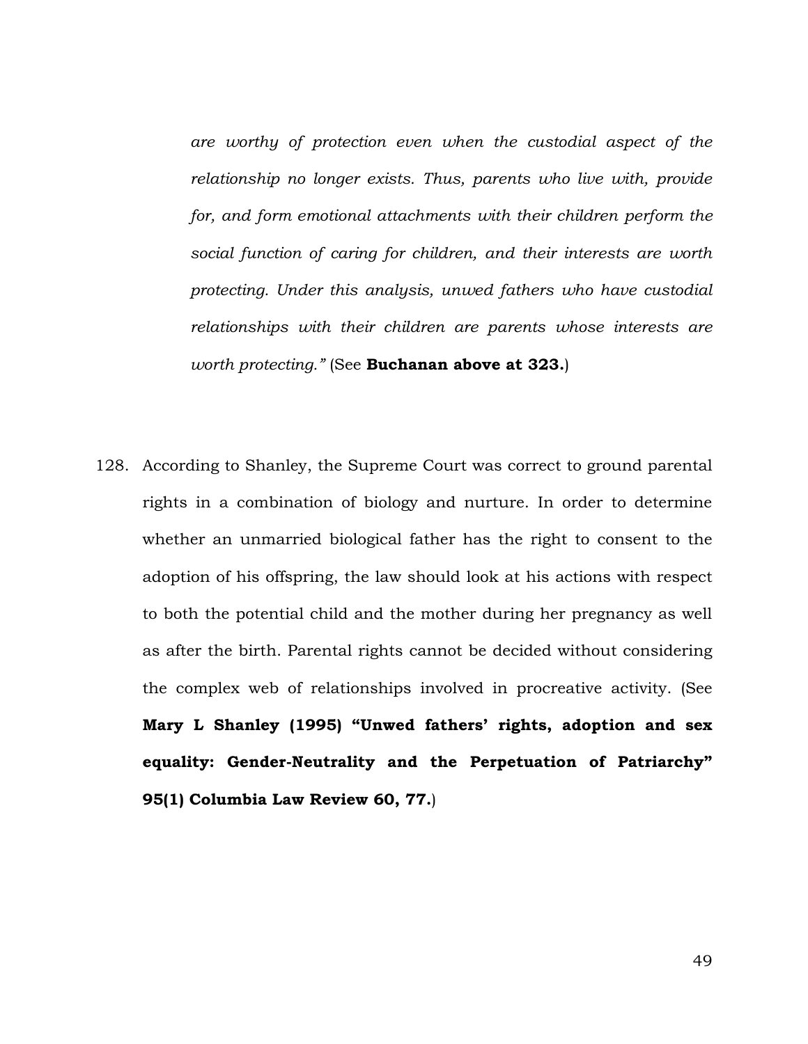> *are worthy of protection even when the custodial aspect of the relationship no longer exists. Thus, parents who live with, provide for, and form emotional attachments with their children perform the social function of caring for children, and their interests are worth protecting. Under this analysis, unwed fathers who have custodial relationships with their children are parents whose interests are worth protecting."* (See **Buchanan above at 323.**)

128. According to Shanley, the Supreme Court was correct to ground parental rights in a combination of biology and nurture. In order to determine whether an unmarried biological father has the right to consent to the adoption of his offspring, the law should look at his actions with respect to both the potential child and the mother during her pregnancy as well as after the birth. Parental rights cannot be decided without considering the complex web of relationships involved in procreative activity. (See **Mary L Shanley (1995) "Unwed fathers' rights, adoption and sex equality: Gender-Neutrality and the Perpetuation of Patriarchy" 95(1) Columbia Law Review 60, 77.**)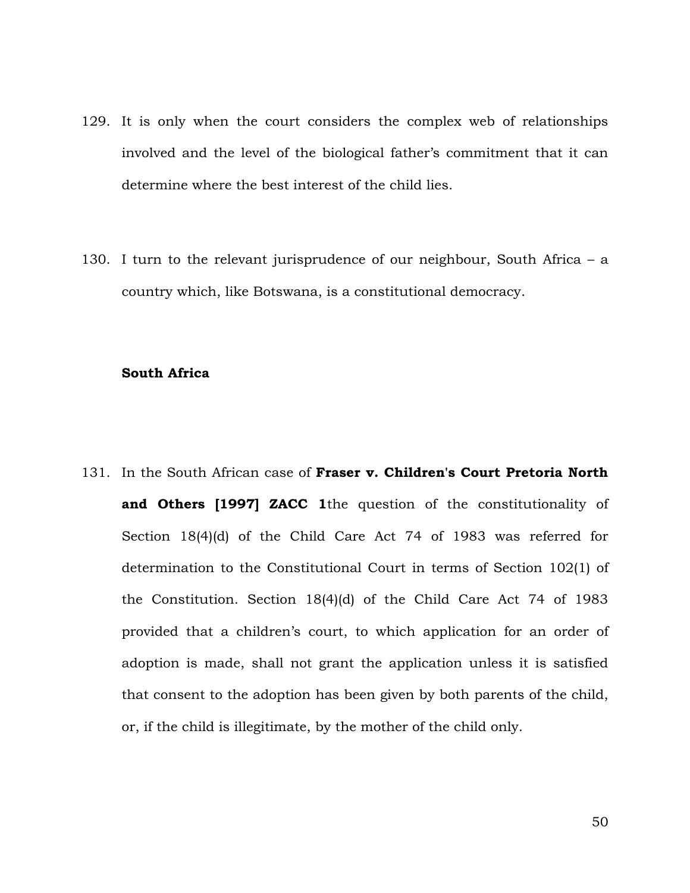129. It is only when the court considers the complex web of relationships involved and the level of the biological father's commitment that it can determine where the best interest of the child lies.

130. I turn to the relevant jurisprudence of our neighbour, South Africa – a country which, like Botswana, is a constitutional democracy.

**South Africa**

131. In the South African case of **Fraser v. Children's Court Pretoria North and Others [1997] ZACC 1**the question of the constitutionality of Section 18(4)(d) of the Child Care Act 74 of 1983 was referred for determination to the Constitutional Court in terms of Section 102(1) of the Constitution. Section 18(4)(d) of the Child Care Act 74 of 1983 provided that a children's court, to which application for an order of adoption is made, shall not grant the application unless it is satisfied that consent to the adoption has been given by both parents of the child, or, if the child is illegitimate, by the mother of the child only.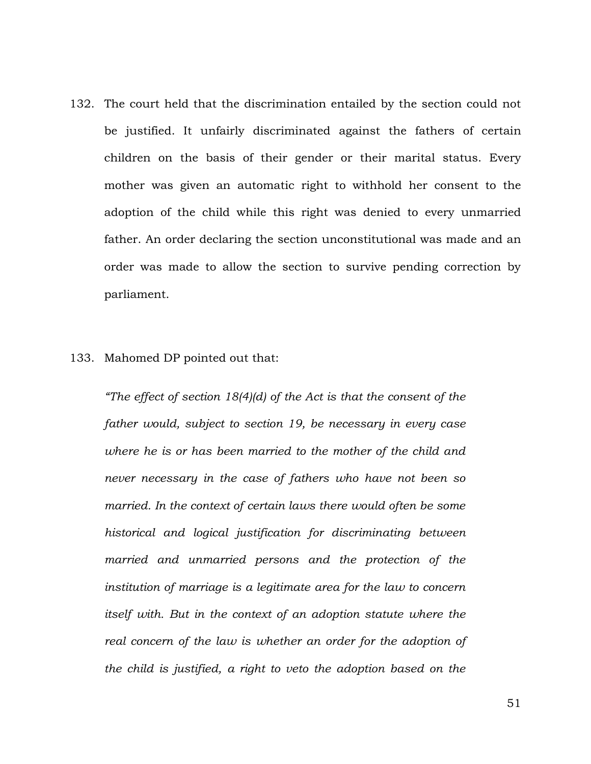132. The court held that the discrimination entailed by the section could not be justified. It unfairly discriminated against the fathers of certain children on the basis of their gender or their marital status. Every mother was given an automatic right to withhold her consent to the adoption of the child while this right was denied to every unmarried father. An order declaring the section unconstitutional was made and an order was made to allow the section to survive pending correction by parliament.

133. Mahomed DP pointed out that:

*"The effect of section 18(4)(d) of the Act is that the consent of the father would, subject to section 19, be necessary in every case where he is or has been married to the mother of the child and never necessary in the case of fathers who have not been so married. In the context of certain laws there would often be some historical and logical justification for discriminating between married and unmarried persons and the protection of the institution of marriage is a legitimate area for the law to concern itself with. But in the context of an adoption statute where the real concern of the law is whether an order for the adoption of the child is justified, a right to veto the adoption based on the*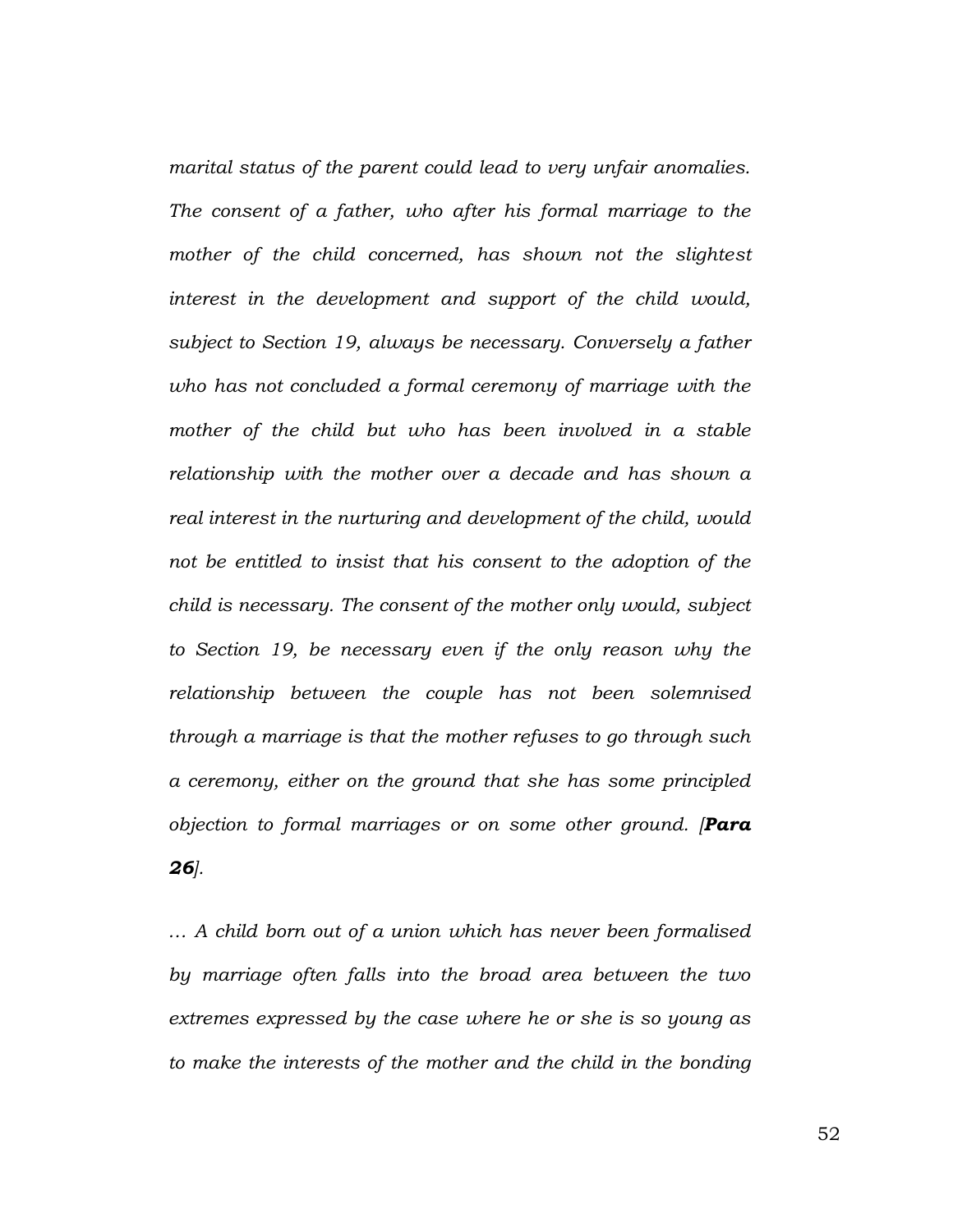*marital status of the parent could lead to very unfair anomalies. The consent of a father, who after his formal marriage to the mother of the child concerned, has shown not the slightest interest in the development and support of the child would, subject to Section 19, always be necessary. Conversely a father who has not concluded a formal ceremony of marriage with the mother of the child but who has been involved in a stable relationship with the mother over a decade and has shown a real interest in the nurturing and development of the child, would not be entitled to insist that his consent to the adoption of the child is necessary. The consent of the mother only would, subject to Section 19, be necessary even if the only reason why the relationship between the couple has not been solemnised through a marriage is that the mother refuses to go through such a ceremony, either on the ground that she has some principled objection to formal marriages or on some other ground. [**Para 26**].*

*… A child born out of a union which has never been formalised by marriage often falls into the broad area between the two extremes expressed by the case where he or she is so young as to make the interests of the mother and the child in the bonding*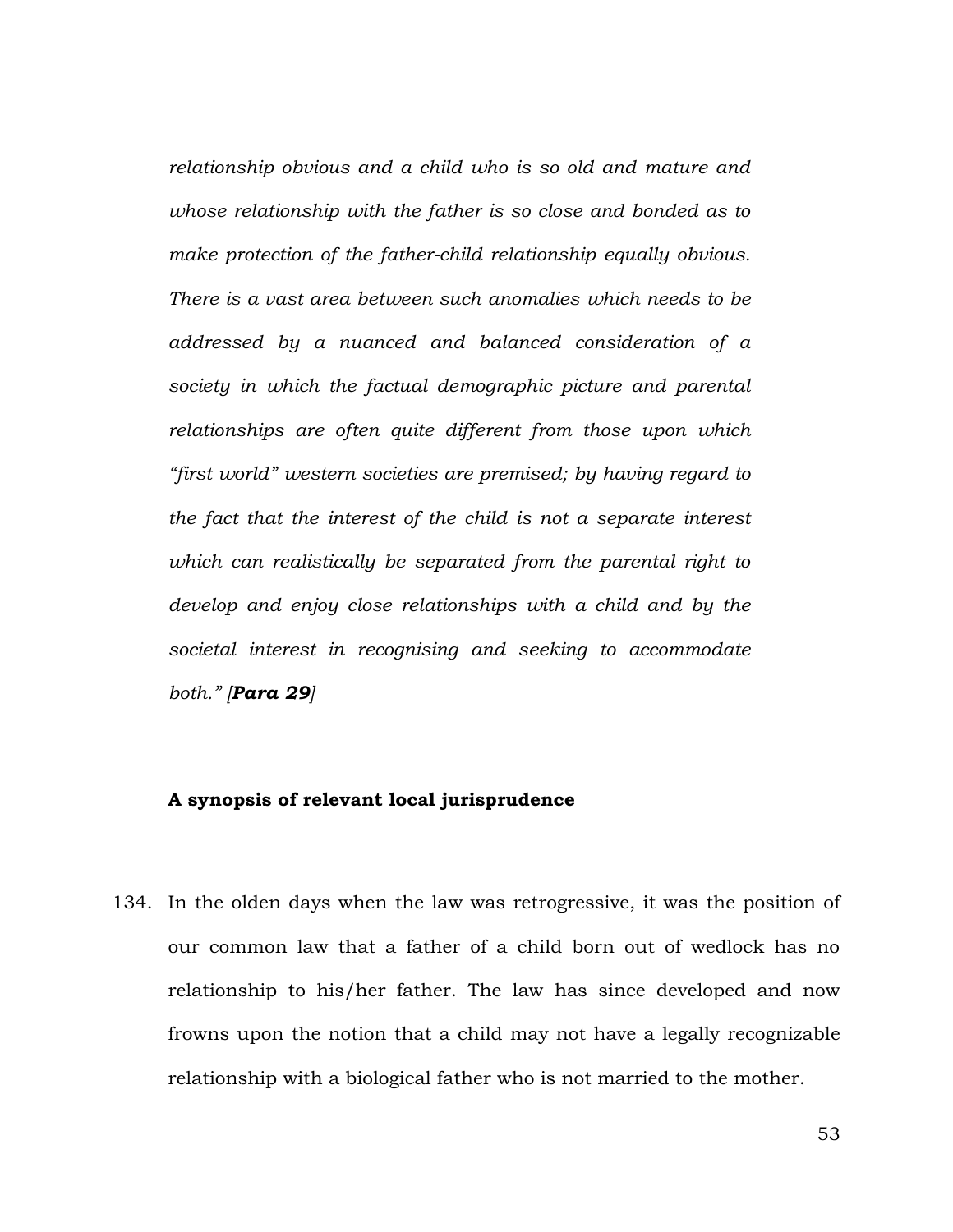*relationship obvious and a child who is so old and mature and whose relationship with the father is so close and bonded as to make protection of the father-child relationship equally obvious. There is a vast area between such anomalies which needs to be addressed by a nuanced and balanced consideration of a society in which the factual demographic picture and parental relationships are often quite different from those upon which "first world" western societies are premised; by having regard to the fact that the interest of the child is not a separate interest which can realistically be separated from the parental right to develop and enjoy close relationships with a child and by the societal interest in recognising and seeking to accommodate both." [**Para 29**]*

**A synopsis of relevant local jurisprudence**

134. In the olden days when the law was retrogressive, it was the position of our common law that a father of a child born out of wedlock has no relationship to his/her father. The law has since developed and now frowns upon the notion that a child may not have a legally recognizable relationship with a biological father who is not married to the mother.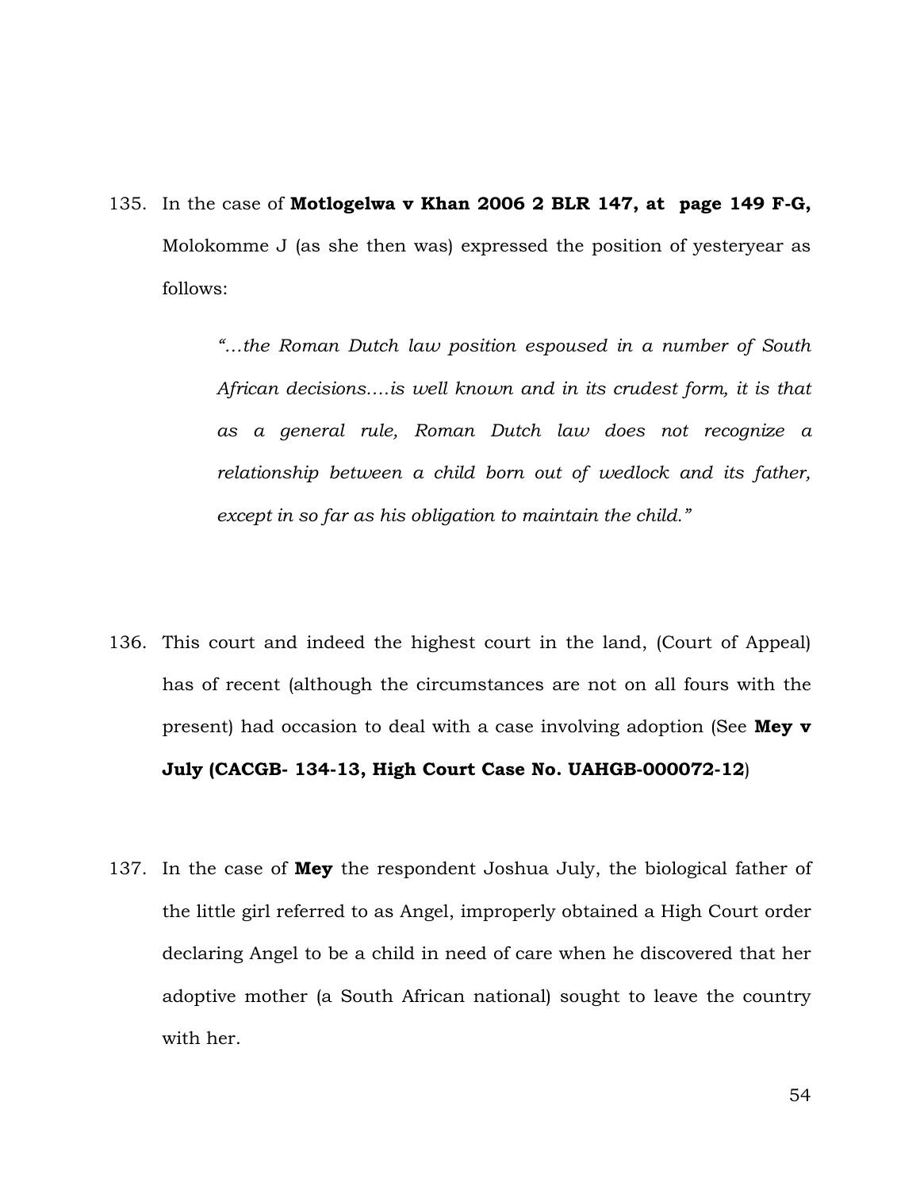135. In the case of **Motlogelwa v Khan 2006 2 BLR 147, at page 149 F-G,** Molokomme J (as she then was) expressed the position of yesteryear as follows:

> *"…the Roman Dutch law position espoused in a number of South African decisions….is well known and in its crudest form, it is that as a general rule, Roman Dutch law does not recognize a relationship between a child born out of wedlock and its father, except in so far as his obligation to maintain the child."*

136. This court and indeed the highest court in the land, (Court of Appeal) has of recent (although the circumstances are not on all fours with the present) had occasion to deal with a case involving adoption (See **Mey v July (CACGB- 134-13, High Court Case No. UAHGB-000072-12**)

137. In the case of **Mey** the respondent Joshua July, the biological father of the little girl referred to as Angel, improperly obtained a High Court order declaring Angel to be a child in need of care when he discovered that her adoptive mother (a South African national) sought to leave the country with her.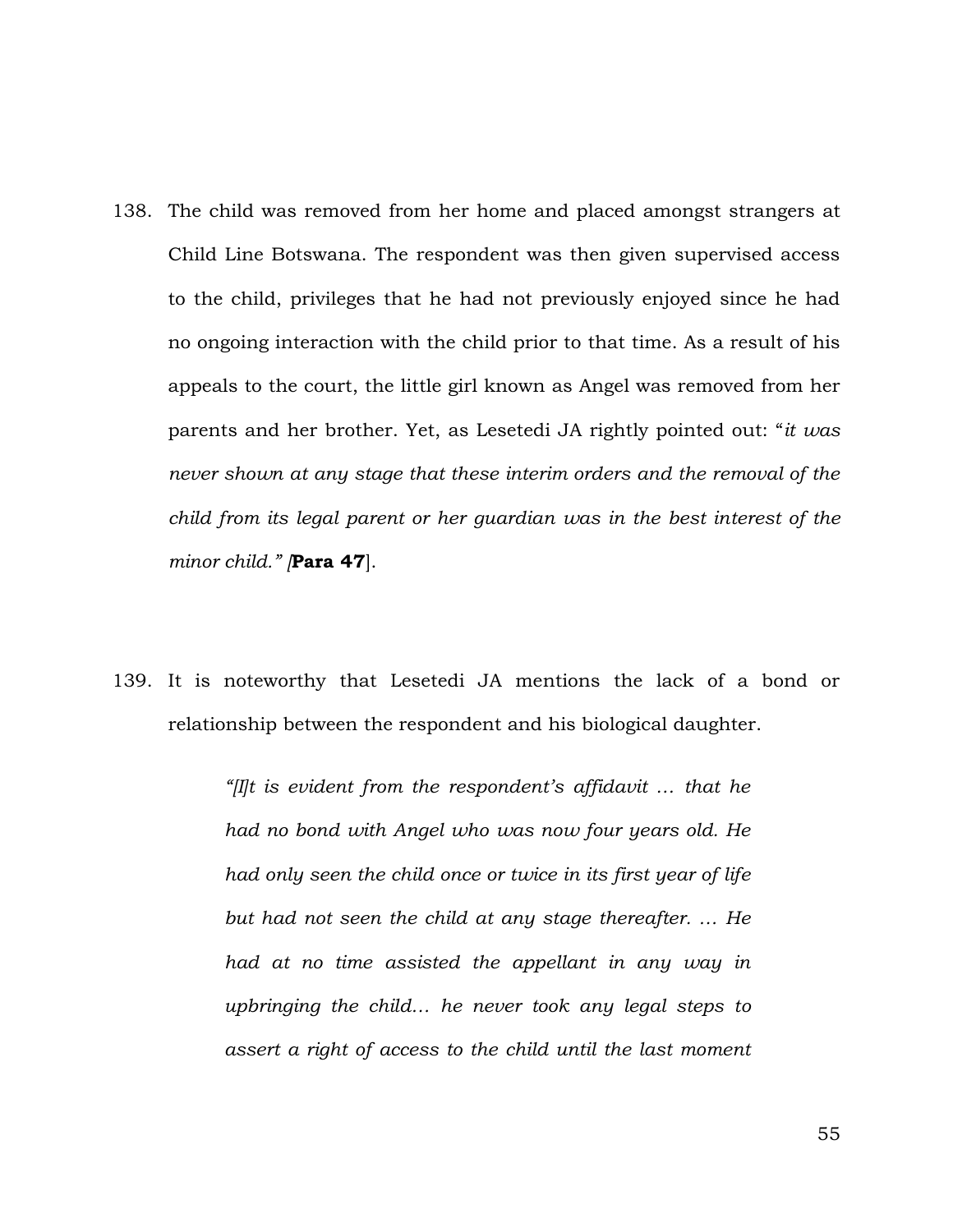138. The child was removed from her home and placed amongst strangers at Child Line Botswana. The respondent was then given supervised access to the child, privileges that he had not previously enjoyed since he had no ongoing interaction with the child prior to that time. As a result of his appeals to the court, the little girl known as Angel was removed from her parents and her brother. Yet, as Lesetedi JA rightly pointed out: "*it was never shown at any stage that these interim orders and the removal of the child from its legal parent or her guardian was in the best interest of the minor child." [***Para 47**].

139. It is noteworthy that Lesetedi JA mentions the lack of a bond or relationship between the respondent and his biological daughter.

> *"[I]t is evident from the respondent's affidavit … that he had no bond with Angel who was now four years old. He had only seen the child once or twice in its first year of life but had not seen the child at any stage thereafter. … He had at no time assisted the appellant in any way in upbringing the child… he never took any legal steps to assert a right of access to the child until the last moment*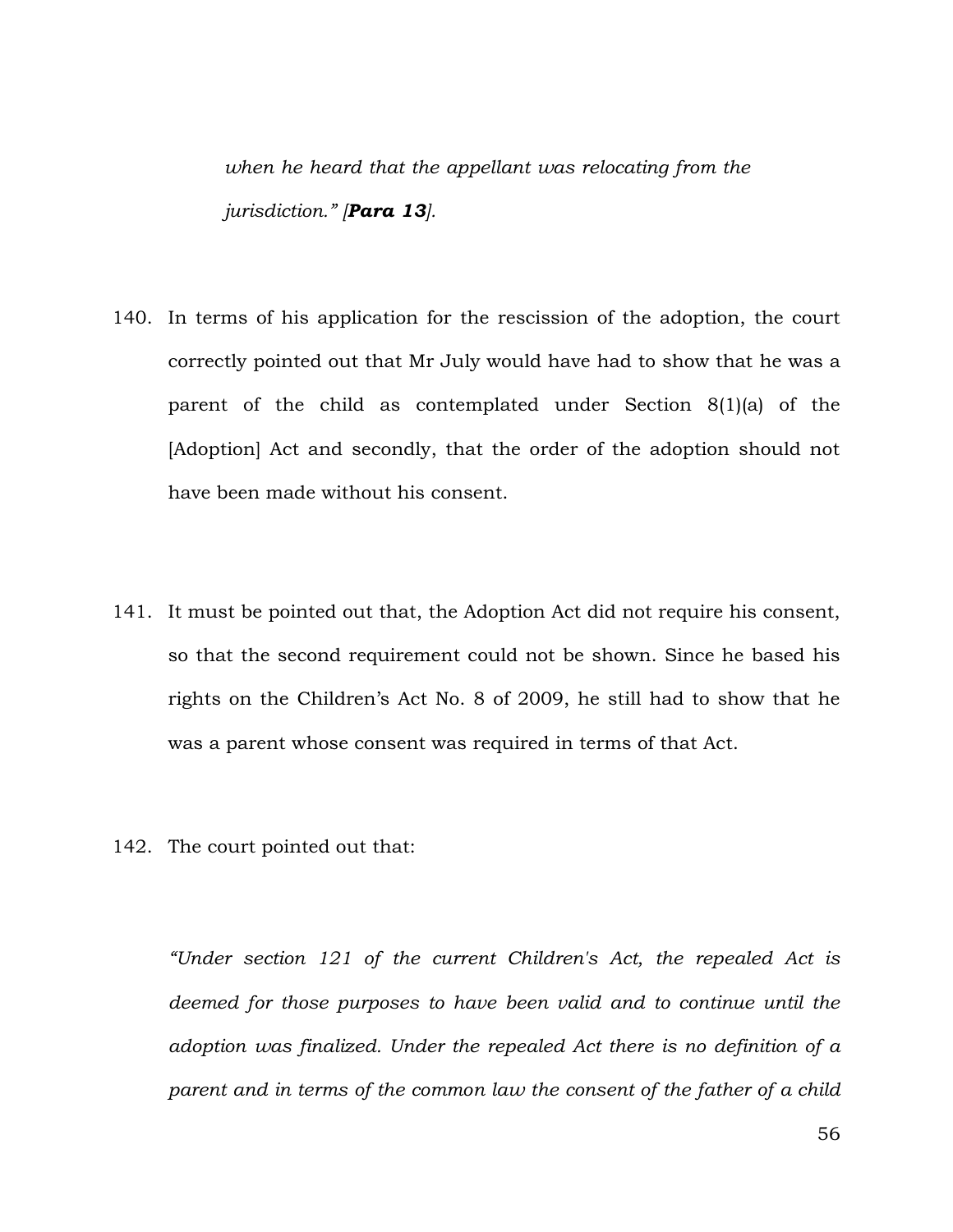*when he heard that the appellant was relocating from the jurisdiction." [**Para 13**].*

140. In terms of his application for the rescission of the adoption, the court correctly pointed out that Mr July would have had to show that he was a parent of the child as contemplated under Section 8(1)(a) of the [Adoption] Act and secondly, that the order of the adoption should not have been made without his consent.

141. It must be pointed out that, the Adoption Act did not require his consent, so that the second requirement could not be shown. Since he based his rights on the Children's Act No. 8 of 2009, he still had to show that he was a parent whose consent was required in terms of that Act.

142. The court pointed out that:

*"Under section 121 of the current Children's Act, the repealed Act is deemed for those purposes to have been valid and to continue until the adoption was finalized. Under the repealed Act there is no definition of a parent and in terms of the common law the consent of the father of a child*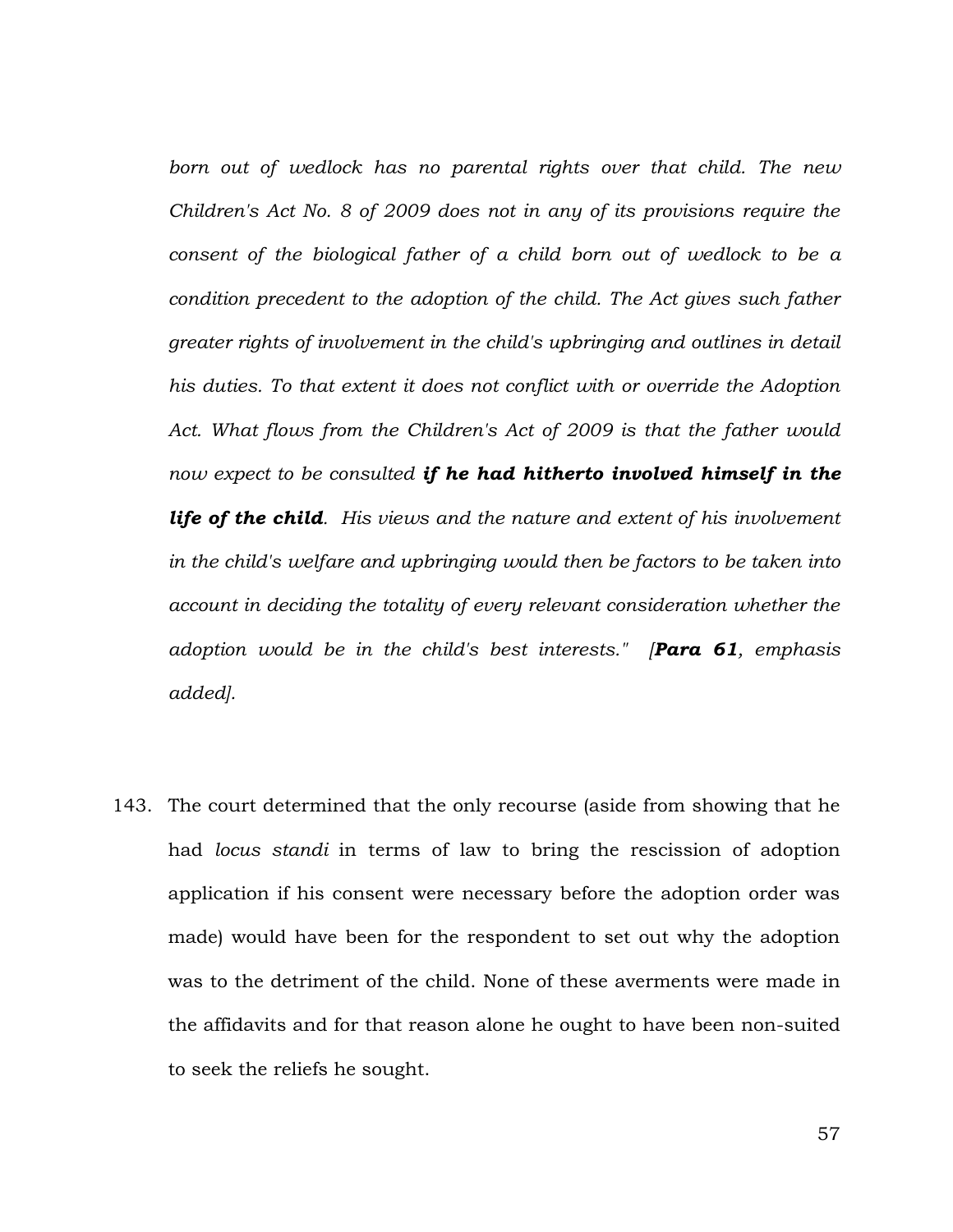*born out of wedlock has no parental rights over that child. The new Children's Act No. 8 of 2009 does not in any of its provisions require the consent of the biological father of a child born out of wedlock to be a condition precedent to the adoption of the child. The Act gives such father greater rights of involvement in the child's upbringing and outlines in detail his duties. To that extent it does not conflict with or override the Adoption Act. What flows from the Children's Act of 2009 is that the father would now expect to be consulted* ***if he had hitherto involved himself in the life of the child****. His views and the nature and extent of his involvement in the child's welfare and upbringing would then be factors to be taken into account in deciding the totality of every relevant consideration whether the adoption would be in the child's best interests." [****Para 61****, emphasis added].*

143. The court determined that the only recourse (aside from showing that he had *locus standi* in terms of law to bring the rescission of adoption application if his consent were necessary before the adoption order was made) would have been for the respondent to set out why the adoption was to the detriment of the child. None of these averments were made in the affidavits and for that reason alone he ought to have been non-suited to seek the reliefs he sought.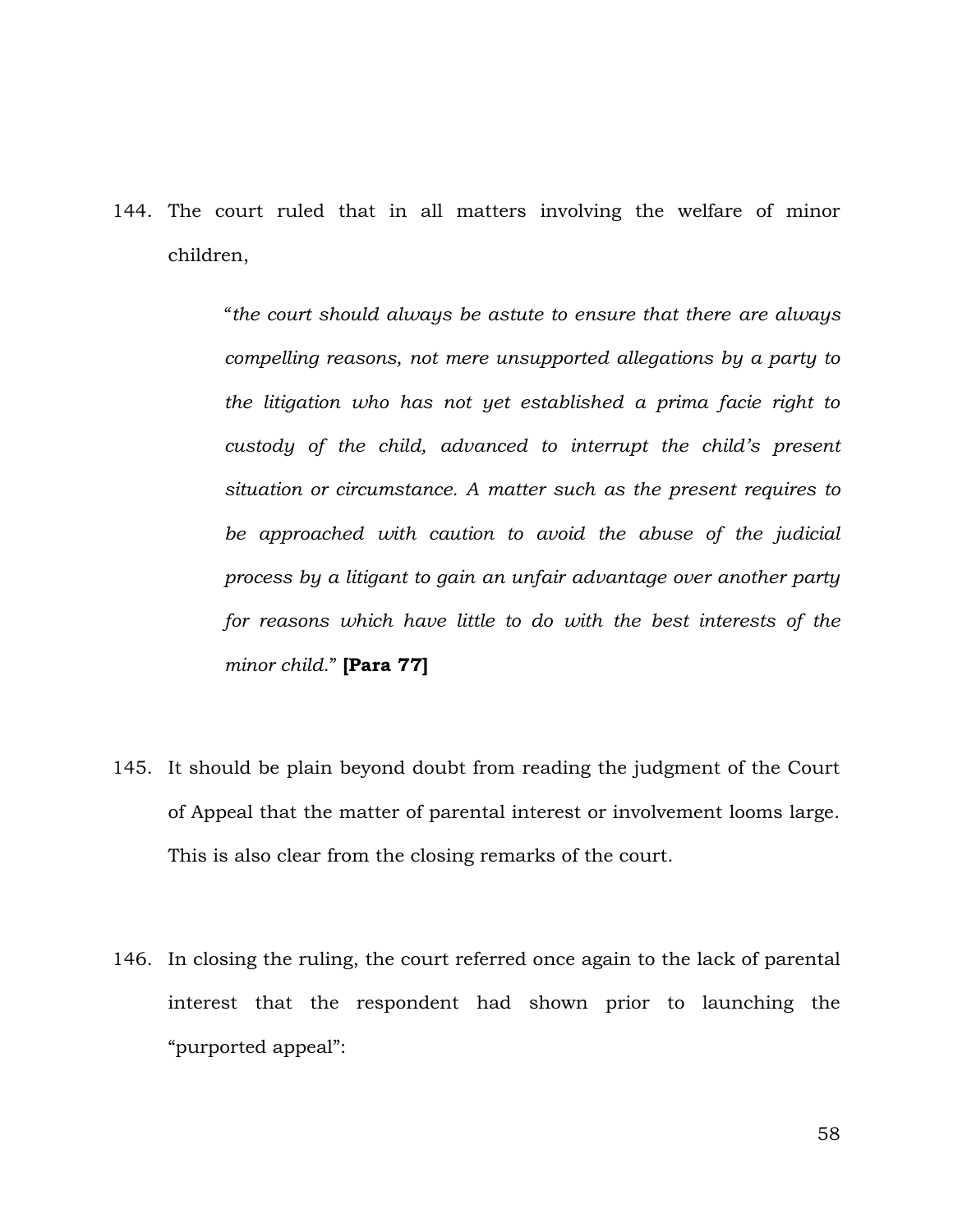144. The court ruled that in all matters involving the welfare of minor children,

> "*the court should always be astute to ensure that there are always compelling reasons, not mere unsupported allegations by a party to the litigation who has not yet established a prima facie right to custody of the child, advanced to interrupt the child's present situation or circumstance. A matter such as the present requires to be approached with caution to avoid the abuse of the judicial process by a litigant to gain an unfair advantage over another party for reasons which have little to do with the best interests of the minor child.*" **[Para 77]**

145. It should be plain beyond doubt from reading the judgment of the Court of Appeal that the matter of parental interest or involvement looms large. This is also clear from the closing remarks of the court.

146. In closing the ruling, the court referred once again to the lack of parental interest that the respondent had shown prior to launching the "purported appeal":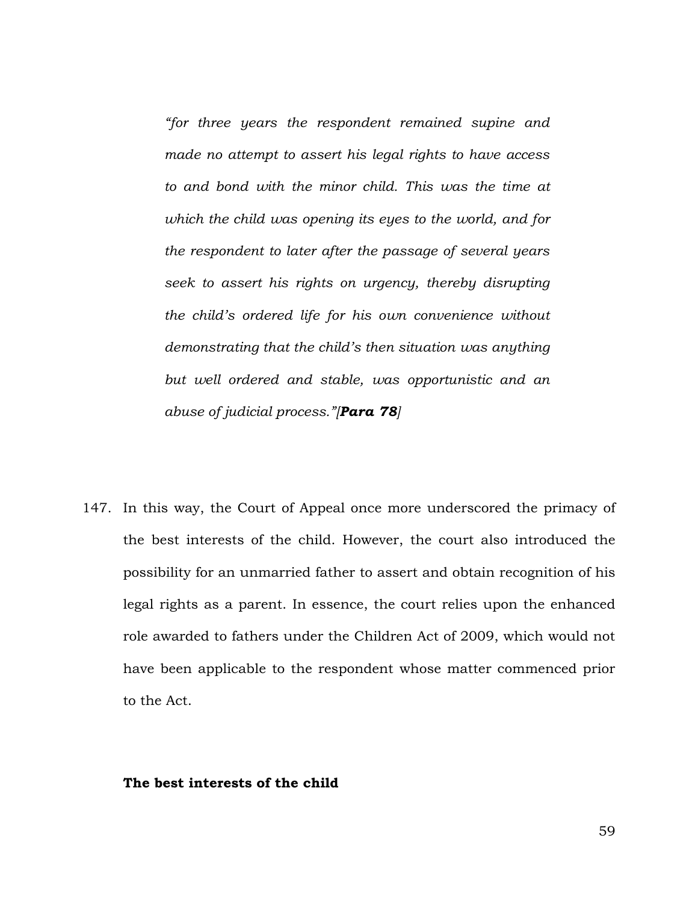> *"for three years the respondent remained supine and made no attempt to assert his legal rights to have access to and bond with the minor child. This was the time at which the child was opening its eyes to the world, and for the respondent to later after the passage of several years seek to assert his rights on urgency, thereby disrupting the child's ordered life for his own convenience without demonstrating that the child's then situation was anything but well ordered and stable, was opportunistic and an abuse of judicial process."[**Para 78**]*

147. In this way, the Court of Appeal once more underscored the primacy of the best interests of the child. However, the court also introduced the possibility for an unmarried father to assert and obtain recognition of his legal rights as a parent. In essence, the court relies upon the enhanced role awarded to fathers under the Children Act of 2009, which would not have been applicable to the respondent whose matter commenced prior to the Act.

**The best interests of the child**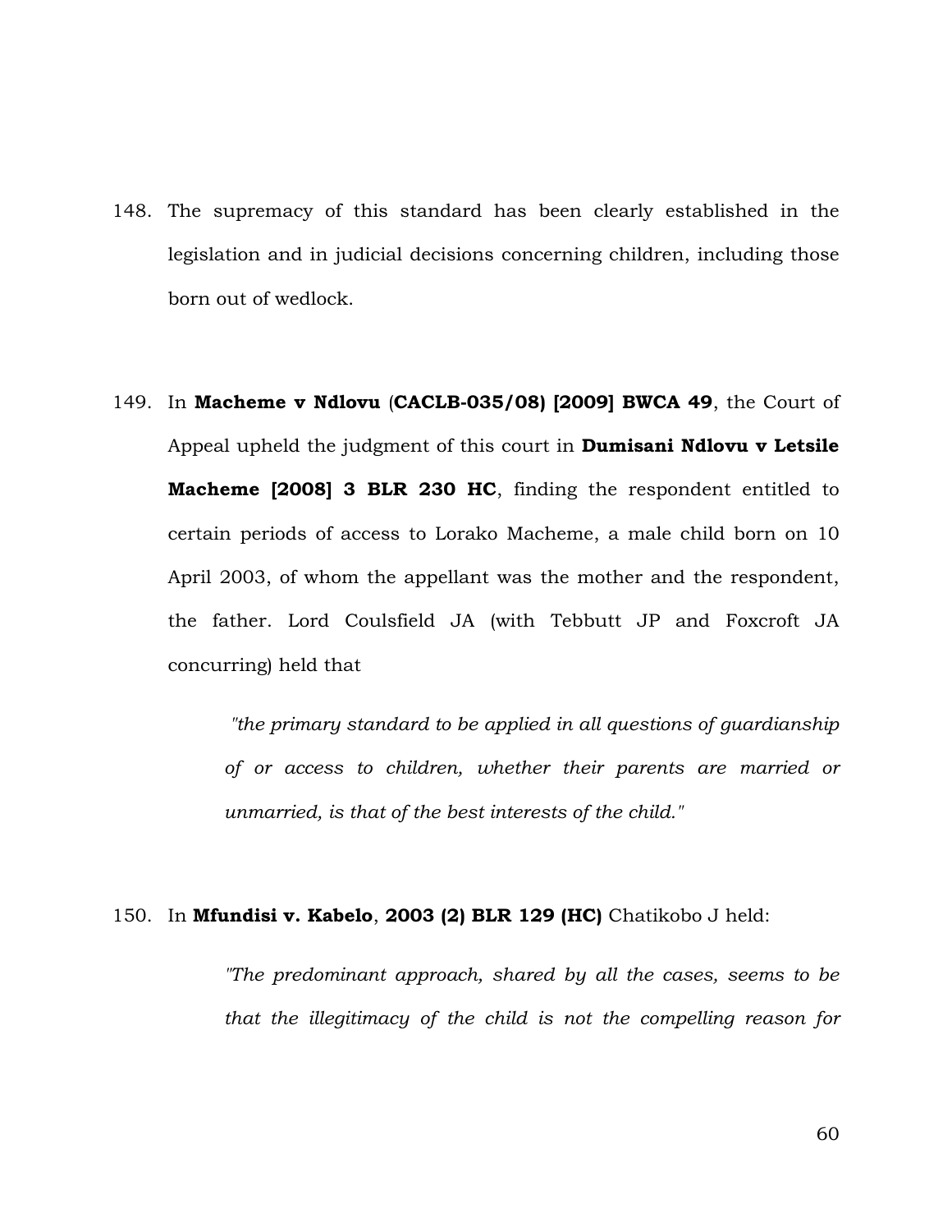148. The supremacy of this standard has been clearly established in the legislation and in judicial decisions concerning children, including those born out of wedlock.

149. In **Macheme v Ndlovu** (**CACLB-035/08) [2009] BWCA 49**, the Court of Appeal upheld the judgment of this court in **Dumisani Ndlovu v Letsile Macheme [2008] 3 BLR 230 HC**, finding the respondent entitled to certain periods of access to Lorako Macheme, a male child born on 10 April 2003, of whom the appellant was the mother and the respondent, the father. Lord Coulsfield JA (with Tebbutt JP and Foxcroft JA concurring) held that

> *"the primary standard to be applied in all questions of guardianship of or access to children, whether their parents are married or unmarried, is that of the best interests of the child."*

150. In **Mfundisi v. Kabelo**, **2003 (2) BLR 129 (HC)** Chatikobo J held:

> *"The predominant approach, shared by all the cases, seems to be that the illegitimacy of the child is not the compelling reason for*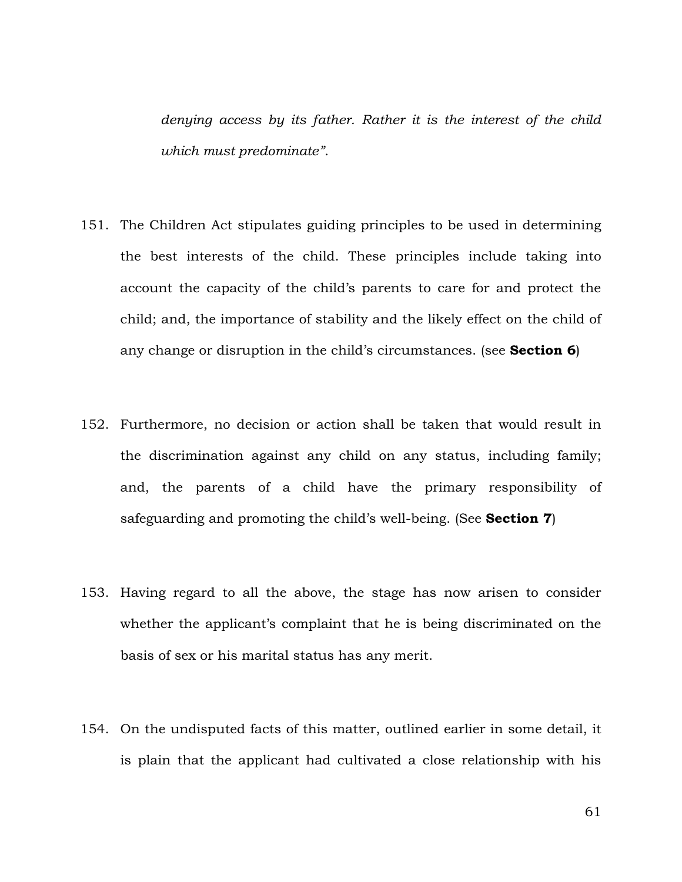> *denying access by its father. Rather it is the interest of the child which must predominate".*

151. The Children Act stipulates guiding principles to be used in determining the best interests of the child. These principles include taking into account the capacity of the child's parents to care for and protect the child; and, the importance of stability and the likely effect on the child of any change or disruption in the child's circumstances. (see **Section 6**)

152. Furthermore, no decision or action shall be taken that would result in the discrimination against any child on any status, including family; and, the parents of a child have the primary responsibility of safeguarding and promoting the child's well-being. (See **Section 7**)

153. Having regard to all the above, the stage has now arisen to consider whether the applicant's complaint that he is being discriminated on the basis of sex or his marital status has any merit.

154. On the undisputed facts of this matter, outlined earlier in some detail, it is plain that the applicant had cultivated a close relationship with his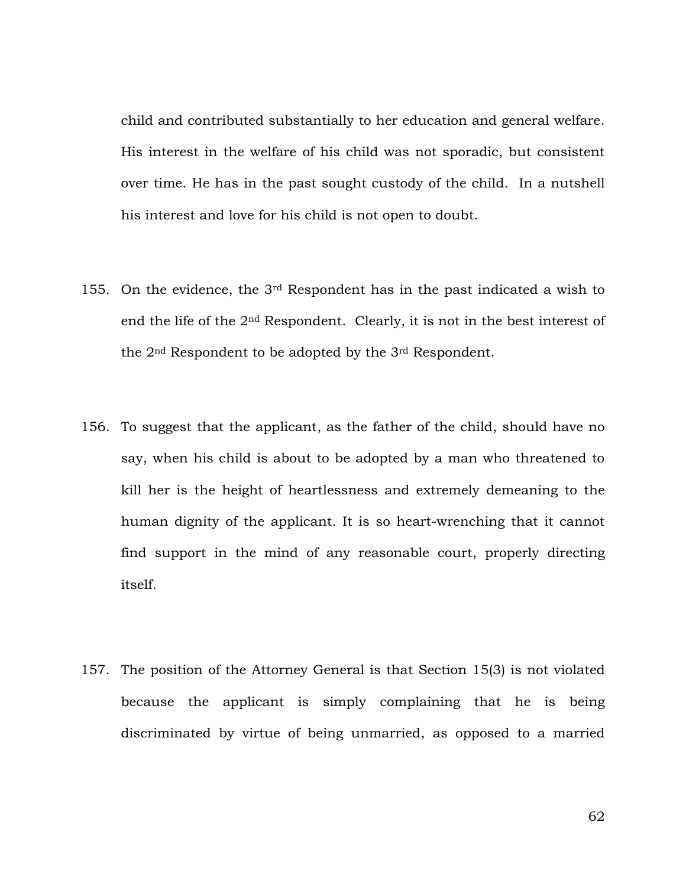child and contributed substantially to her education and general welfare. His interest in the welfare of his child was not sporadic, but consistent over time. He has in the past sought custody of the child. In a nutshell his interest and love for his child is not open to doubt.

155. On the evidence, the 3rd Respondent has in the past indicated a wish to end the life of the 2nd Respondent. Clearly, it is not in the best interest of the 2nd Respondent to be adopted by the 3rd Respondent.

156. To suggest that the applicant, as the father of the child, should have no say, when his child is about to be adopted by a man who threatened to kill her is the height of heartlessness and extremely demeaning to the human dignity of the applicant. It is so heart-wrenching that it cannot find support in the mind of any reasonable court, properly directing itself.

157. The position of the Attorney General is that Section 15(3) is not violated because the applicant is simply complaining that he is being discriminated by virtue of being unmarried, as opposed to a married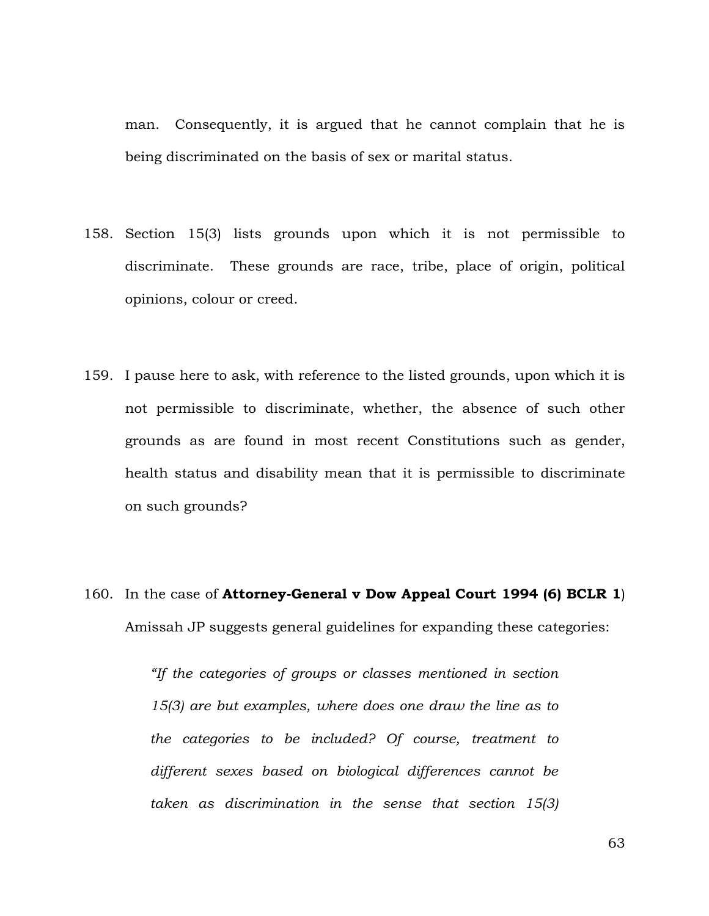man. Consequently, it is argued that he cannot complain that he is being discriminated on the basis of sex or marital status.

158. Section 15(3) lists grounds upon which it is not permissible to discriminate. These grounds are race, tribe, place of origin, political opinions, colour or creed.

159. I pause here to ask, with reference to the listed grounds, upon which it is not permissible to discriminate, whether, the absence of such other grounds as are found in most recent Constitutions such as gender, health status and disability mean that it is permissible to discriminate on such grounds?

160. In the case of **Attorney-General v Dow Appeal Court 1994 (6) BCLR 1**) Amissah JP suggests general guidelines for expanding these categories:

> *"If the categories of groups or classes mentioned in section 15(3) are but examples, where does one draw the line as to the categories to be included? Of course, treatment to different sexes based on biological differences cannot be taken as discrimination in the sense that section 15(3)*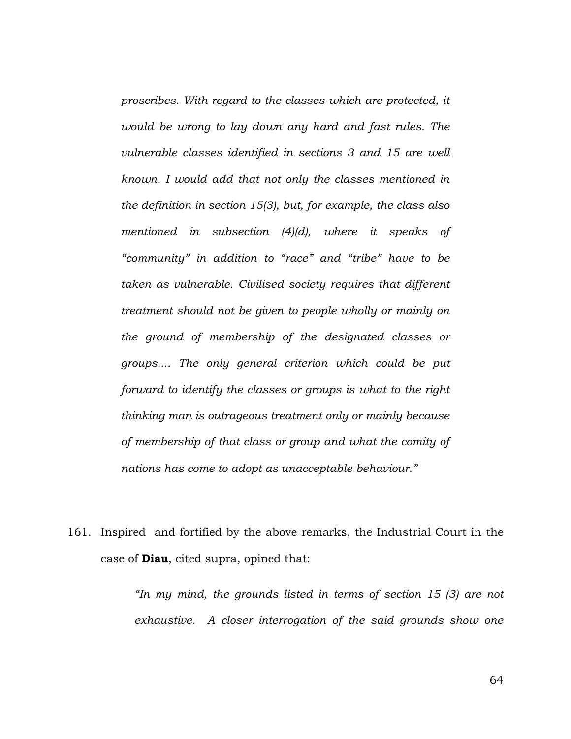> *proscribes. With regard to the classes which are protected, it would be wrong to lay down any hard and fast rules. The vulnerable classes identified in sections 3 and 15 are well known. I would add that not only the classes mentioned in the definition in section 15(3), but, for example, the class also mentioned in subsection (4)(d), where it speaks of "community" in addition to "race" and "tribe" have to be taken as vulnerable. Civilised society requires that different treatment should not be given to people wholly or mainly on the ground of membership of the designated classes or groups.... The only general criterion which could be put forward to identify the classes or groups is what to the right thinking man is outrageous treatment only or mainly because of membership of that class or group and what the comity of nations has come to adopt as unacceptable behaviour."*

161. Inspired and fortified by the above remarks, the Industrial Court in the case of **Diau**, cited supra, opined that:

> *"In my mind, the grounds listed in terms of section 15 (3) are not exhaustive. A closer interrogation of the said grounds show one*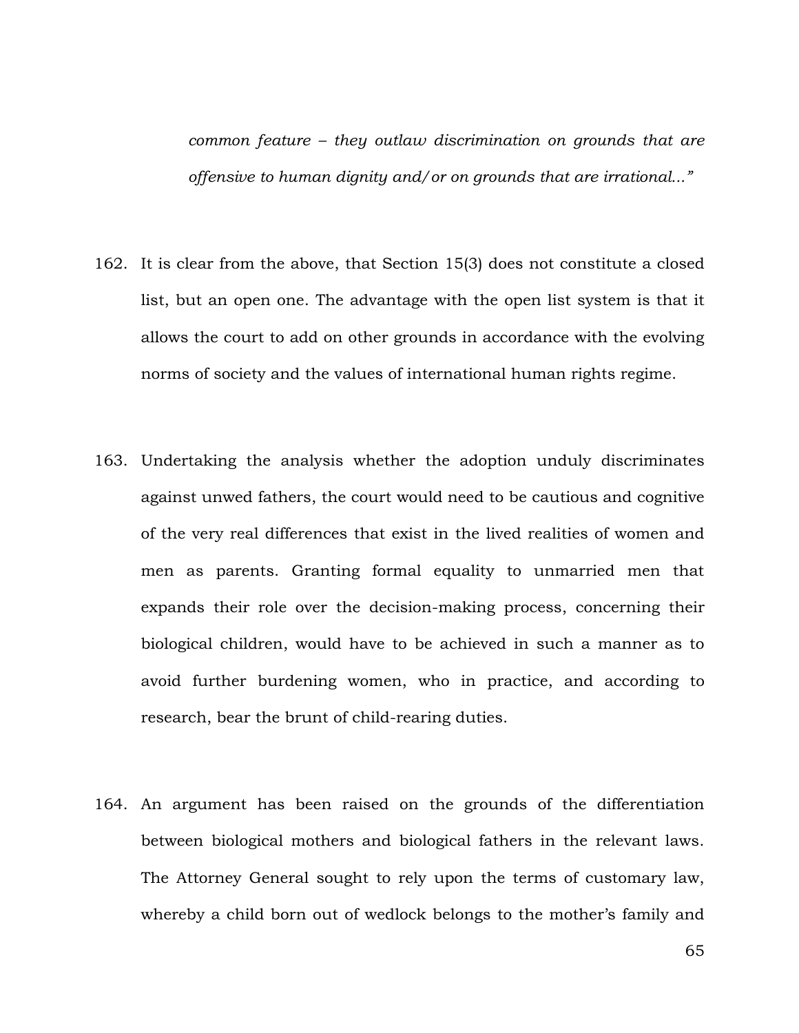> *common feature – they outlaw discrimination on grounds that are offensive to human dignity and/or on grounds that are irrational..."*

162. It is clear from the above, that Section 15(3) does not constitute a closed list, but an open one. The advantage with the open list system is that it allows the court to add on other grounds in accordance with the evolving norms of society and the values of international human rights regime.

163. Undertaking the analysis whether the adoption unduly discriminates against unwed fathers, the court would need to be cautious and cognitive of the very real differences that exist in the lived realities of women and men as parents. Granting formal equality to unmarried men that expands their role over the decision-making process, concerning their biological children, would have to be achieved in such a manner as to avoid further burdening women, who in practice, and according to research, bear the brunt of child-rearing duties.

164. An argument has been raised on the grounds of the differentiation between biological mothers and biological fathers in the relevant laws. The Attorney General sought to rely upon the terms of customary law, whereby a child born out of wedlock belongs to the mother's family and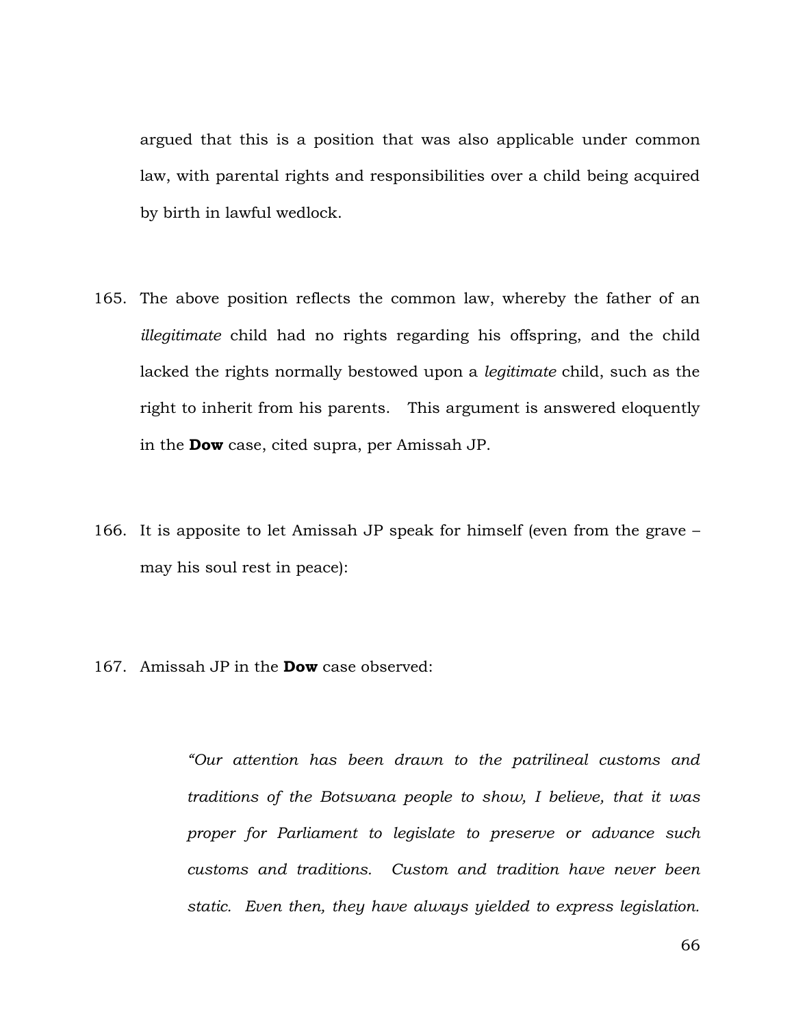argued that this is a position that was also applicable under common law, with parental rights and responsibilities over a child being acquired by birth in lawful wedlock.

165. The above position reflects the common law, whereby the father of an *illegitimate* child had no rights regarding his offspring, and the child lacked the rights normally bestowed upon a *legitimate* child, such as the right to inherit from his parents. This argument is answered eloquently in the **Dow** case, cited supra, per Amissah JP.

166. It is apposite to let Amissah JP speak for himself (even from the grave – may his soul rest in peace):

167. Amissah JP in the **Dow** case observed:

> *"Our attention has been drawn to the patrilineal customs and traditions of the Botswana people to show, I believe, that it was proper for Parliament to legislate to preserve or advance such customs and traditions. Custom and tradition have never been static. Even then, they have always yielded to express legislation.*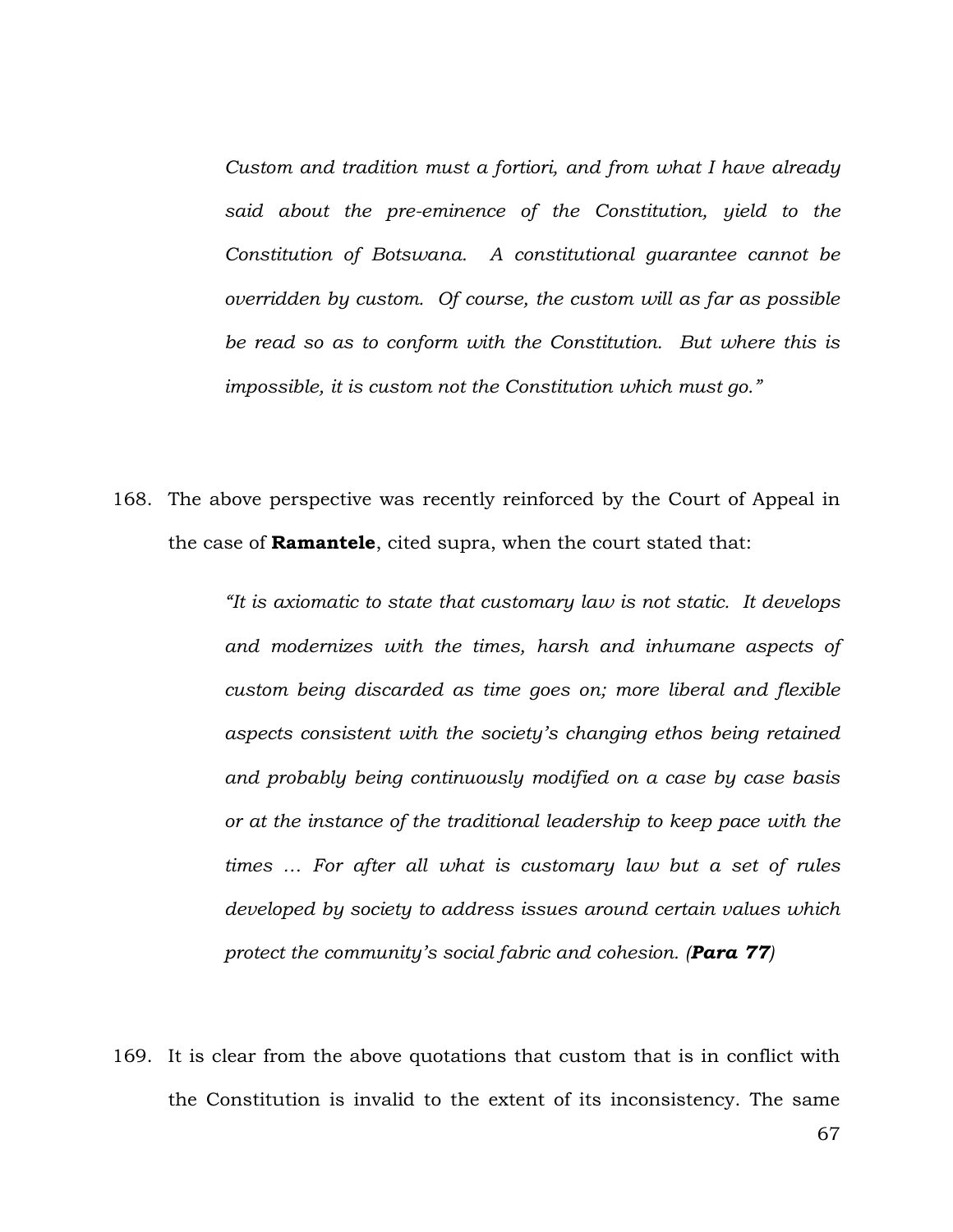> *Custom and tradition must a fortiori, and from what I have already said about the pre-eminence of the Constitution, yield to the Constitution of Botswana. A constitutional guarantee cannot be overridden by custom. Of course, the custom will as far as possible be read so as to conform with the Constitution. But where this is impossible, it is custom not the Constitution which must go."*

168. The above perspective was recently reinforced by the Court of Appeal in the case of **Ramantele**, cited supra, when the court stated that:

> *"It is axiomatic to state that customary law is not static. It develops and modernizes with the times, harsh and inhumane aspects of custom being discarded as time goes on; more liberal and flexible aspects consistent with the society's changing ethos being retained and probably being continuously modified on a case by case basis or at the instance of the traditional leadership to keep pace with the times … For after all what is customary law but a set of rules developed by society to address issues around certain values which protect the community's social fabric and cohesion. (**Para 77**)*

169. It is clear from the above quotations that custom that is in conflict with the Constitution is invalid to the extent of its inconsistency. The same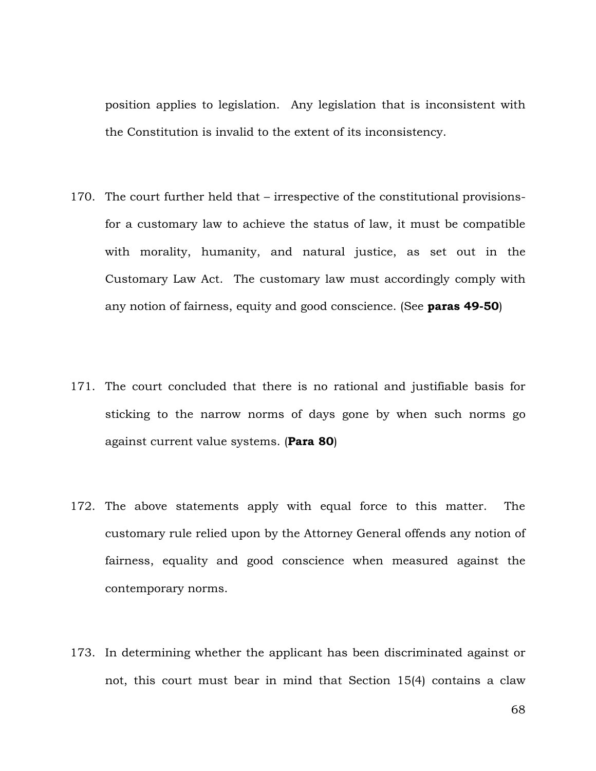position applies to legislation. Any legislation that is inconsistent with the Constitution is invalid to the extent of its inconsistency.

170. The court further held that – irrespective of the constitutional provisions- for a customary law to achieve the status of law, it must be compatible with morality, humanity, and natural justice, as set out in the Customary Law Act. The customary law must accordingly comply with any notion of fairness, equity and good conscience. (See **paras 49-50**)

171. The court concluded that there is no rational and justifiable basis for sticking to the narrow norms of days gone by when such norms go against current value systems. (**Para 80**)

172. The above statements apply with equal force to this matter. The customary rule relied upon by the Attorney General offends any notion of fairness, equality and good conscience when measured against the contemporary norms.

173. In determining whether the applicant has been discriminated against or not, this court must bear in mind that Section 15(4) contains a claw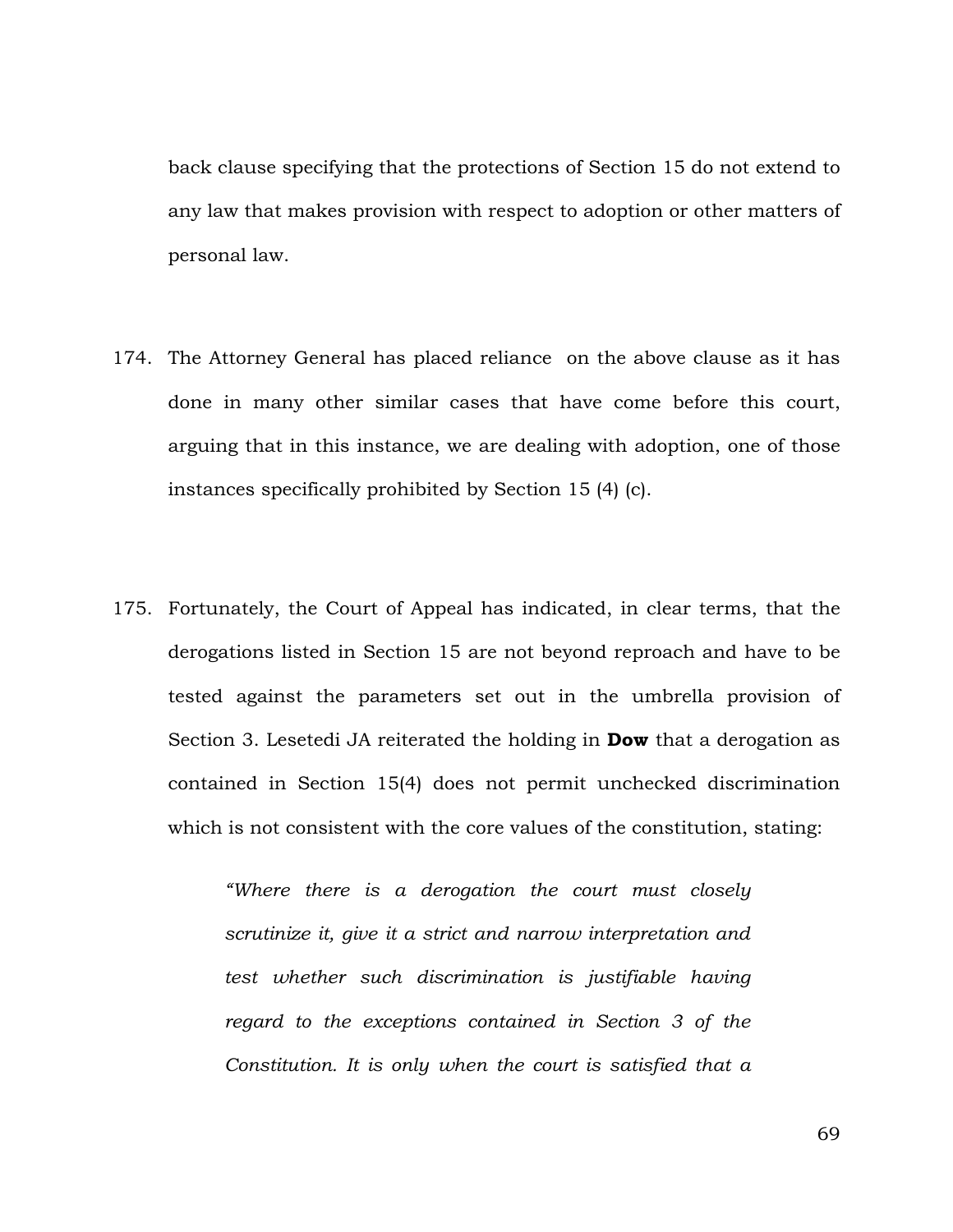back clause specifying that the protections of Section 15 do not extend to any law that makes provision with respect to adoption or other matters of personal law.

174. The Attorney General has placed reliance on the above clause as it has done in many other similar cases that have come before this court, arguing that in this instance, we are dealing with adoption, one of those instances specifically prohibited by Section 15 (4) (c).

175. Fortunately, the Court of Appeal has indicated, in clear terms, that the derogations listed in Section 15 are not beyond reproach and have to be tested against the parameters set out in the umbrella provision of Section 3. Lesetedi JA reiterated the holding in **Dow** that a derogation as contained in Section 15(4) does not permit unchecked discrimination which is not consistent with the core values of the constitution, stating:

> *"Where there is a derogation the court must closely scrutinize it, give it a strict and narrow interpretation and test whether such discrimination is justifiable having regard to the exceptions contained in Section 3 of the Constitution. It is only when the court is satisfied that a*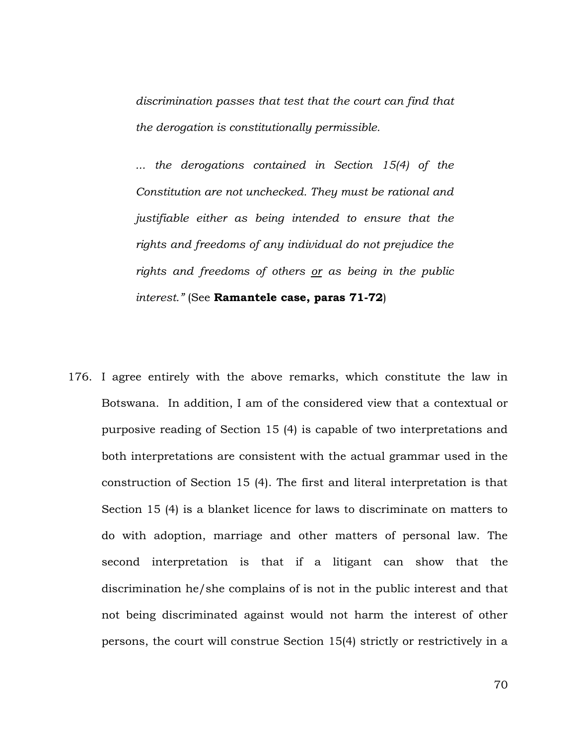> *discrimination passes that test that the court can find that the derogation is constitutionally permissible.*
>
> *... the derogations contained in Section 15(4) of the Constitution are not unchecked. They must be rational and justifiable either as being intended to ensure that the rights and freedoms of any individual do not prejudice the rights and freedoms of others <u>or</u> as being in the public interest."* (See **Ramantele case, paras 71-72**)

176. I agree entirely with the above remarks, which constitute the law in Botswana. In addition, I am of the considered view that a contextual or purposive reading of Section 15 (4) is capable of two interpretations and both interpretations are consistent with the actual grammar used in the construction of Section 15 (4). The first and literal interpretation is that Section 15 (4) is a blanket licence for laws to discriminate on matters to do with adoption, marriage and other matters of personal law. The second interpretation is that if a litigant can show that the discrimination he/she complains of is not in the public interest and that not being discriminated against would not harm the interest of other persons, the court will construe Section 15(4) strictly or restrictively in a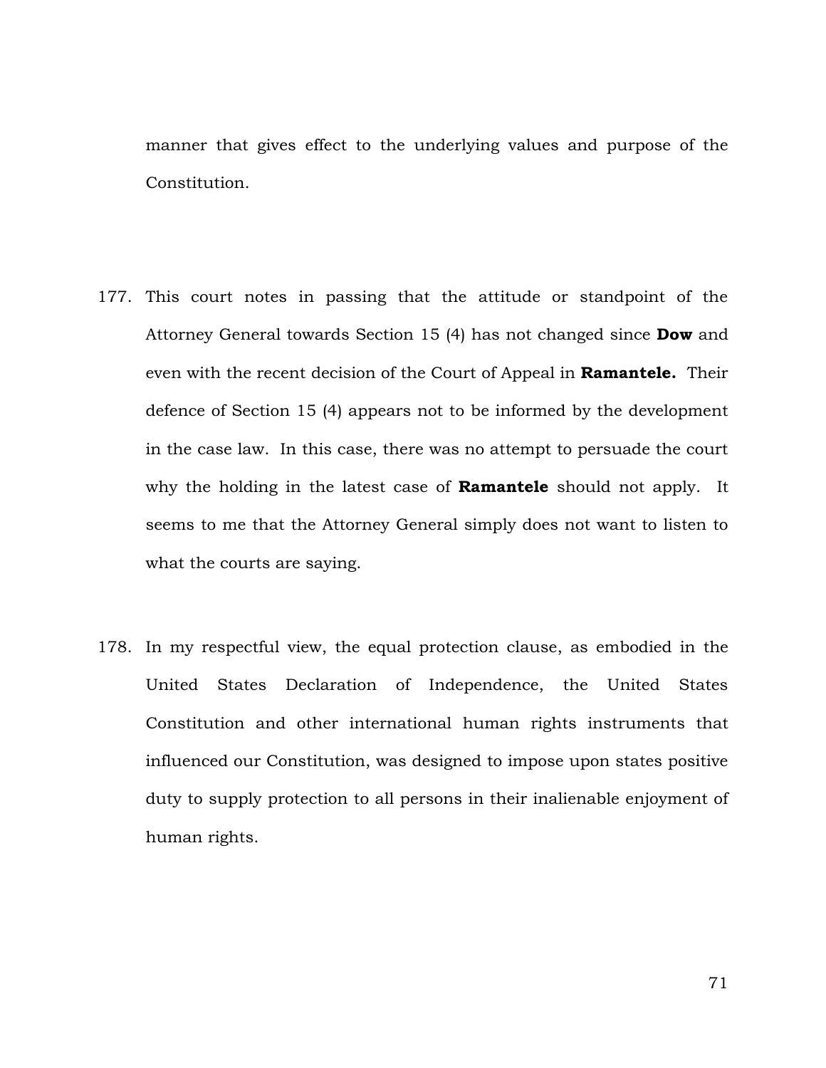manner that gives effect to the underlying values and purpose of the Constitution.

177. This court notes in passing that the attitude or standpoint of the Attorney General towards Section 15 (4) has not changed since **Dow** and even with the recent decision of the Court of Appeal in **Ramantele.** Their defence of Section 15 (4) appears not to be informed by the development in the case law. In this case, there was no attempt to persuade the court why the holding in the latest case of **Ramantele** should not apply. It seems to me that the Attorney General simply does not want to listen to what the courts are saying.

178. In my respectful view, the equal protection clause, as embodied in the United States Declaration of Independence, the United States Constitution and other international human rights instruments that influenced our Constitution, was designed to impose upon states positive duty to supply protection to all persons in their inalienable enjoyment of human rights.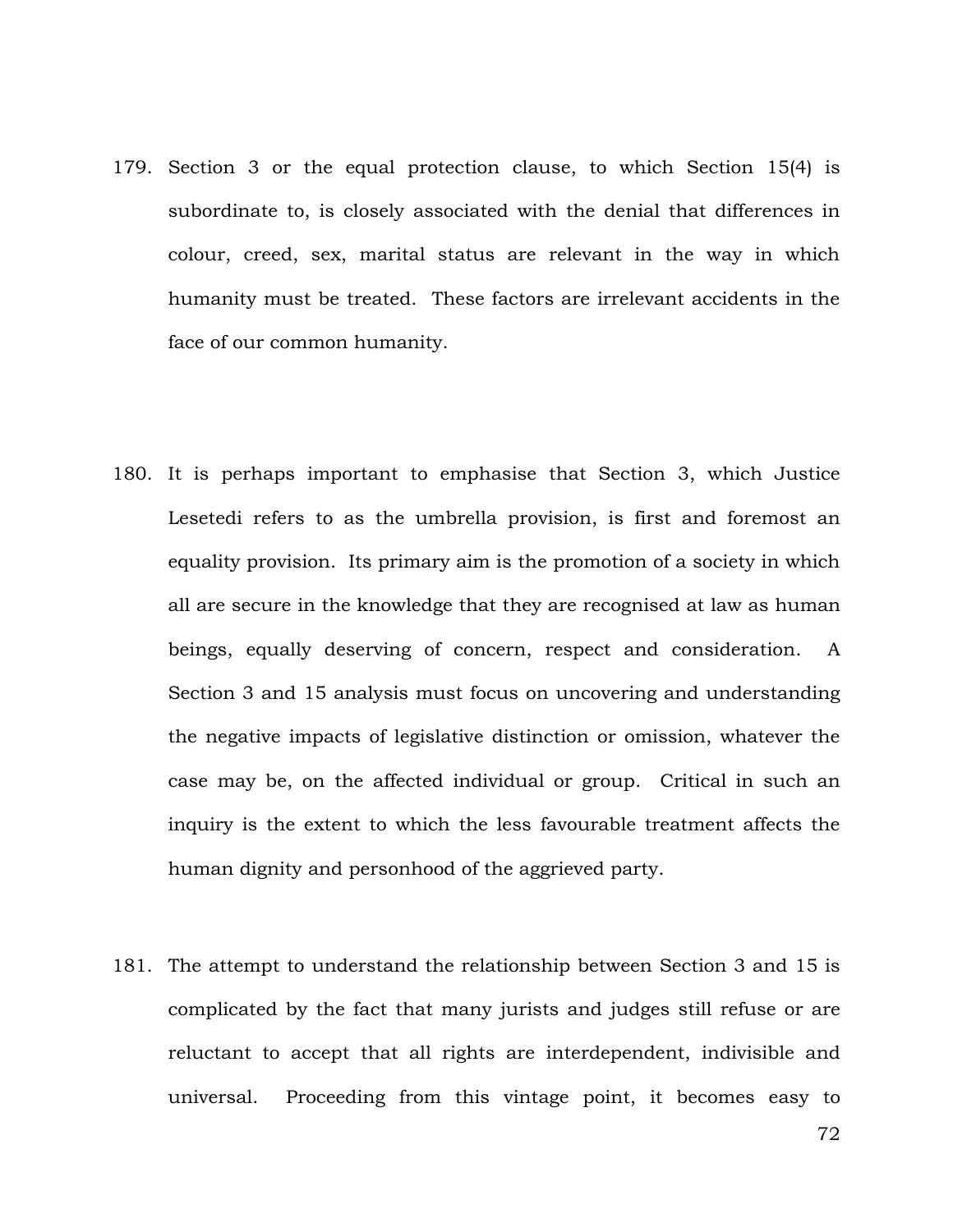179. Section 3 or the equal protection clause, to which Section 15(4) is subordinate to, is closely associated with the denial that differences in colour, creed, sex, marital status are relevant in the way in which humanity must be treated. These factors are irrelevant accidents in the face of our common humanity.

180. It is perhaps important to emphasise that Section 3, which Justice Lesetedi refers to as the umbrella provision, is first and foremost an equality provision. Its primary aim is the promotion of a society in which all are secure in the knowledge that they are recognised at law as human beings, equally deserving of concern, respect and consideration. A Section 3 and 15 analysis must focus on uncovering and understanding the negative impacts of legislative distinction or omission, whatever the case may be, on the affected individual or group. Critical in such an inquiry is the extent to which the less favourable treatment affects the human dignity and personhood of the aggrieved party.

181. The attempt to understand the relationship between Section 3 and 15 is complicated by the fact that many jurists and judges still refuse or are reluctant to accept that all rights are interdependent, indivisible and universal. Proceeding from this vintage point, it becomes easy to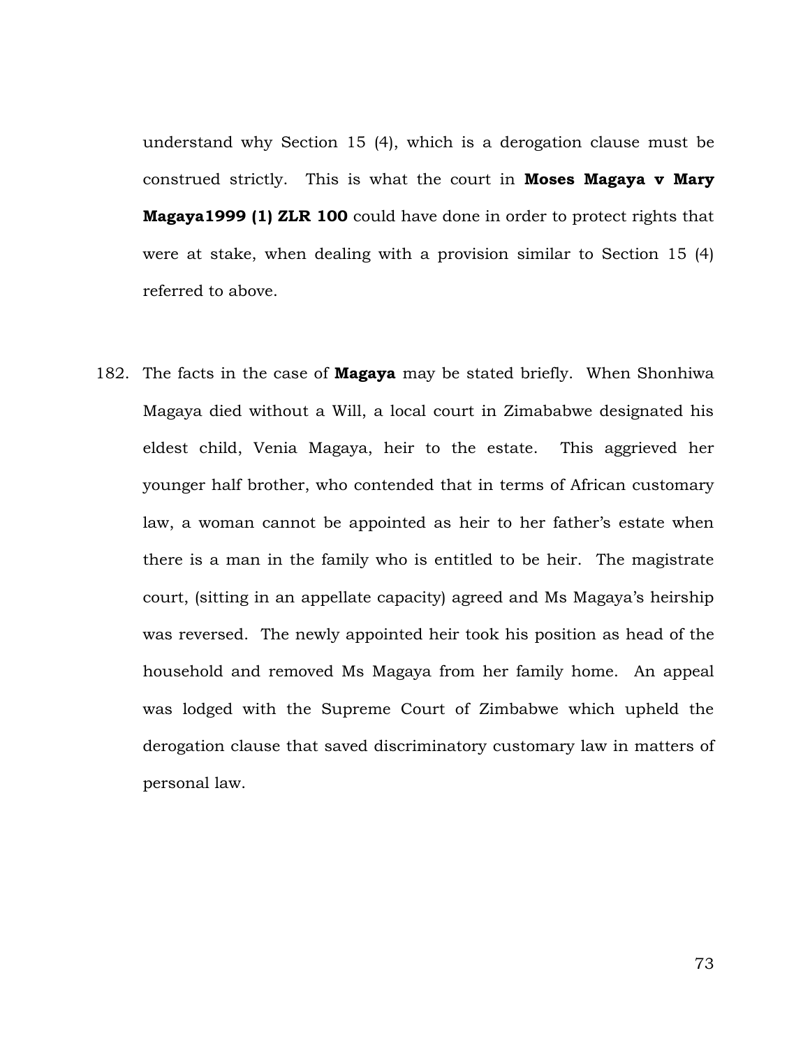understand why Section 15 (4), which is a derogation clause must be construed strictly. This is what the court in **Moses Magaya v Mary Magaya1999 (1) ZLR 100** could have done in order to protect rights that were at stake, when dealing with a provision similar to Section 15 (4) referred to above.

182. The facts in the case of **Magaya** may be stated briefly. When Shonhiwa Magaya died without a Will, a local court in Zimababwe designated his eldest child, Venia Magaya, heir to the estate. This aggrieved her younger half brother, who contended that in terms of African customary law, a woman cannot be appointed as heir to her father's estate when there is a man in the family who is entitled to be heir. The magistrate court, (sitting in an appellate capacity) agreed and Ms Magaya's heirship was reversed. The newly appointed heir took his position as head of the household and removed Ms Magaya from her family home. An appeal was lodged with the Supreme Court of Zimbabwe which upheld the derogation clause that saved discriminatory customary law in matters of personal law.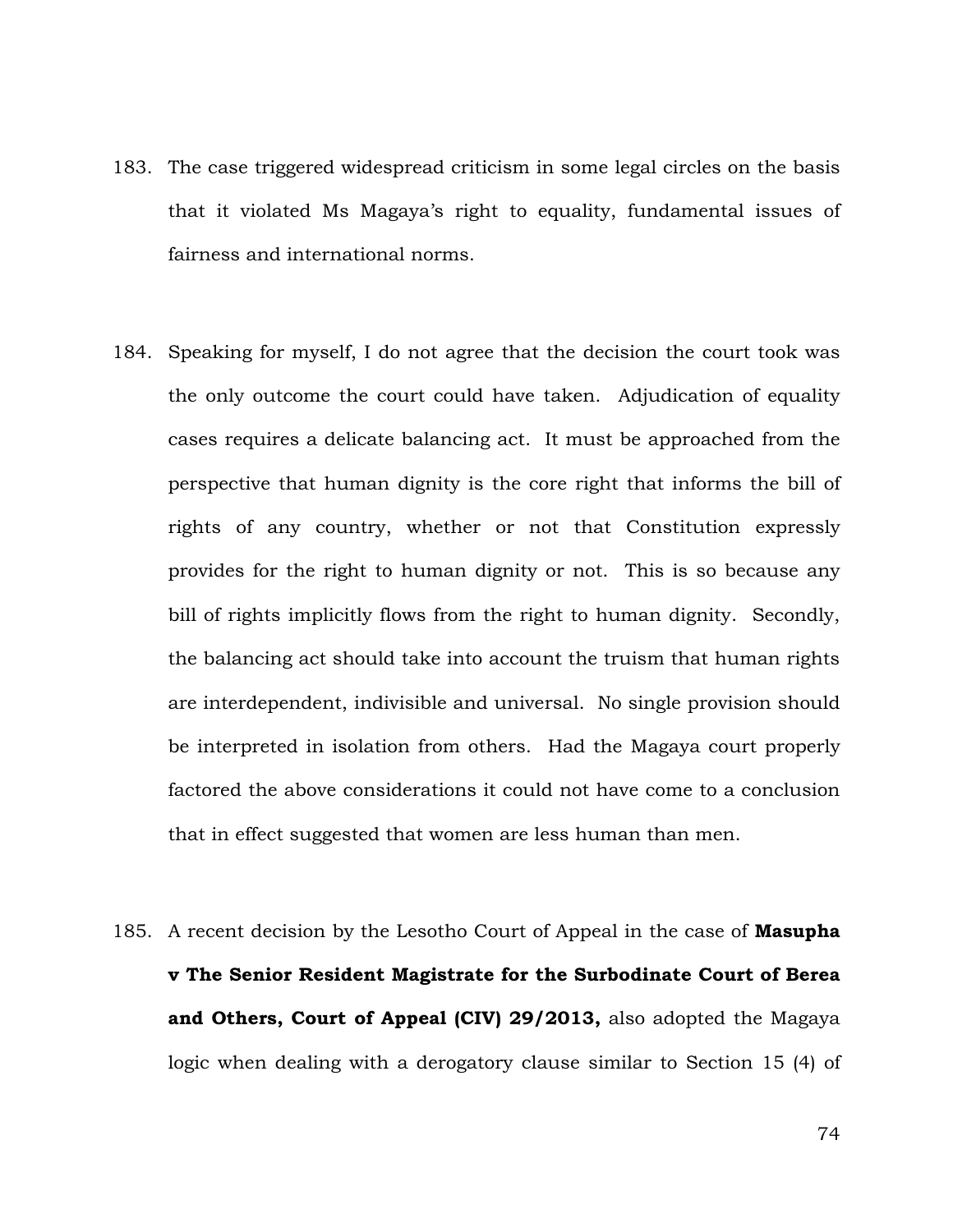183. The case triggered widespread criticism in some legal circles on the basis that it violated Ms Magaya's right to equality, fundamental issues of fairness and international norms.

184. Speaking for myself, I do not agree that the decision the court took was the only outcome the court could have taken. Adjudication of equality cases requires a delicate balancing act. It must be approached from the perspective that human dignity is the core right that informs the bill of rights of any country, whether or not that Constitution expressly provides for the right to human dignity or not. This is so because any bill of rights implicitly flows from the right to human dignity. Secondly, the balancing act should take into account the truism that human rights are interdependent, indivisible and universal. No single provision should be interpreted in isolation from others. Had the Magaya court properly factored the above considerations it could not have come to a conclusion that in effect suggested that women are less human than men.

185. A recent decision by the Lesotho Court of Appeal in the case of **Masupha v The Senior Resident Magistrate for the Surbodinate Court of Berea and Others, Court of Appeal (CIV) 29/2013,** also adopted the Magaya logic when dealing with a derogatory clause similar to Section 15 (4) of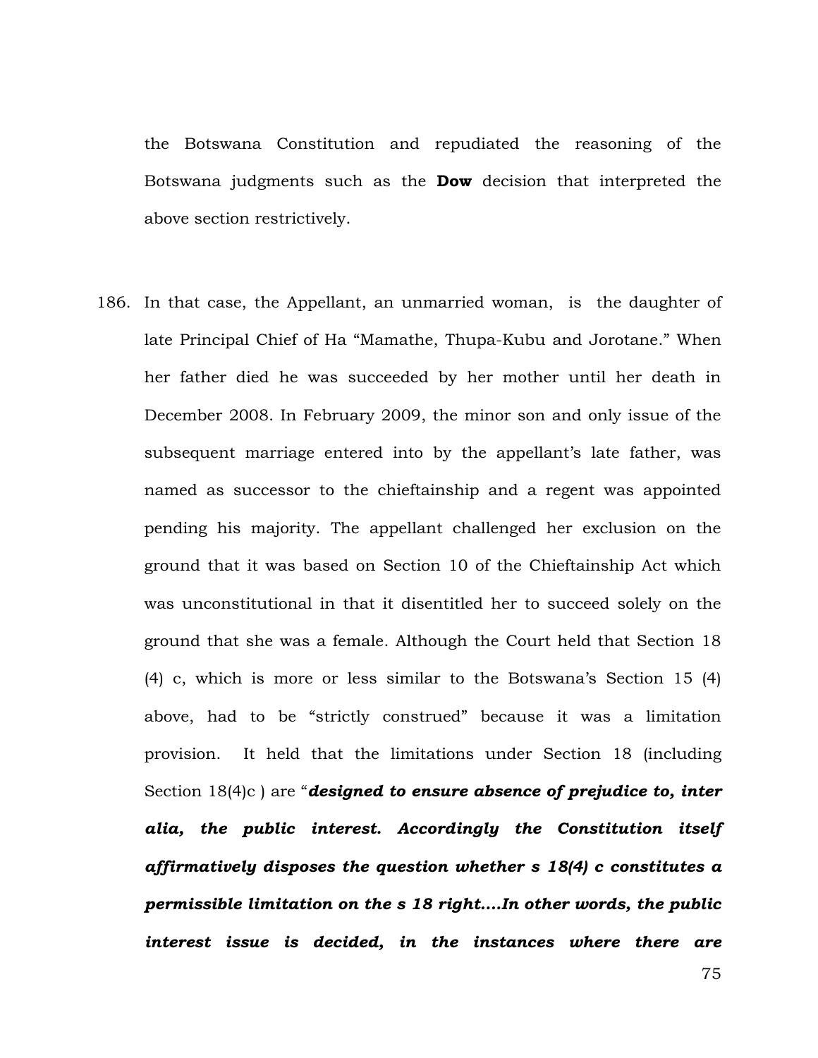the Botswana Constitution and repudiated the reasoning of the Botswana judgments such as the **Dow** decision that interpreted the above section restrictively.

186. In that case, the Appellant, an unmarried woman, is the daughter of late Principal Chief of Ha "Mamathe, Thupa-Kubu and Jorotane." When her father died he was succeeded by her mother until her death in December 2008. In February 2009, the minor son and only issue of the subsequent marriage entered into by the appellant's late father, was named as successor to the chieftainship and a regent was appointed pending his majority. The appellant challenged her exclusion on the ground that it was based on Section 10 of the Chieftainship Act which was unconstitutional in that it disentitled her to succeed solely on the ground that she was a female. Although the Court held that Section 18 (4) c, which is more or less similar to the Botswana's Section 15 (4) above, had to be "strictly construed" because it was a limitation provision. It held that the limitations under Section 18 (including Section 18(4)c ) are "***designed to ensure absence of prejudice to, inter alia, the public interest. Accordingly the Constitution itself affirmatively disposes the question whether s 18(4) c constitutes a permissible limitation on the s 18 right….In other words, the public interest issue is decided, in the instances where there are***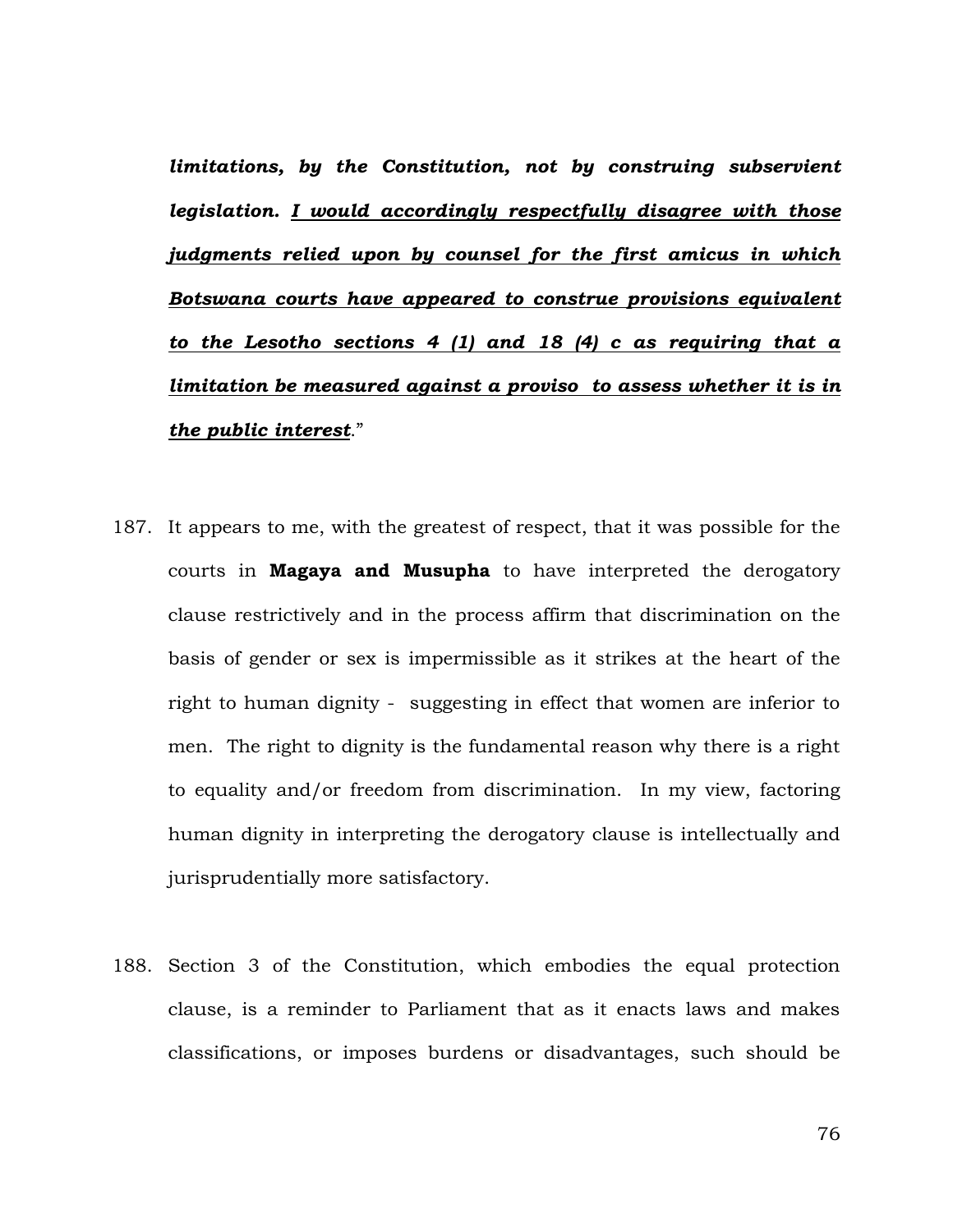***limitations, by the Constitution, not by construing subservient legislation. <u>I would accordingly respectfully disagree with those judgments relied upon by counsel for the first amicus in which Botswana courts have appeared to construe provisions equivalent to the Lesotho sections 4 (1) and 18 (4) c as requiring that a limitation be measured against a proviso to assess whether it is in the public interest</u>***."

187. It appears to me, with the greatest of respect, that it was possible for the courts in **Magaya and Musupha** to have interpreted the derogatory clause restrictively and in the process affirm that discrimination on the basis of gender or sex is impermissible as it strikes at the heart of the right to human dignity - suggesting in effect that women are inferior to men. The right to dignity is the fundamental reason why there is a right to equality and/or freedom from discrimination. In my view, factoring human dignity in interpreting the derogatory clause is intellectually and jurisprudentially more satisfactory.

188. Section 3 of the Constitution, which embodies the equal protection clause, is a reminder to Parliament that as it enacts laws and makes classifications, or imposes burdens or disadvantages, such should be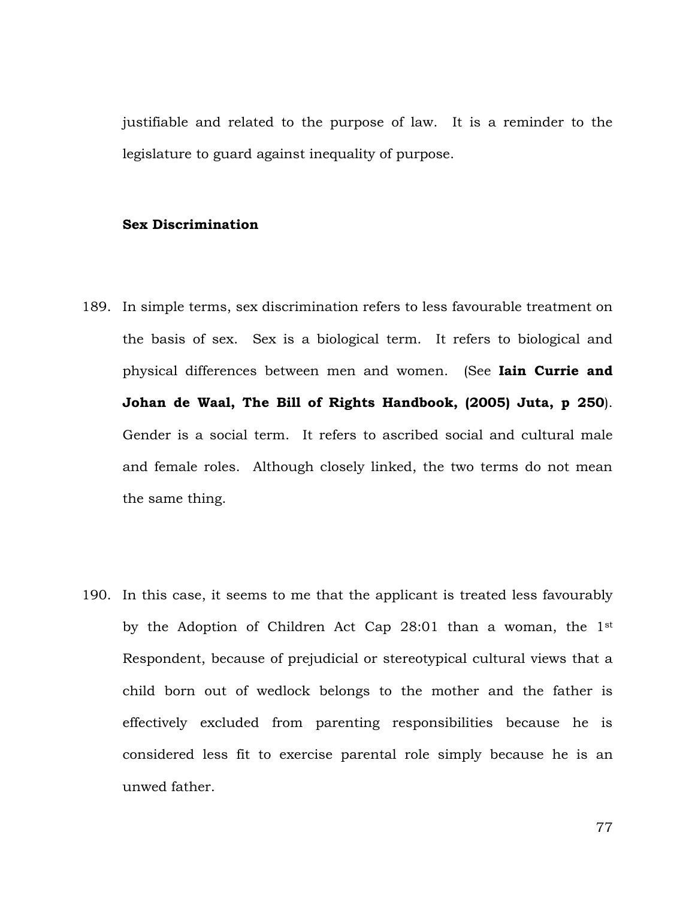justifiable and related to the purpose of law. It is a reminder to the legislature to guard against inequality of purpose.

**Sex Discrimination**

189. In simple terms, sex discrimination refers to less favourable treatment on the basis of sex. Sex is a biological term. It refers to biological and physical differences between men and women. (See **Iain Currie and Johan de Waal, The Bill of Rights Handbook, (2005) Juta, p 250**). Gender is a social term. It refers to ascribed social and cultural male and female roles. Although closely linked, the two terms do not mean the same thing.

190. In this case, it seems to me that the applicant is treated less favourably by the Adoption of Children Act Cap 28:01 than a woman, the 1st Respondent, because of prejudicial or stereotypical cultural views that a child born out of wedlock belongs to the mother and the father is effectively excluded from parenting responsibilities because he is considered less fit to exercise parental role simply because he is an unwed father.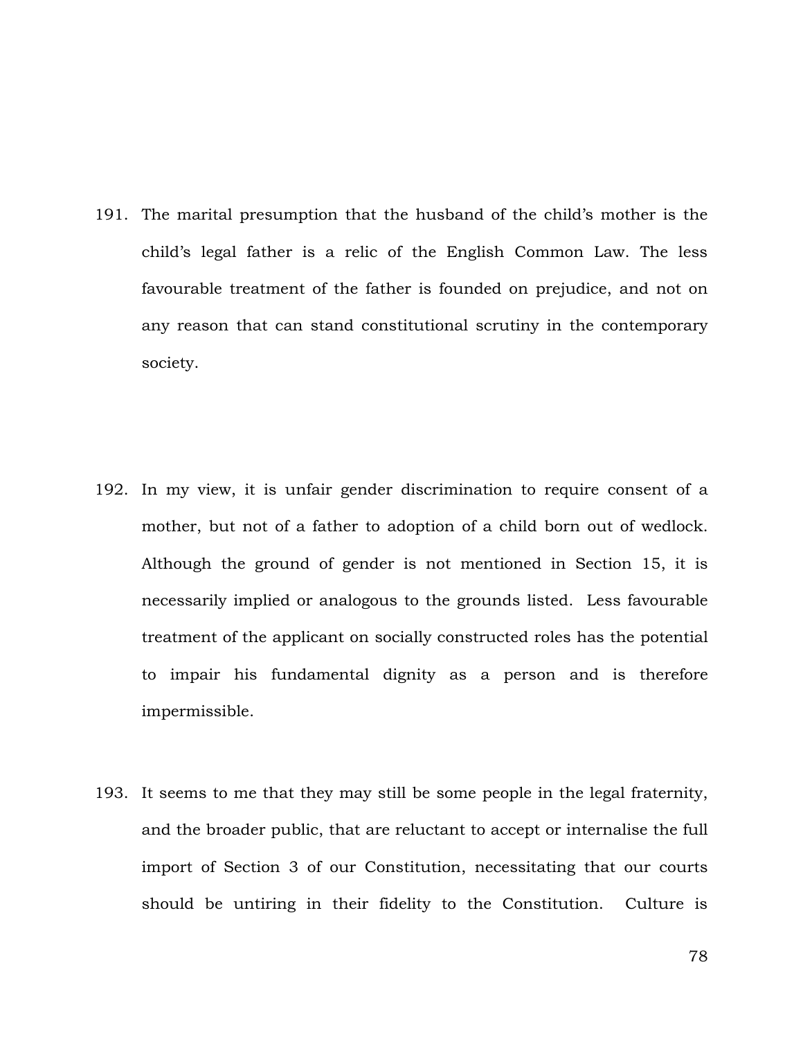191. The marital presumption that the husband of the child's mother is the child's legal father is a relic of the English Common Law. The less favourable treatment of the father is founded on prejudice, and not on any reason that can stand constitutional scrutiny in the contemporary society.

192. In my view, it is unfair gender discrimination to require consent of a mother, but not of a father to adoption of a child born out of wedlock. Although the ground of gender is not mentioned in Section 15, it is necessarily implied or analogous to the grounds listed. Less favourable treatment of the applicant on socially constructed roles has the potential to impair his fundamental dignity as a person and is therefore impermissible.

193. It seems to me that they may still be some people in the legal fraternity, and the broader public, that are reluctant to accept or internalise the full import of Section 3 of our Constitution, necessitating that our courts should be untiring in their fidelity to the Constitution. Culture is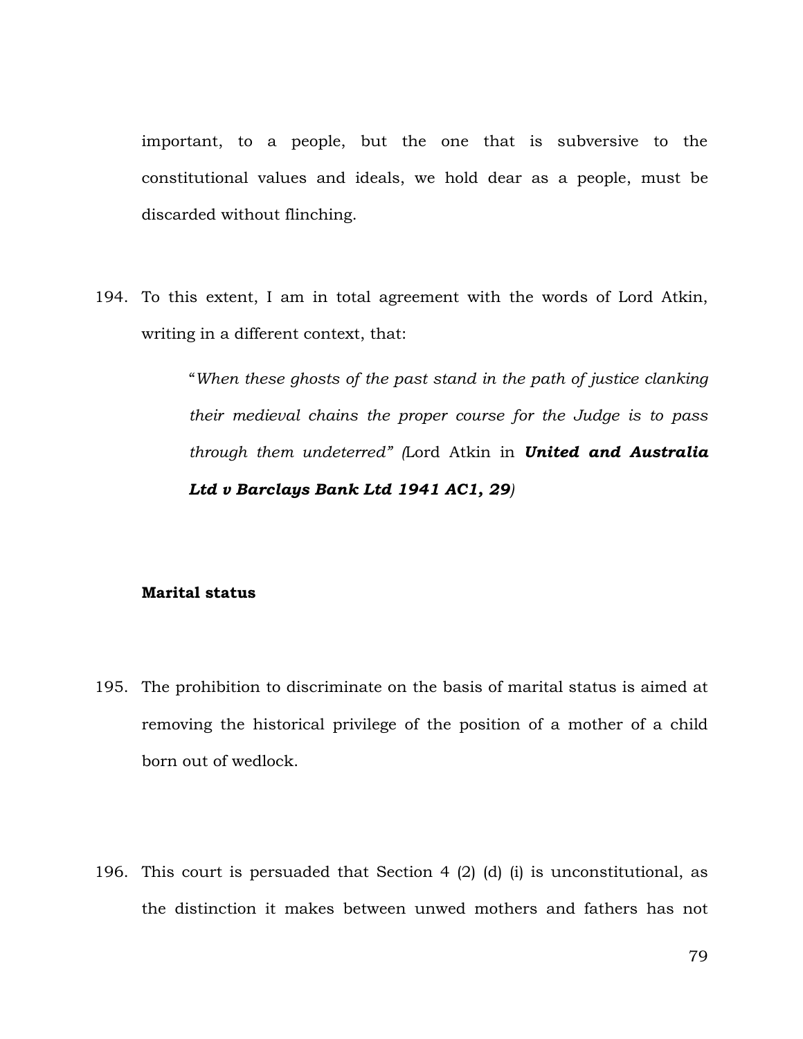important, to a people, but the one that is subversive to the constitutional values and ideals, we hold dear as a people, must be discarded without flinching.

194. To this extent, I am in total agreement with the words of Lord Atkin, writing in a different context, that:

> "*When these ghosts of the past stand in the path of justice clanking their medieval chains the proper course for the Judge is to pass through them undeterred" (*Lord Atkin in ***United and Australia Ltd v Barclays Bank Ltd 1941 AC1, 29***)

**Marital status**

195. The prohibition to discriminate on the basis of marital status is aimed at removing the historical privilege of the position of a mother of a child born out of wedlock.

196. This court is persuaded that Section 4 (2) (d) (i) is unconstitutional, as the distinction it makes between unwed mothers and fathers has not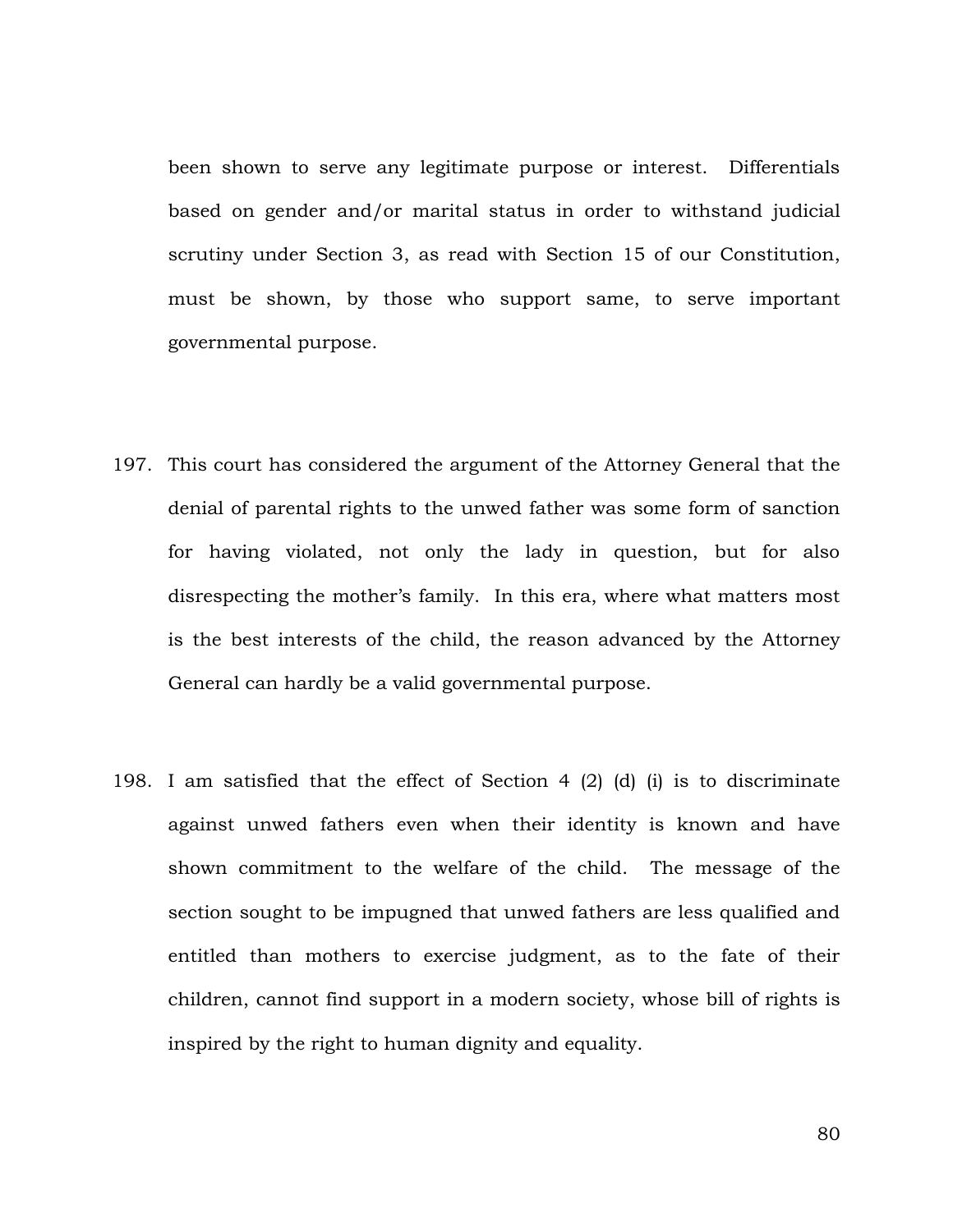been shown to serve any legitimate purpose or interest. Differentials based on gender and/or marital status in order to withstand judicial scrutiny under Section 3, as read with Section 15 of our Constitution, must be shown, by those who support same, to serve important governmental purpose.

197. This court has considered the argument of the Attorney General that the denial of parental rights to the unwed father was some form of sanction for having violated, not only the lady in question, but for also disrespecting the mother's family. In this era, where what matters most is the best interests of the child, the reason advanced by the Attorney General can hardly be a valid governmental purpose.

198. I am satisfied that the effect of Section 4 (2) (d) (i) is to discriminate against unwed fathers even when their identity is known and have shown commitment to the welfare of the child. The message of the section sought to be impugned that unwed fathers are less qualified and entitled than mothers to exercise judgment, as to the fate of their children, cannot find support in a modern society, whose bill of rights is inspired by the right to human dignity and equality.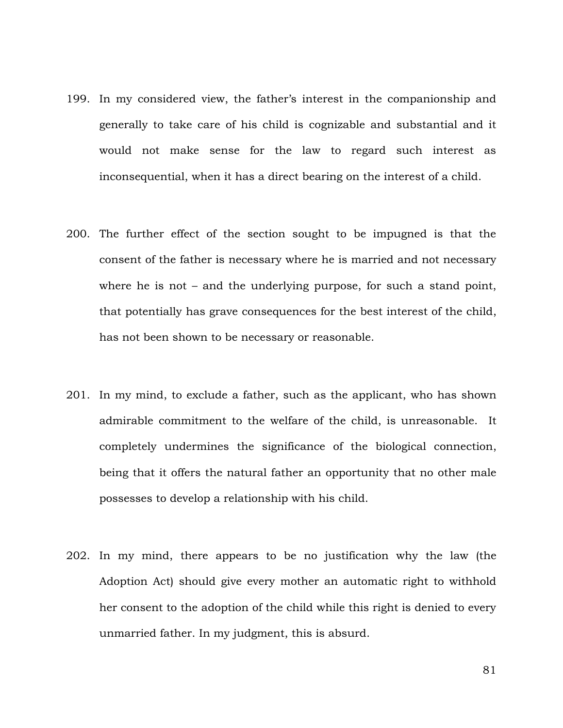199. In my considered view, the father's interest in the companionship and generally to take care of his child is cognizable and substantial and it would not make sense for the law to regard such interest as inconsequential, when it has a direct bearing on the interest of a child.

200. The further effect of the section sought to be impugned is that the consent of the father is necessary where he is married and not necessary where he is not – and the underlying purpose, for such a stand point, that potentially has grave consequences for the best interest of the child, has not been shown to be necessary or reasonable.

201. In my mind, to exclude a father, such as the applicant, who has shown admirable commitment to the welfare of the child, is unreasonable. It completely undermines the significance of the biological connection, being that it offers the natural father an opportunity that no other male possesses to develop a relationship with his child.

202. In my mind, there appears to be no justification why the law (the Adoption Act) should give every mother an automatic right to withhold her consent to the adoption of the child while this right is denied to every unmarried father. In my judgment, this is absurd.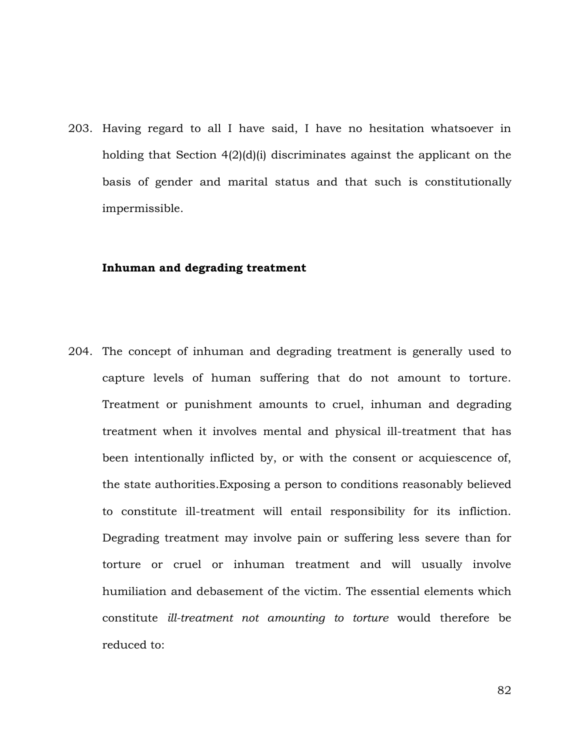203. Having regard to all I have said, I have no hesitation whatsoever in holding that Section 4(2)(d)(i) discriminates against the applicant on the basis of gender and marital status and that such is constitutionally impermissible.

**Inhuman and degrading treatment**

204. The concept of inhuman and degrading treatment is generally used to capture levels of human suffering that do not amount to torture. Treatment or punishment amounts to cruel, inhuman and degrading treatment when it involves mental and physical ill-treatment that has been intentionally inflicted by, or with the consent or acquiescence of, the state authorities.Exposing a person to conditions reasonably believed to constitute ill-treatment will entail responsibility for its infliction. Degrading treatment may involve pain or suffering less severe than for torture or cruel or inhuman treatment and will usually involve humiliation and debasement of the victim. The essential elements which constitute *ill-treatment not amounting to torture* would therefore be reduced to: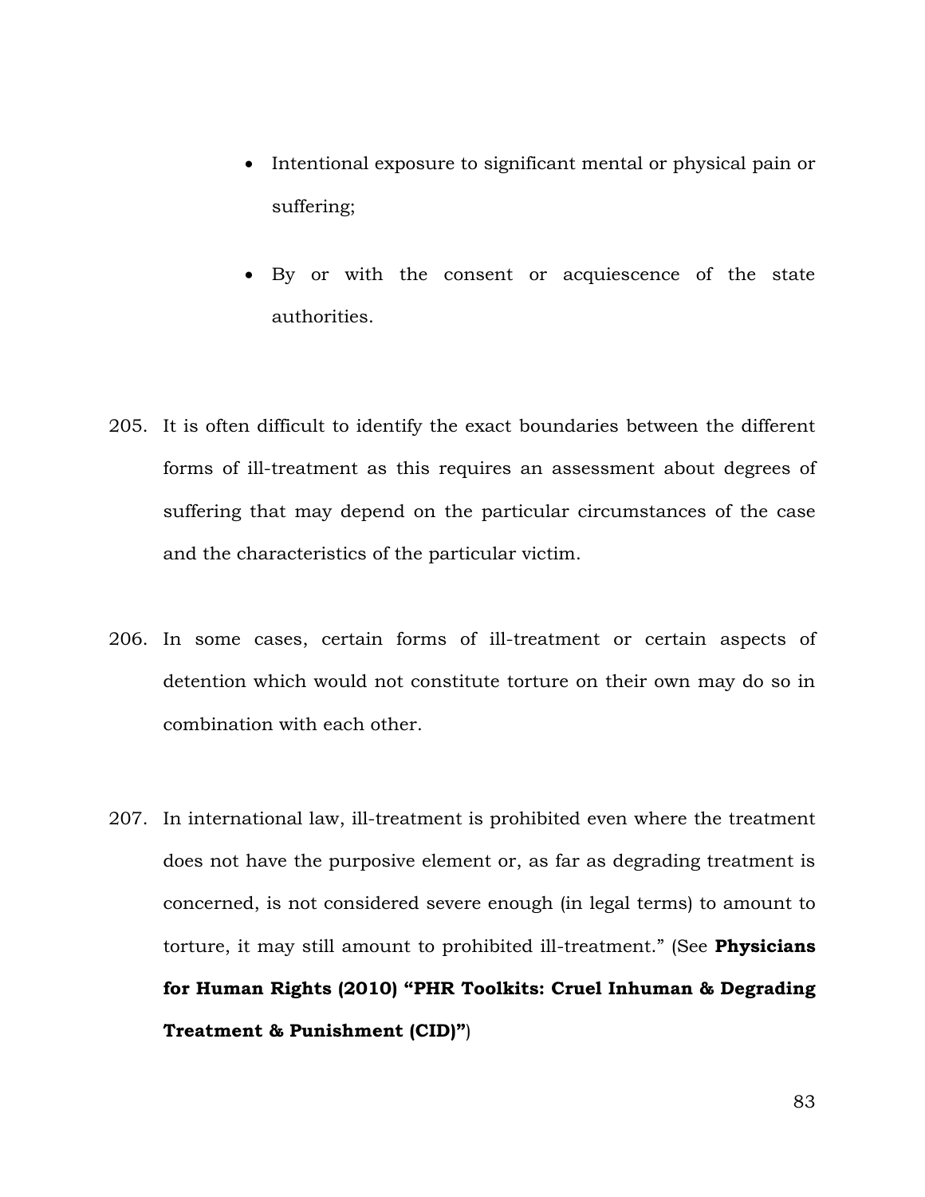- Intentional exposure to significant mental or physical pain or suffering;
- By or with the consent or acquiescence of the state authorities.

205. It is often difficult to identify the exact boundaries between the different forms of ill-treatment as this requires an assessment about degrees of suffering that may depend on the particular circumstances of the case and the characteristics of the particular victim.

206. In some cases, certain forms of ill-treatment or certain aspects of detention which would not constitute torture on their own may do so in combination with each other.

207. In international law, ill-treatment is prohibited even where the treatment does not have the purposive element or, as far as degrading treatment is concerned, is not considered severe enough (in legal terms) to amount to torture, it may still amount to prohibited ill-treatment." (See **Physicians for Human Rights (2010) "PHR Toolkits: Cruel Inhuman & Degrading Treatment & Punishment (CID)"**)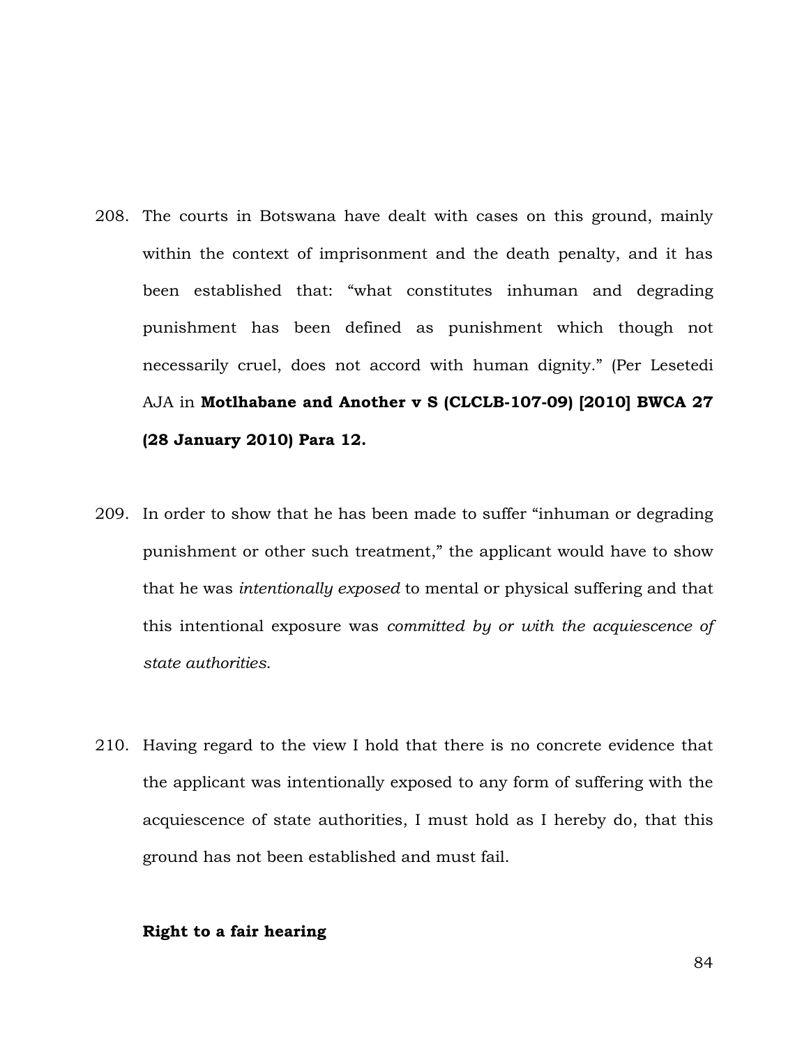208. The courts in Botswana have dealt with cases on this ground, mainly within the context of imprisonment and the death penalty, and it has been established that: "what constitutes inhuman and degrading punishment has been defined as punishment which though not necessarily cruel, does not accord with human dignity." (Per Lesetedi AJA in **Motlhabane and Another v S (CLCLB-107-09) [2010] BWCA 27 (28 January 2010) Para 12.**

209. In order to show that he has been made to suffer "inhuman or degrading punishment or other such treatment," the applicant would have to show that he was *intentionally exposed* to mental or physical suffering and that this intentional exposure was *committed by or with the acquiescence of state authorities*.

210. Having regard to the view I hold that there is no concrete evidence that the applicant was intentionally exposed to any form of suffering with the acquiescence of state authorities, I must hold as I hereby do, that this ground has not been established and must fail.

**Right to a fair hearing**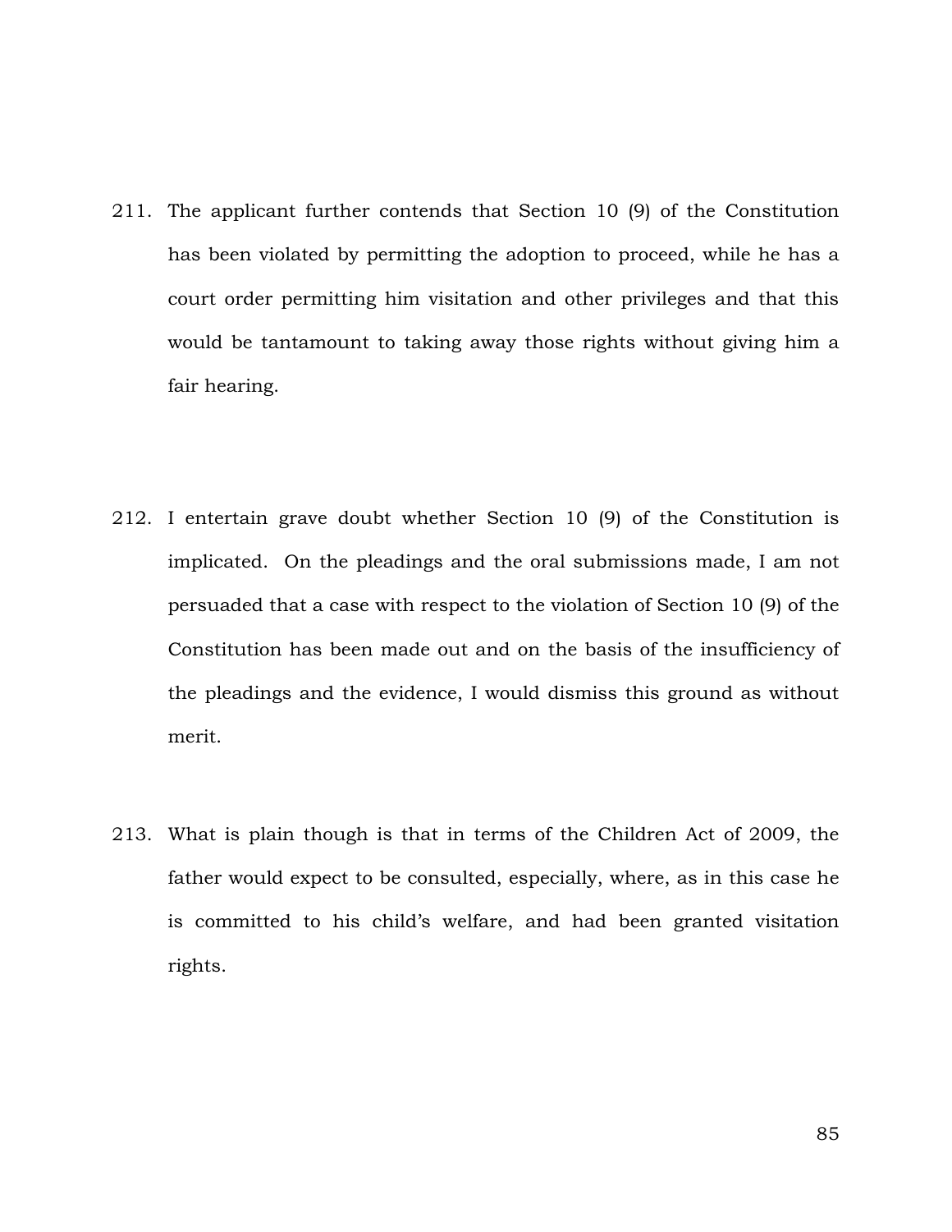211. The applicant further contends that Section 10 (9) of the Constitution has been violated by permitting the adoption to proceed, while he has a court order permitting him visitation and other privileges and that this would be tantamount to taking away those rights without giving him a fair hearing.

212. I entertain grave doubt whether Section 10 (9) of the Constitution is implicated. On the pleadings and the oral submissions made, I am not persuaded that a case with respect to the violation of Section 10 (9) of the Constitution has been made out and on the basis of the insufficiency of the pleadings and the evidence, I would dismiss this ground as without merit.

213. What is plain though is that in terms of the Children Act of 2009, the father would expect to be consulted, especially, where, as in this case he is committed to his child's welfare, and had been granted visitation rights.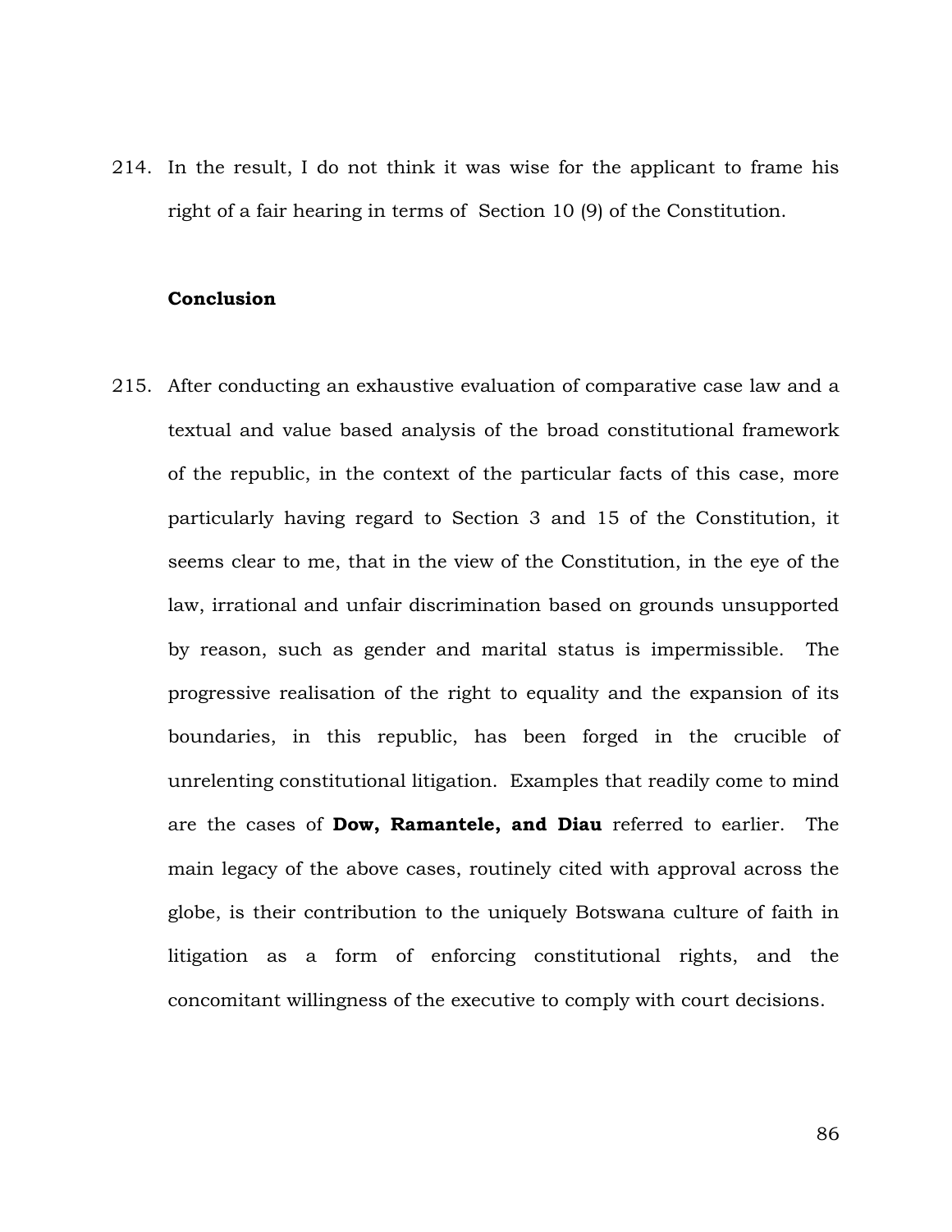214. In the result, I do not think it was wise for the applicant to frame his right of a fair hearing in terms of Section 10 (9) of the Constitution.

**Conclusion**

215. After conducting an exhaustive evaluation of comparative case law and a textual and value based analysis of the broad constitutional framework of the republic, in the context of the particular facts of this case, more particularly having regard to Section 3 and 15 of the Constitution, it seems clear to me, that in the view of the Constitution, in the eye of the law, irrational and unfair discrimination based on grounds unsupported by reason, such as gender and marital status is impermissible. The progressive realisation of the right to equality and the expansion of its boundaries, in this republic, has been forged in the crucible of unrelenting constitutional litigation. Examples that readily come to mind are the cases of **Dow, Ramantele, and Diau** referred to earlier. The main legacy of the above cases, routinely cited with approval across the globe, is their contribution to the uniquely Botswana culture of faith in litigation as a form of enforcing constitutional rights, and the concomitant willingness of the executive to comply with court decisions.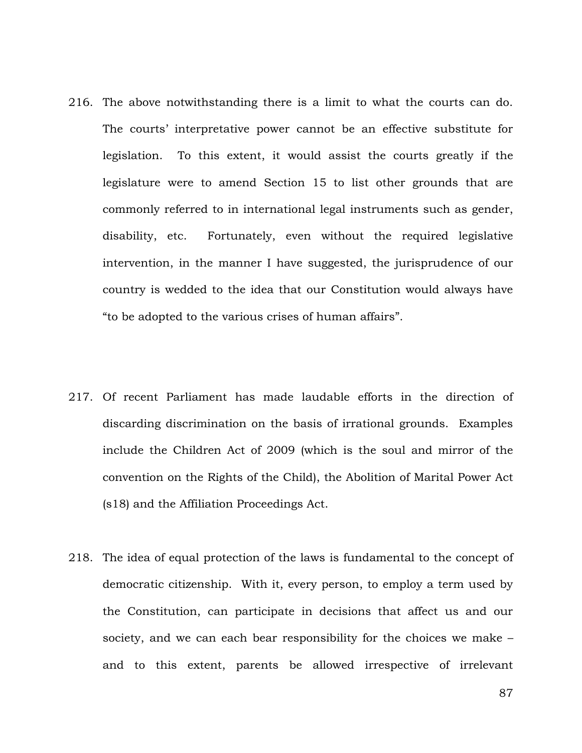216. The above notwithstanding there is a limit to what the courts can do. The courts' interpretative power cannot be an effective substitute for legislation. To this extent, it would assist the courts greatly if the legislature were to amend Section 15 to list other grounds that are commonly referred to in international legal instruments such as gender, disability, etc. Fortunately, even without the required legislative intervention, in the manner I have suggested, the jurisprudence of our country is wedded to the idea that our Constitution would always have "to be adopted to the various crises of human affairs".

217. Of recent Parliament has made laudable efforts in the direction of discarding discrimination on the basis of irrational grounds. Examples include the Children Act of 2009 (which is the soul and mirror of the convention on the Rights of the Child), the Abolition of Marital Power Act (s18) and the Affiliation Proceedings Act.

218. The idea of equal protection of the laws is fundamental to the concept of democratic citizenship. With it, every person, to employ a term used by the Constitution, can participate in decisions that affect us and our society, and we can each bear responsibility for the choices we make – and to this extent, parents be allowed irrespective of irrelevant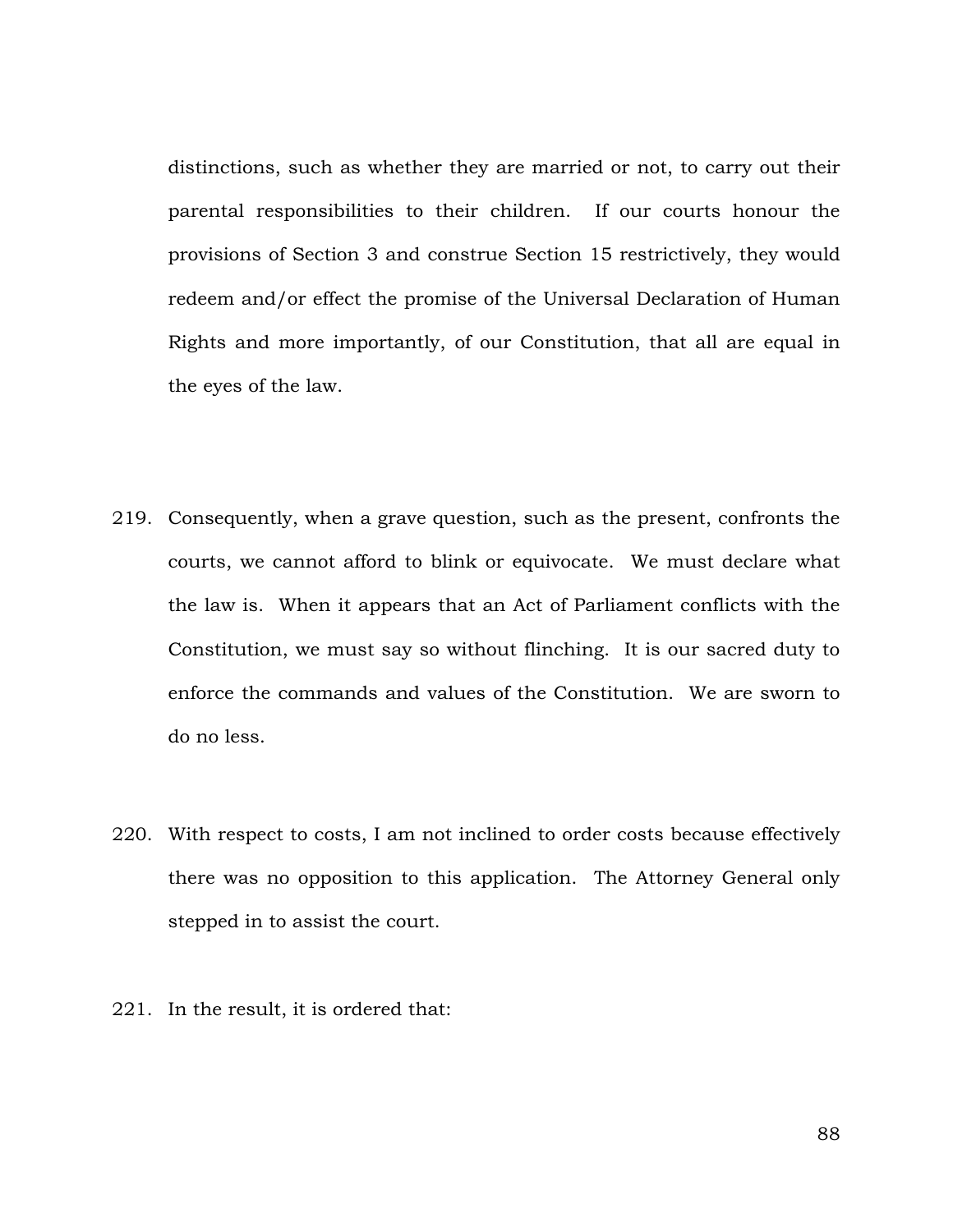distinctions, such as whether they are married or not, to carry out their parental responsibilities to their children. If our courts honour the provisions of Section 3 and construe Section 15 restrictively, they would redeem and/or effect the promise of the Universal Declaration of Human Rights and more importantly, of our Constitution, that all are equal in the eyes of the law.

219. Consequently, when a grave question, such as the present, confronts the courts, we cannot afford to blink or equivocate. We must declare what the law is. When it appears that an Act of Parliament conflicts with the Constitution, we must say so without flinching. It is our sacred duty to enforce the commands and values of the Constitution. We are sworn to do no less.

220. With respect to costs, I am not inclined to order costs because effectively there was no opposition to this application. The Attorney General only stepped in to assist the court.

221. In the result, it is ordered that: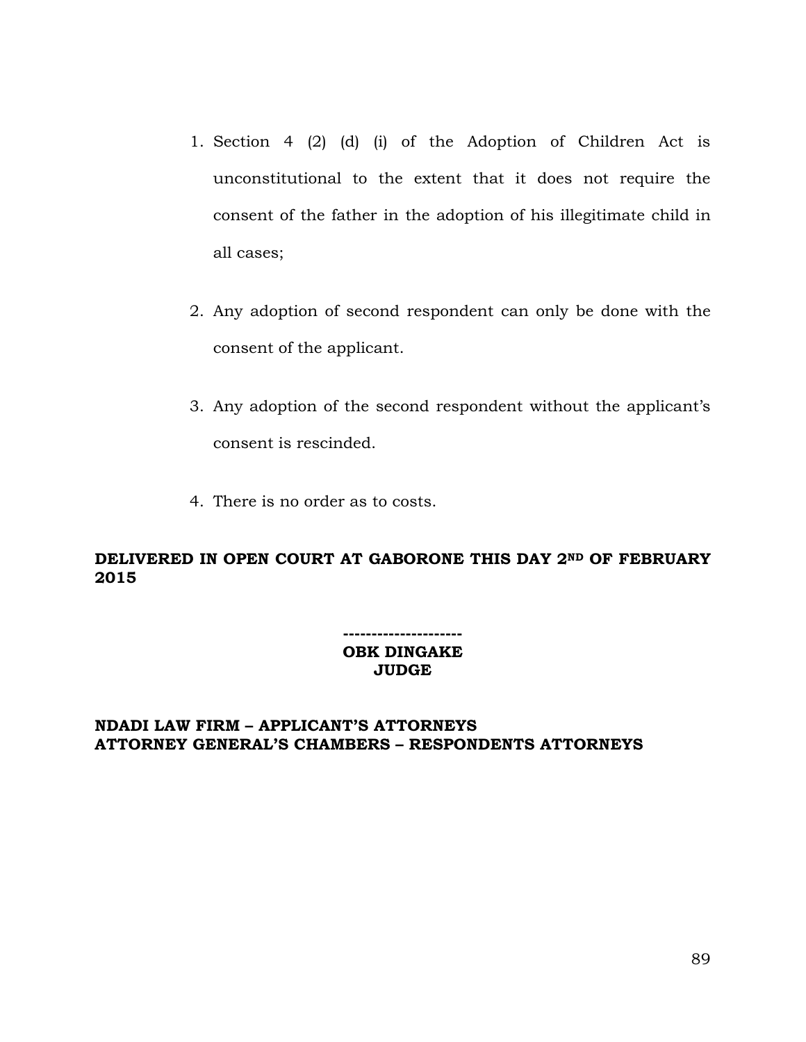1. Section 4 (2) (d) (i) of the Adoption of Children Act is unconstitutional to the extent that it does not require the consent of the father in the adoption of his illegitimate child in all cases;

2. Any adoption of second respondent can only be done with the consent of the applicant.

3. Any adoption of the second respondent without the applicant's consent is rescinded.

4. There is no order as to costs.

**DELIVERED IN OPEN COURT AT GABORONE THIS DAY 2ND OF FEBRUARY 2015**

**--------------------**
**OBK DINGAKE**
**JUDGE**

**NDADI LAW FIRM – APPLICANT'S ATTORNEYS**
**ATTORNEY GENERAL'S CHAMBERS – RESPONDENTS ATTORNEYS**